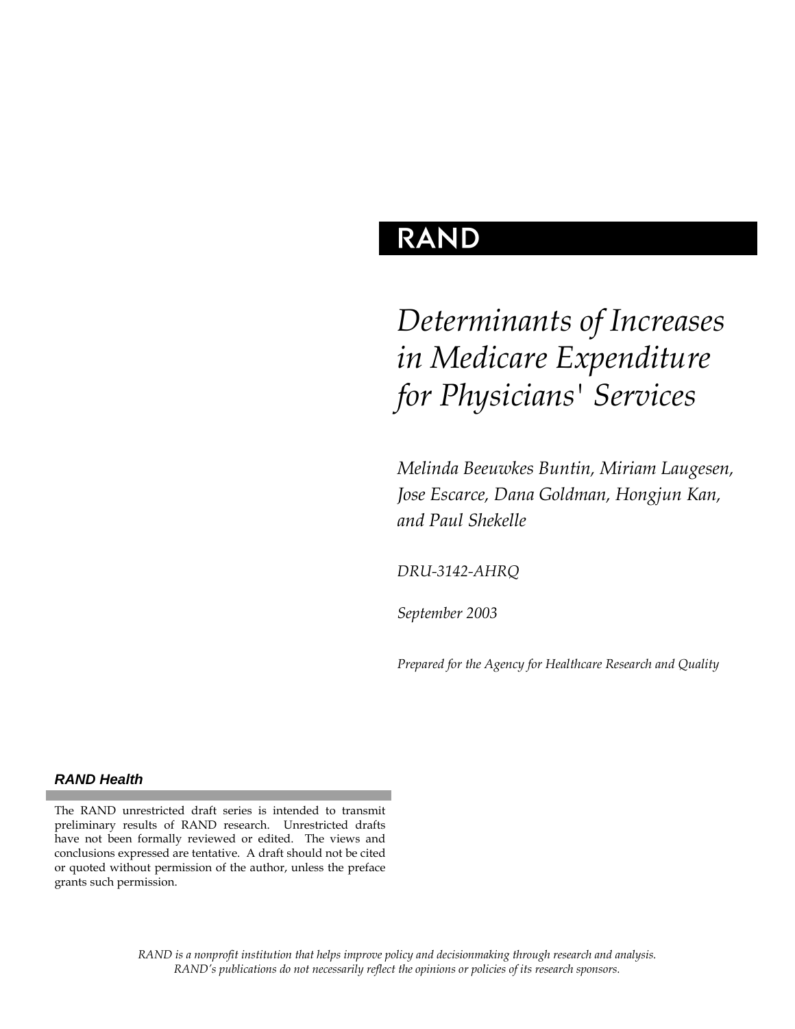RAND

# *Determinants of Increases in Medicare Expenditure for Physicians' Services*

*Melinda Beeuwkes Buntin, Miriam Laugesen, Jose Escarce, Dana Goldman, Hongjun Kan, and Paul Shekelle*

*DRU-3142-AHRQ*

*September 2003*

*Prepared for the Agency for Healthcare Research and Quality*

***RAND Health***

The RAND unrestricted draft series is intended to transmit preliminary results of RAND research. Unrestricted drafts have not been formally reviewed or edited. The views and conclusions expressed are tentative. A draft should not be cited or quoted without permission of the author, unless the preface grants such permission.

*RAND is a nonprofit institution that helps improve policy and decisionmaking through research and analysis. RAND's publications do not necessarily reflect the opinions or policies of its research sponsors.*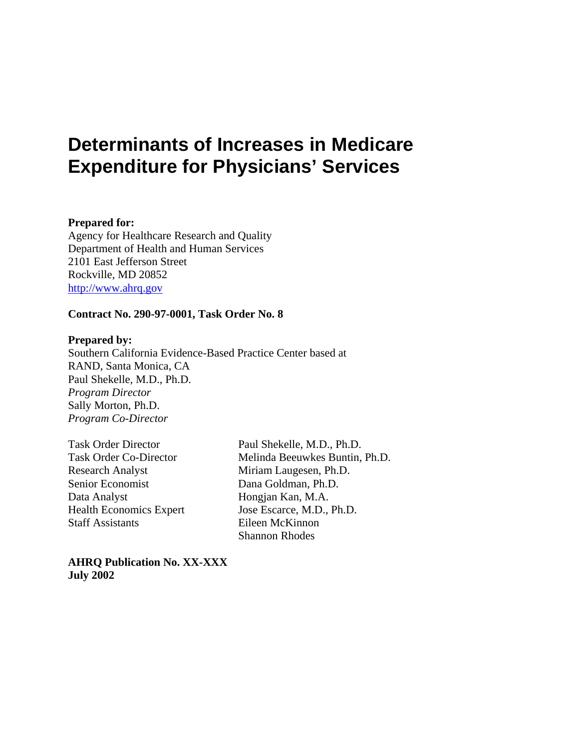# Determinants of Increases in Medicare Expenditure for Physicians' Services

**Prepared for:**
Agency for Healthcare Research and Quality
Department of Health and Human Services
2101 East Jefferson Street
Rockville, MD 20852
http://www.ahrq.gov

**Contract No. 290-97-0001, Task Order No. 8**

**Prepared by:**
Southern California Evidence-Based Practice Center based at
RAND, Santa Monica, CA
Paul Shekelle, M.D., Ph.D.
*Program Director*
Sally Morton, Ph.D.
*Program Co-Director*

| | |
|---|---|
| Task Order Director | Paul Shekelle, M.D., Ph.D. |
| Task Order Co-Director | Melinda Beeuwkes Buntin, Ph.D. |
| Research Analyst | Miriam Laugesen, Ph.D. |
| Senior Economist | Dana Goldman, Ph.D. |
| Data Analyst | Hongjan Kan, M.A. |
| Health Economics Expert | Jose Escarce, M.D., Ph.D. |
| Staff Assistants | Eileen McKinnon |
| | Shannon Rhodes |

**AHRQ Publication No. XX-XXX**
**July 2002**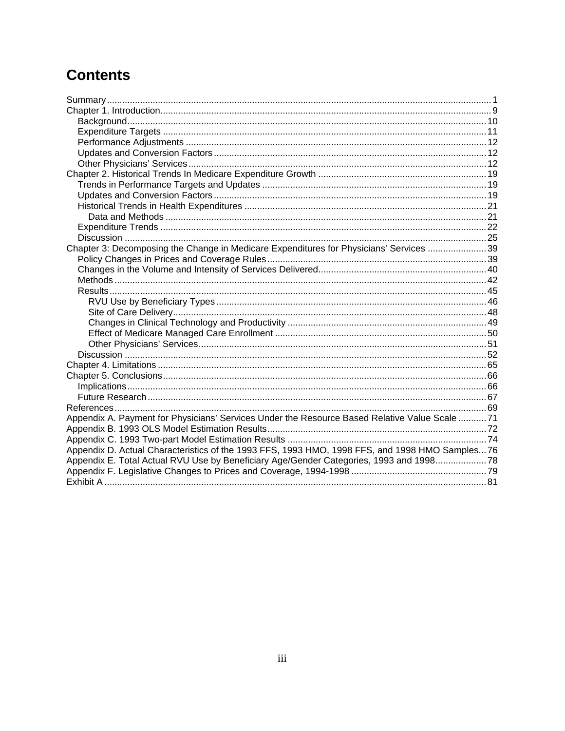# Contents

Summary ..... 1
Chapter 1. Introduction ..... 9
  Background ..... 10
  Expenditure Targets ..... 11
  Performance Adjustments ..... 12
  Updates and Conversion Factors ..... 12
  Other Physicians' Services ..... 12
Chapter 2. Historical Trends In Medicare Expenditure Growth ..... 19
  Trends in Performance Targets and Updates ..... 19
  Updates and Conversion Factors ..... 19
  Historical Trends in Health Expenditures ..... 21
    Data and Methods ..... 21
  Expenditure Trends ..... 22
  Discussion ..... 25
Chapter 3: Decomposing the Change in Medicare Expenditures for Physicians' Services ..... 39
  Policy Changes in Prices and Coverage Rules ..... 39
  Changes in the Volume and Intensity of Services Delivered ..... 40
  Methods ..... 42
  Results ..... 45
    RVU Use by Beneficiary Types ..... 46
    Site of Care Delivery ..... 48
    Changes in Clinical Technology and Productivity ..... 49
    Effect of Medicare Managed Care Enrollment ..... 50
    Other Physicians' Services ..... 51
  Discussion ..... 52
Chapter 4. Limitations ..... 65
Chapter 5. Conclusions ..... 66
  Implications ..... 66
  Future Research ..... 67
References ..... 69
Appendix A. Payment for Physicians' Services Under the Resource Based Relative Value Scale ..... 71
Appendix B. 1993 OLS Model Estimation Results ..... 72
Appendix C. 1993 Two-part Model Estimation Results ..... 74
Appendix D. Actual Characteristics of the 1993 FFS, 1993 HMO, 1998 FFS, and 1998 HMO Samples ..... 76
Appendix E. Total Actual RVU Use by Beneficiary Age/Gender Categories, 1993 and 1998 ..... 78
Appendix F. Legislative Changes to Prices and Coverage, 1994-1998 ..... 79
Exhibit A ..... 81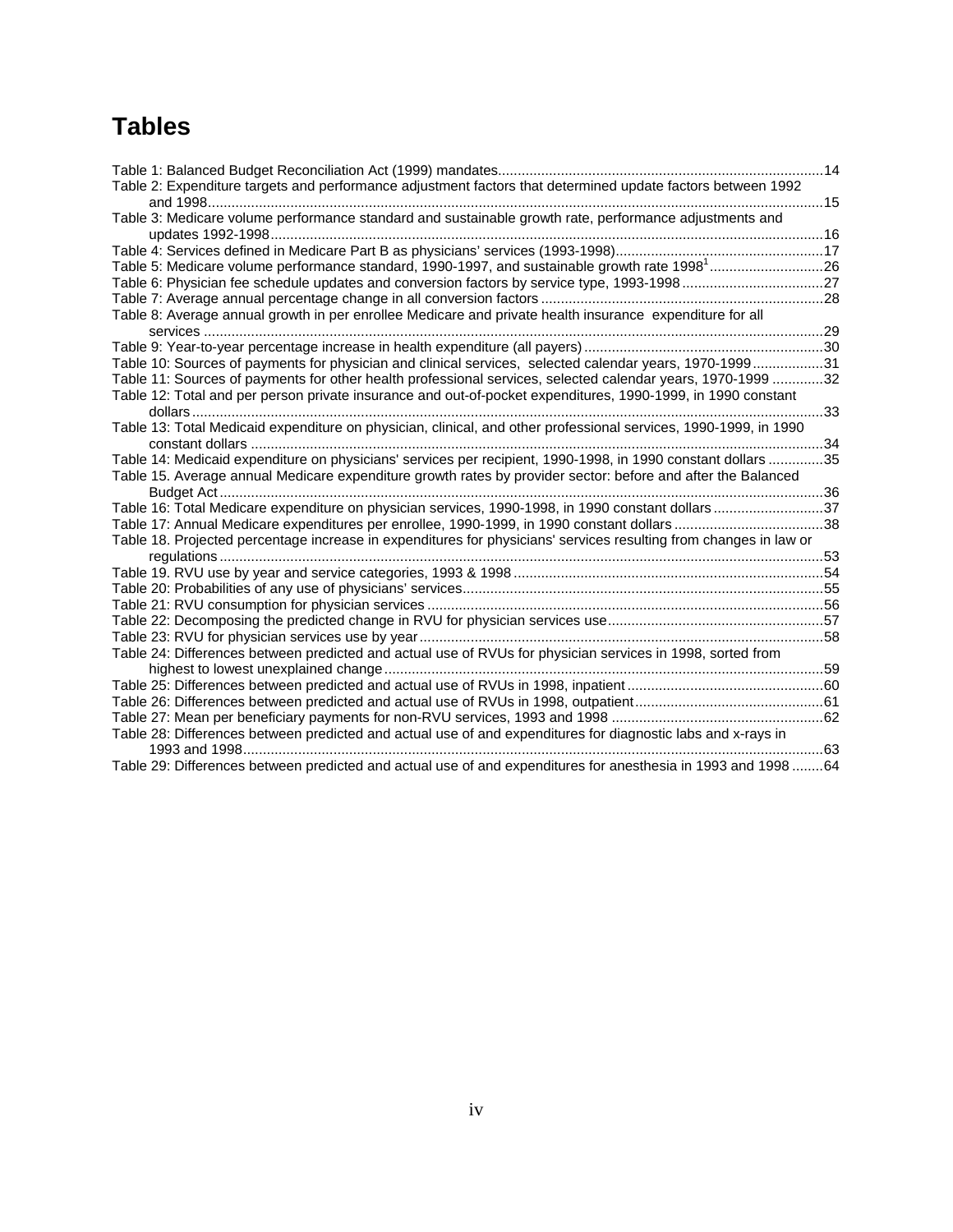# Tables

- Table 1: Balanced Budget Reconciliation Act (1999) mandates....14
- Table 2: Expenditure targets and performance adjustment factors that determined update factors between 1992 and 1998....15
- Table 3: Medicare volume performance standard and sustainable growth rate, performance adjustments and updates 1992-1998....16
- Table 4: Services defined in Medicare Part B as physicians' services (1993-1998)....17
- Table 5: Medicare volume performance standard, 1990-1997, and sustainable growth rate 1998[1]....26
- Table 6: Physician fee schedule updates and conversion factors by service type, 1993-1998....27
- Table 7: Average annual percentage change in all conversion factors....28
- Table 8: Average annual growth in per enrollee Medicare and private health insurance expenditure for all services....29
- Table 9: Year-to-year percentage increase in health expenditure (all payers)....30
- Table 10: Sources of payments for physician and clinical services, selected calendar years, 1970-1999....31
- Table 11: Sources of payments for other health professional services, selected calendar years, 1970-1999....32
- Table 12: Total and per person private insurance and out-of-pocket expenditures, 1990-1999, in 1990 constant dollars....33
- Table 13: Total Medicaid expenditure on physician, clinical, and other professional services, 1990-1999, in 1990 constant dollars....34
- Table 14: Medicaid expenditure on physicians' services per recipient, 1990-1998, in 1990 constant dollars....35
- Table 15. Average annual Medicare expenditure growth rates by provider sector: before and after the Balanced Budget Act....36
- Table 16: Total Medicare expenditure on physician services, 1990-1998, in 1990 constant dollars....37
- Table 17: Annual Medicare expenditures per enrollee, 1990-1999, in 1990 constant dollars....38
- Table 18. Projected percentage increase in expenditures for physicians' services resulting from changes in law or regulations....53
- Table 19. RVU use by year and service categories, 1993 & 1998....54
- Table 20: Probabilities of any use of physicians' services....55
- Table 21: RVU consumption for physician services....56
- Table 22: Decomposing the predicted change in RVU for physician services use....57
- Table 23: RVU for physician services use by year....58
- Table 24: Differences between predicted and actual use of RVUs for physician services in 1998, sorted from highest to lowest unexplained change....59
- Table 25: Differences between predicted and actual use of RVUs in 1998, inpatient....60
- Table 26: Differences between predicted and actual use of RVUs in 1998, outpatient....61
- Table 27: Mean per beneficiary payments for non-RVU services, 1993 and 1998....62
- Table 28: Differences between predicted and actual use of and expenditures for diagnostic labs and x-rays in 1993 and 1998....63
- Table 29: Differences between predicted and actual use of and expenditures for anesthesia in 1993 and 1998....64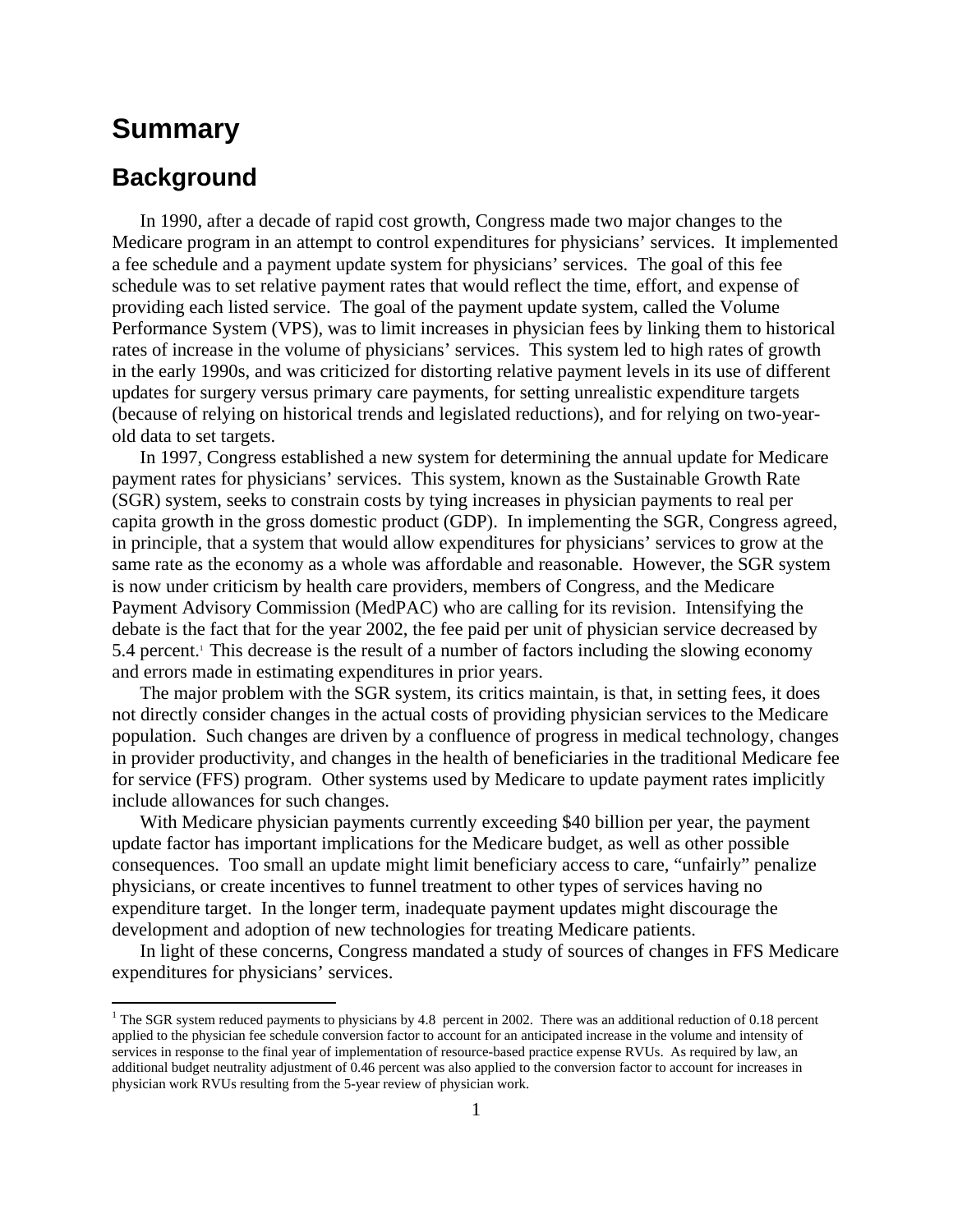# Summary

## Background

In 1990, after a decade of rapid cost growth, Congress made two major changes to the Medicare program in an attempt to control expenditures for physicians' services. It implemented a fee schedule and a payment update system for physicians' services. The goal of this fee schedule was to set relative payment rates that would reflect the time, effort, and expense of providing each listed service. The goal of the payment update system, called the Volume Performance System (VPS), was to limit increases in physician fees by linking them to historical rates of increase in the volume of physicians' services. This system led to high rates of growth in the early 1990s, and was criticized for distorting relative payment levels in its use of different updates for surgery versus primary care payments, for setting unrealistic expenditure targets (because of relying on historical trends and legislated reductions), and for relying on two-year-old data to set targets.

In 1997, Congress established a new system for determining the annual update for Medicare payment rates for physicians' services. This system, known as the Sustainable Growth Rate (SGR) system, seeks to constrain costs by tying increases in physician payments to real per capita growth in the gross domestic product (GDP). In implementing the SGR, Congress agreed, in principle, that a system that would allow expenditures for physicians' services to grow at the same rate as the economy as a whole was affordable and reasonable. However, the SGR system is now under criticism by health care providers, members of Congress, and the Medicare Payment Advisory Commission (MedPAC) who are calling for its revision. Intensifying the debate is the fact that for the year 2002, the fee paid per unit of physician service decreased by 5.4 percent.[1] This decrease is the result of a number of factors including the slowing economy and errors made in estimating expenditures in prior years.

The major problem with the SGR system, its critics maintain, is that, in setting fees, it does not directly consider changes in the actual costs of providing physician services to the Medicare population. Such changes are driven by a confluence of progress in medical technology, changes in provider productivity, and changes in the health of beneficiaries in the traditional Medicare fee for service (FFS) program. Other systems used by Medicare to update payment rates implicitly include allowances for such changes.

With Medicare physician payments currently exceeding $40 billion per year, the payment update factor has important implications for the Medicare budget, as well as other possible consequences. Too small an update might limit beneficiary access to care, "unfairly" penalize physicians, or create incentives to funnel treatment to other types of services having no expenditure target. In the longer term, inadequate payment updates might discourage the development and adoption of new technologies for treating Medicare patients.

In light of these concerns, Congress mandated a study of sources of changes in FFS Medicare expenditures for physicians' services.

---

[1] The SGR system reduced payments to physicians by 4.8 percent in 2002. There was an additional reduction of 0.18 percent applied to the physician fee schedule conversion factor to account for an anticipated increase in the volume and intensity of services in response to the final year of implementation of resource-based practice expense RVUs. As required by law, an additional budget neutrality adjustment of 0.46 percent was also applied to the conversion factor to account for increases in physician work RVUs resulting from the 5-year review of physician work.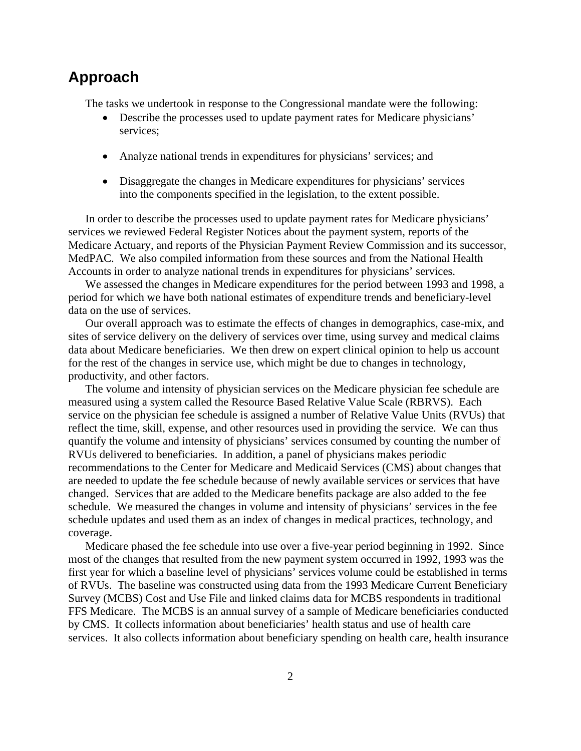## Approach

The tasks we undertook in response to the Congressional mandate were the following:

- Describe the processes used to update payment rates for Medicare physicians' services;
- Analyze national trends in expenditures for physicians' services; and
- Disaggregate the changes in Medicare expenditures for physicians' services into the components specified in the legislation, to the extent possible.

In order to describe the processes used to update payment rates for Medicare physicians' services we reviewed Federal Register Notices about the payment system, reports of the Medicare Actuary, and reports of the Physician Payment Review Commission and its successor, MedPAC. We also compiled information from these sources and from the National Health Accounts in order to analyze national trends in expenditures for physicians' services.

We assessed the changes in Medicare expenditures for the period between 1993 and 1998, a period for which we have both national estimates of expenditure trends and beneficiary-level data on the use of services.

Our overall approach was to estimate the effects of changes in demographics, case-mix, and sites of service delivery on the delivery of services over time, using survey and medical claims data about Medicare beneficiaries. We then drew on expert clinical opinion to help us account for the rest of the changes in service use, which might be due to changes in technology, productivity, and other factors.

The volume and intensity of physician services on the Medicare physician fee schedule are measured using a system called the Resource Based Relative Value Scale (RBRVS). Each service on the physician fee schedule is assigned a number of Relative Value Units (RVUs) that reflect the time, skill, expense, and other resources used in providing the service. We can thus quantify the volume and intensity of physicians' services consumed by counting the number of RVUs delivered to beneficiaries. In addition, a panel of physicians makes periodic recommendations to the Center for Medicare and Medicaid Services (CMS) about changes that are needed to update the fee schedule because of newly available services or services that have changed. Services that are added to the Medicare benefits package are also added to the fee schedule. We measured the changes in volume and intensity of physicians' services in the fee schedule updates and used them as an index of changes in medical practices, technology, and coverage.

Medicare phased the fee schedule into use over a five-year period beginning in 1992. Since most of the changes that resulted from the new payment system occurred in 1992, 1993 was the first year for which a baseline level of physicians' services volume could be established in terms of RVUs. The baseline was constructed using data from the 1993 Medicare Current Beneficiary Survey (MCBS) Cost and Use File and linked claims data for MCBS respondents in traditional FFS Medicare. The MCBS is an annual survey of a sample of Medicare beneficiaries conducted by CMS. It collects information about beneficiaries' health status and use of health care services. It also collects information about beneficiary spending on health care, health insurance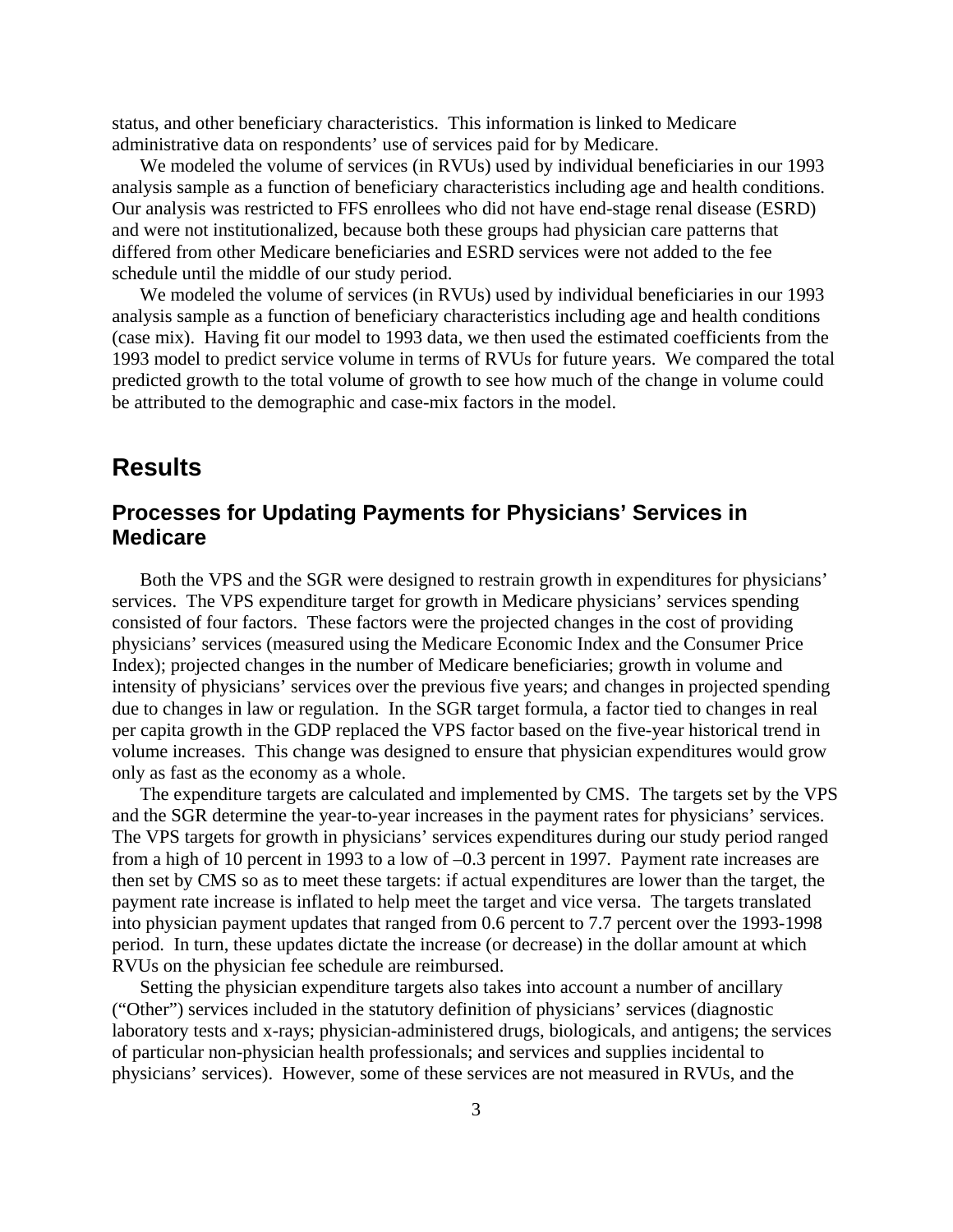status, and other beneficiary characteristics. This information is linked to Medicare administrative data on respondents' use of services paid for by Medicare.

We modeled the volume of services (in RVUs) used by individual beneficiaries in our 1993 analysis sample as a function of beneficiary characteristics including age and health conditions. Our analysis was restricted to FFS enrollees who did not have end-stage renal disease (ESRD) and were not institutionalized, because both these groups had physician care patterns that differed from other Medicare beneficiaries and ESRD services were not added to the fee schedule until the middle of our study period.

We modeled the volume of services (in RVUs) used by individual beneficiaries in our 1993 analysis sample as a function of beneficiary characteristics including age and health conditions (case mix). Having fit our model to 1993 data, we then used the estimated coefficients from the 1993 model to predict service volume in terms of RVUs for future years. We compared the total predicted growth to the total volume of growth to see how much of the change in volume could be attributed to the demographic and case-mix factors in the model.

# Results

## Processes for Updating Payments for Physicians' Services in Medicare

Both the VPS and the SGR were designed to restrain growth in expenditures for physicians' services. The VPS expenditure target for growth in Medicare physicians' services spending consisted of four factors. These factors were the projected changes in the cost of providing physicians' services (measured using the Medicare Economic Index and the Consumer Price Index); projected changes in the number of Medicare beneficiaries; growth in volume and intensity of physicians' services over the previous five years; and changes in projected spending due to changes in law or regulation. In the SGR target formula, a factor tied to changes in real per capita growth in the GDP replaced the VPS factor based on the five-year historical trend in volume increases. This change was designed to ensure that physician expenditures would grow only as fast as the economy as a whole.

The expenditure targets are calculated and implemented by CMS. The targets set by the VPS and the SGR determine the year-to-year increases in the payment rates for physicians' services. The VPS targets for growth in physicians' services expenditures during our study period ranged from a high of 10 percent in 1993 to a low of –0.3 percent in 1997. Payment rate increases are then set by CMS so as to meet these targets: if actual expenditures are lower than the target, the payment rate increase is inflated to help meet the target and vice versa. The targets translated into physician payment updates that ranged from 0.6 percent to 7.7 percent over the 1993-1998 period. In turn, these updates dictate the increase (or decrease) in the dollar amount at which RVUs on the physician fee schedule are reimbursed.

Setting the physician expenditure targets also takes into account a number of ancillary ("Other") services included in the statutory definition of physicians' services (diagnostic laboratory tests and x-rays; physician-administered drugs, biologicals, and antigens; the services of particular non-physician health professionals; and services and supplies incidental to physicians' services). However, some of these services are not measured in RVUs, and the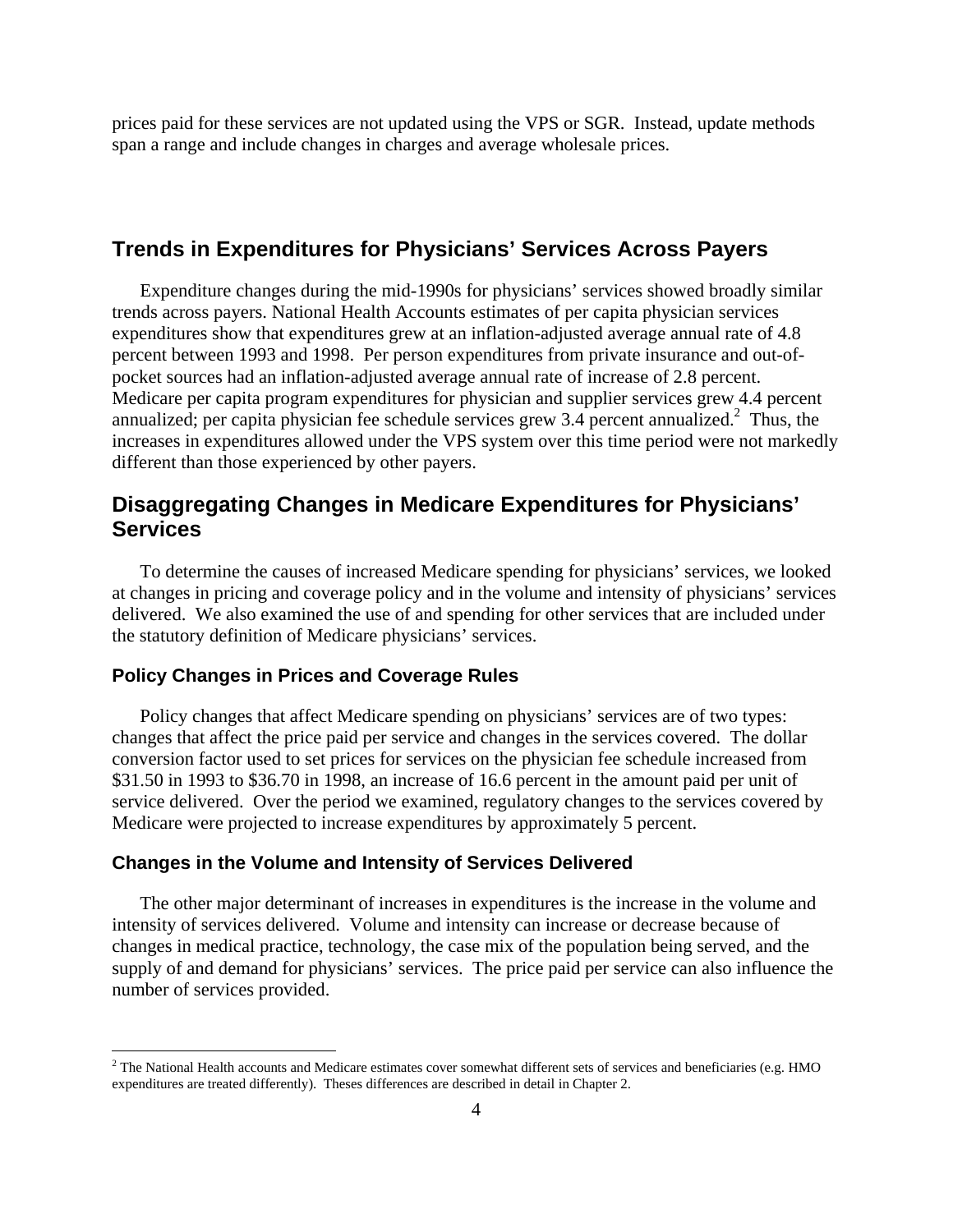prices paid for these services are not updated using the VPS or SGR. Instead, update methods span a range and include changes in charges and average wholesale prices.

## Trends in Expenditures for Physicians' Services Across Payers

Expenditure changes during the mid-1990s for physicians' services showed broadly similar trends across payers. National Health Accounts estimates of per capita physician services expenditures show that expenditures grew at an inflation-adjusted average annual rate of 4.8 percent between 1993 and 1998. Per person expenditures from private insurance and out-of-pocket sources had an inflation-adjusted average annual rate of increase of 2.8 percent. Medicare per capita program expenditures for physician and supplier services grew 4.4 percent annualized; per capita physician fee schedule services grew 3.4 percent annualized.[2] Thus, the increases in expenditures allowed under the VPS system over this time period were not markedly different than those experienced by other payers.

## Disaggregating Changes in Medicare Expenditures for Physicians' Services

To determine the causes of increased Medicare spending for physicians' services, we looked at changes in pricing and coverage policy and in the volume and intensity of physicians' services delivered. We also examined the use of and spending for other services that are included under the statutory definition of Medicare physicians' services.

### Policy Changes in Prices and Coverage Rules

Policy changes that affect Medicare spending on physicians' services are of two types: changes that affect the price paid per service and changes in the services covered. The dollar conversion factor used to set prices for services on the physician fee schedule increased from $31.50 in 1993 to $36.70 in 1998, an increase of 16.6 percent in the amount paid per unit of service delivered. Over the period we examined, regulatory changes to the services covered by Medicare were projected to increase expenditures by approximately 5 percent.

### Changes in the Volume and Intensity of Services Delivered

The other major determinant of increases in expenditures is the increase in the volume and intensity of services delivered. Volume and intensity can increase or decrease because of changes in medical practice, technology, the case mix of the population being served, and the supply of and demand for physicians' services. The price paid per service can also influence the number of services provided.

[2] The National Health accounts and Medicare estimates cover somewhat different sets of services and beneficiaries (e.g. HMO expenditures are treated differently). Theses differences are described in detail in Chapter 2.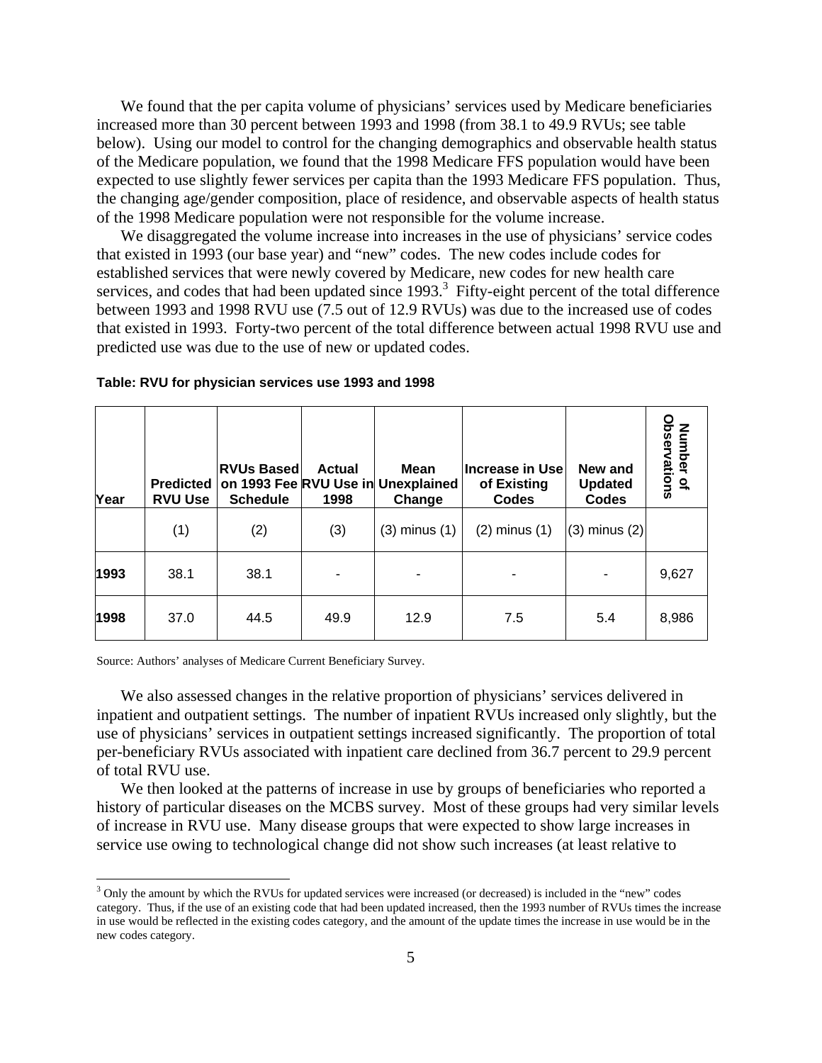We found that the per capita volume of physicians' services used by Medicare beneficiaries increased more than 30 percent between 1993 and 1998 (from 38.1 to 49.9 RVUs; see table below). Using our model to control for the changing demographics and observable health status of the Medicare population, we found that the 1998 Medicare FFS population would have been expected to use slightly fewer services per capita than the 1993 Medicare FFS population. Thus, the changing age/gender composition, place of residence, and observable aspects of health status of the 1998 Medicare population were not responsible for the volume increase.

We disaggregated the volume increase into increases in the use of physicians' service codes that existed in 1993 (our base year) and "new" codes. The new codes include codes for established services that were newly covered by Medicare, new codes for new health care services, and codes that had been updated since 1993.[3] Fifty-eight percent of the total difference between 1993 and 1998 RVU use (7.5 out of 12.9 RVUs) was due to the increased use of codes that existed in 1993. Forty-two percent of the total difference between actual 1998 RVU use and predicted use was due to the use of new or updated codes.

**Table: RVU for physician services use 1993 and 1998**

| Year | Predicted RVU Use | RVUs Based on 1993 Fee Schedule | Actual RVU Use in 1998 | Mean Unexplained Change | Increase in Use of Existing Codes | New and Updated Codes | Number of Observations |
|---|---|---|---|---|---|---|---|
| | (1) | (2) | (3) | (3) minus (1) | (2) minus (1) | (3) minus (2) | |
| **1993** | 38.1 | 38.1 | - | - | - | - | 9,627 |
| **1998** | 37.0 | 44.5 | 49.9 | 12.9 | 7.5 | 5.4 | 8,986 |

Source: Authors' analyses of Medicare Current Beneficiary Survey.

We also assessed changes in the relative proportion of physicians' services delivered in inpatient and outpatient settings. The number of inpatient RVUs increased only slightly, but the use of physicians' services in outpatient settings increased significantly. The proportion of total per-beneficiary RVUs associated with inpatient care declined from 36.7 percent to 29.9 percent of total RVU use.

We then looked at the patterns of increase in use by groups of beneficiaries who reported a history of particular diseases on the MCBS survey. Most of these groups had very similar levels of increase in RVU use. Many disease groups that were expected to show large increases in service use owing to technological change did not show such increases (at least relative to

[3] Only the amount by which the RVUs for updated services were increased (or decreased) is included in the "new" codes category. Thus, if the use of an existing code that had been updated increased, then the 1993 number of RVUs times the increase in use would be reflected in the existing codes category, and the amount of the update times the increase in use would be in the new codes category.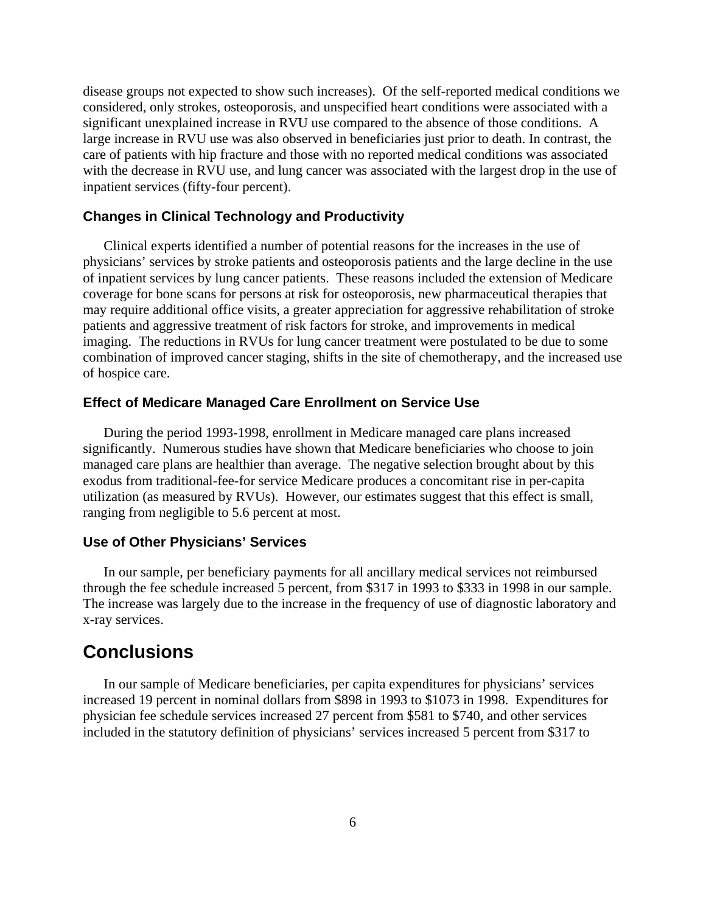disease groups not expected to show such increases). Of the self-reported medical conditions we considered, only strokes, osteoporosis, and unspecified heart conditions were associated with a significant unexplained increase in RVU use compared to the absence of those conditions. A large increase in RVU use was also observed in beneficiaries just prior to death. In contrast, the care of patients with hip fracture and those with no reported medical conditions was associated with the decrease in RVU use, and lung cancer was associated with the largest drop in the use of inpatient services (fifty-four percent).

### Changes in Clinical Technology and Productivity

Clinical experts identified a number of potential reasons for the increases in the use of physicians' services by stroke patients and osteoporosis patients and the large decline in the use of inpatient services by lung cancer patients. These reasons included the extension of Medicare coverage for bone scans for persons at risk for osteoporosis, new pharmaceutical therapies that may require additional office visits, a greater appreciation for aggressive rehabilitation of stroke patients and aggressive treatment of risk factors for stroke, and improvements in medical imaging. The reductions in RVUs for lung cancer treatment were postulated to be due to some combination of improved cancer staging, shifts in the site of chemotherapy, and the increased use of hospice care.

### Effect of Medicare Managed Care Enrollment on Service Use

During the period 1993-1998, enrollment in Medicare managed care plans increased significantly. Numerous studies have shown that Medicare beneficiaries who choose to join managed care plans are healthier than average. The negative selection brought about by this exodus from traditional-fee-for service Medicare produces a concomitant rise in per-capita utilization (as measured by RVUs). However, our estimates suggest that this effect is small, ranging from negligible to 5.6 percent at most.

### Use of Other Physicians' Services

In our sample, per beneficiary payments for all ancillary medical services not reimbursed through the fee schedule increased 5 percent, from $317 in 1993 to $333 in 1998 in our sample. The increase was largely due to the increase in the frequency of use of diagnostic laboratory and x-ray services.

## Conclusions

In our sample of Medicare beneficiaries, per capita expenditures for physicians' services increased 19 percent in nominal dollars from $898 in 1993 to $1073 in 1998. Expenditures for physician fee schedule services increased 27 percent from $581 to $740, and other services included in the statutory definition of physicians' services increased 5 percent from $317 to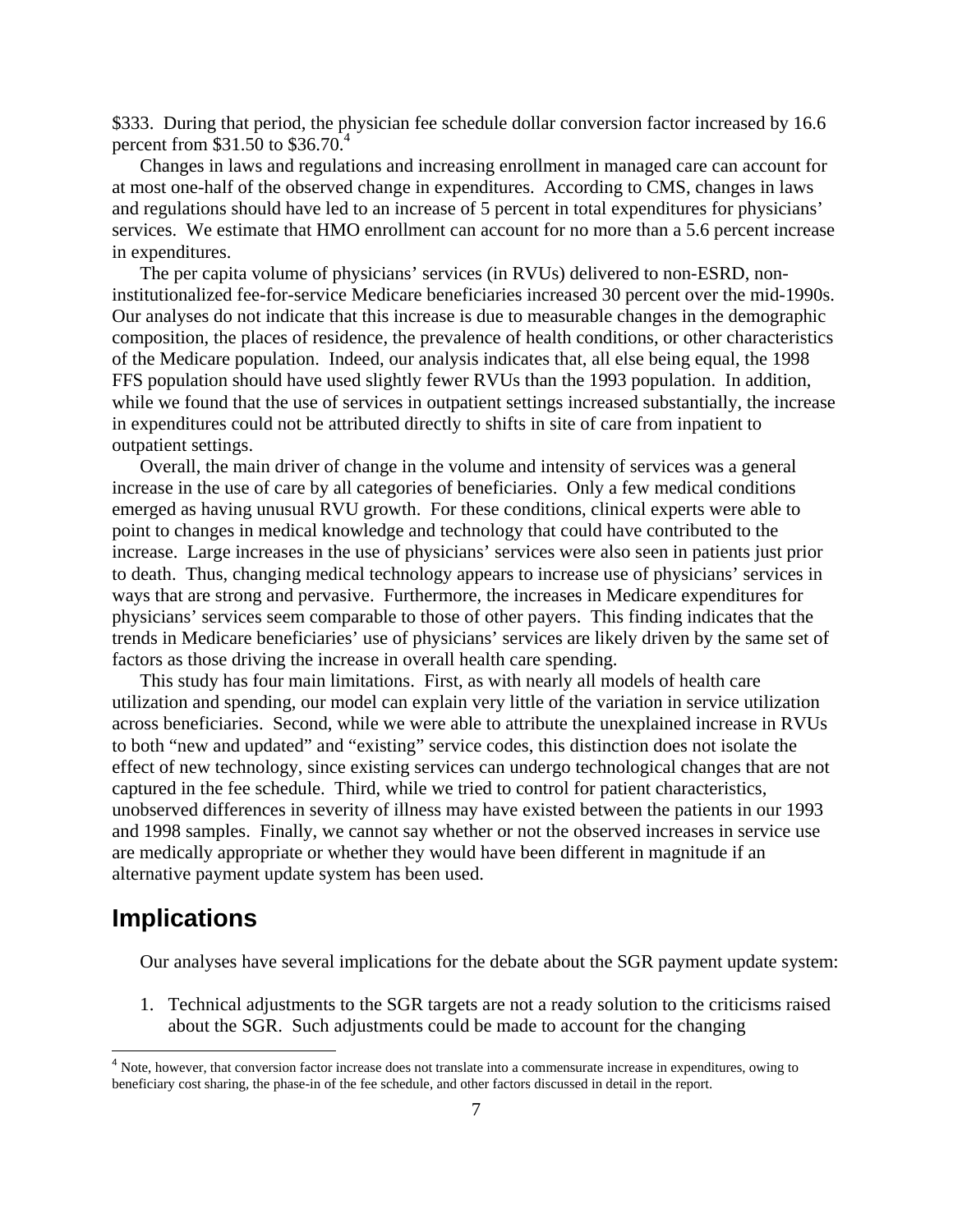$333. During that period, the physician fee schedule dollar conversion factor increased by 16.6 percent from $31.50 to $36.70.[4]

Changes in laws and regulations and increasing enrollment in managed care can account for at most one-half of the observed change in expenditures. According to CMS, changes in laws and regulations should have led to an increase of 5 percent in total expenditures for physicians' services. We estimate that HMO enrollment can account for no more than a 5.6 percent increase in expenditures.

The per capita volume of physicians' services (in RVUs) delivered to non-ESRD, non-institutionalized fee-for-service Medicare beneficiaries increased 30 percent over the mid-1990s. Our analyses do not indicate that this increase is due to measurable changes in the demographic composition, the places of residence, the prevalence of health conditions, or other characteristics of the Medicare population. Indeed, our analysis indicates that, all else being equal, the 1998 FFS population should have used slightly fewer RVUs than the 1993 population. In addition, while we found that the use of services in outpatient settings increased substantially, the increase in expenditures could not be attributed directly to shifts in site of care from inpatient to outpatient settings.

Overall, the main driver of change in the volume and intensity of services was a general increase in the use of care by all categories of beneficiaries. Only a few medical conditions emerged as having unusual RVU growth. For these conditions, clinical experts were able to point to changes in medical knowledge and technology that could have contributed to the increase. Large increases in the use of physicians' services were also seen in patients just prior to death. Thus, changing medical technology appears to increase use of physicians' services in ways that are strong and pervasive. Furthermore, the increases in Medicare expenditures for physicians' services seem comparable to those of other payers. This finding indicates that the trends in Medicare beneficiaries' use of physicians' services are likely driven by the same set of factors as those driving the increase in overall health care spending.

This study has four main limitations. First, as with nearly all models of health care utilization and spending, our model can explain very little of the variation in service utilization across beneficiaries. Second, while we were able to attribute the unexplained increase in RVUs to both "new and updated" and "existing" service codes, this distinction does not isolate the effect of new technology, since existing services can undergo technological changes that are not captured in the fee schedule. Third, while we tried to control for patient characteristics, unobserved differences in severity of illness may have existed between the patients in our 1993 and 1998 samples. Finally, we cannot say whether or not the observed increases in service use are medically appropriate or whether they would have been different in magnitude if an alternative payment update system has been used.

## Implications

Our analyses have several implications for the debate about the SGR payment update system:

1. Technical adjustments to the SGR targets are not a ready solution to the criticisms raised about the SGR. Such adjustments could be made to account for the changing

[4] Note, however, that conversion factor increase does not translate into a commensurate increase in expenditures, owing to beneficiary cost sharing, the phase-in of the fee schedule, and other factors discussed in detail in the report.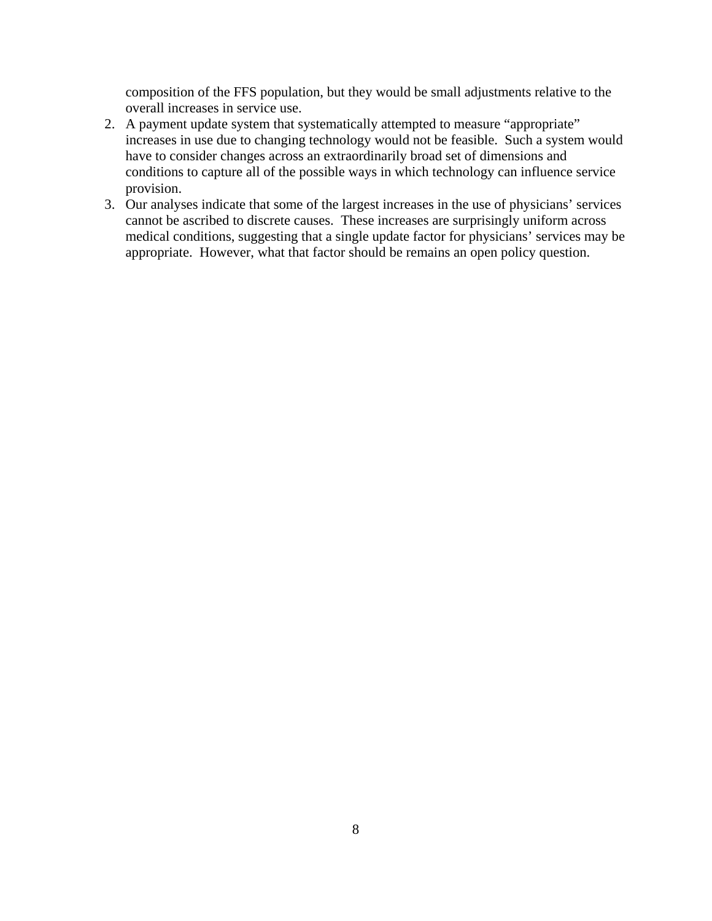composition of the FFS population, but they would be small adjustments relative to the overall increases in service use.

2. A payment update system that systematically attempted to measure “appropriate” increases in use due to changing technology would not be feasible. Such a system would have to consider changes across an extraordinarily broad set of dimensions and conditions to capture all of the possible ways in which technology can influence service provision.
3. Our analyses indicate that some of the largest increases in the use of physicians’ services cannot be ascribed to discrete causes. These increases are surprisingly uniform across medical conditions, suggesting that a single update factor for physicians’ services may be appropriate. However, what that factor should be remains an open policy question.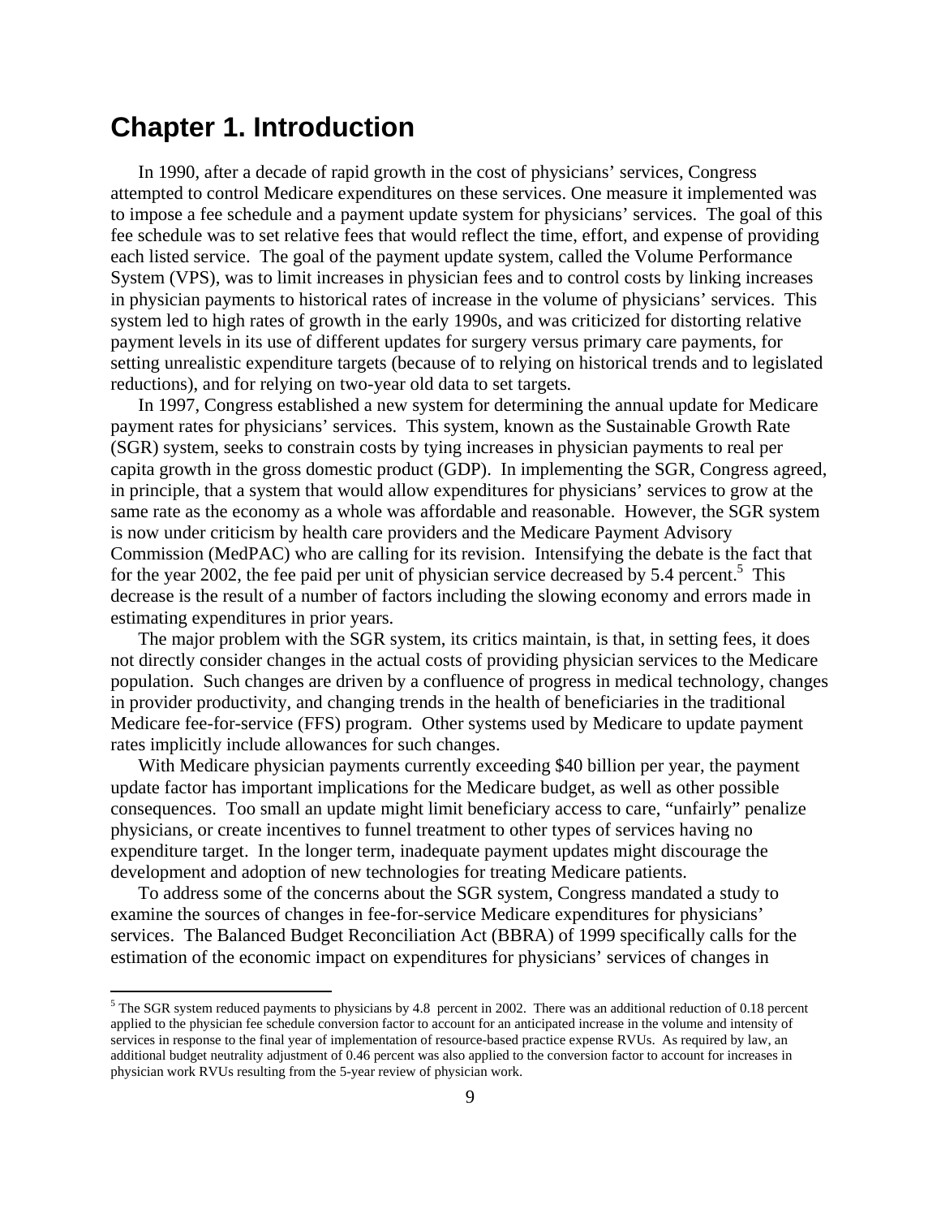# Chapter 1. Introduction

In 1990, after a decade of rapid growth in the cost of physicians' services, Congress attempted to control Medicare expenditures on these services. One measure it implemented was to impose a fee schedule and a payment update system for physicians' services. The goal of this fee schedule was to set relative fees that would reflect the time, effort, and expense of providing each listed service. The goal of the payment update system, called the Volume Performance System (VPS), was to limit increases in physician fees and to control costs by linking increases in physician payments to historical rates of increase in the volume of physicians' services. This system led to high rates of growth in the early 1990s, and was criticized for distorting relative payment levels in its use of different updates for surgery versus primary care payments, for setting unrealistic expenditure targets (because of to relying on historical trends and to legislated reductions), and for relying on two-year old data to set targets.

In 1997, Congress established a new system for determining the annual update for Medicare payment rates for physicians' services. This system, known as the Sustainable Growth Rate (SGR) system, seeks to constrain costs by tying increases in physician payments to real per capita growth in the gross domestic product (GDP). In implementing the SGR, Congress agreed, in principle, that a system that would allow expenditures for physicians' services to grow at the same rate as the economy as a whole was affordable and reasonable. However, the SGR system is now under criticism by health care providers and the Medicare Payment Advisory Commission (MedPAC) who are calling for its revision. Intensifying the debate is the fact that for the year 2002, the fee paid per unit of physician service decreased by 5.4 percent.[5] This decrease is the result of a number of factors including the slowing economy and errors made in estimating expenditures in prior years.

The major problem with the SGR system, its critics maintain, is that, in setting fees, it does not directly consider changes in the actual costs of providing physician services to the Medicare population. Such changes are driven by a confluence of progress in medical technology, changes in provider productivity, and changing trends in the health of beneficiaries in the traditional Medicare fee-for-service (FFS) program. Other systems used by Medicare to update payment rates implicitly include allowances for such changes.

With Medicare physician payments currently exceeding \$40 billion per year, the payment update factor has important implications for the Medicare budget, as well as other possible consequences. Too small an update might limit beneficiary access to care, "unfairly" penalize physicians, or create incentives to funnel treatment to other types of services having no expenditure target. In the longer term, inadequate payment updates might discourage the development and adoption of new technologies for treating Medicare patients.

To address some of the concerns about the SGR system, Congress mandated a study to examine the sources of changes in fee-for-service Medicare expenditures for physicians' services. The Balanced Budget Reconciliation Act (BBRA) of 1999 specifically calls for the estimation of the economic impact on expenditures for physicians' services of changes in

[5] The SGR system reduced payments to physicians by 4.8 percent in 2002. There was an additional reduction of 0.18 percent applied to the physician fee schedule conversion factor to account for an anticipated increase in the volume and intensity of services in response to the final year of implementation of resource-based practice expense RVUs. As required by law, an additional budget neutrality adjustment of 0.46 percent was also applied to the conversion factor to account for increases in physician work RVUs resulting from the 5-year review of physician work.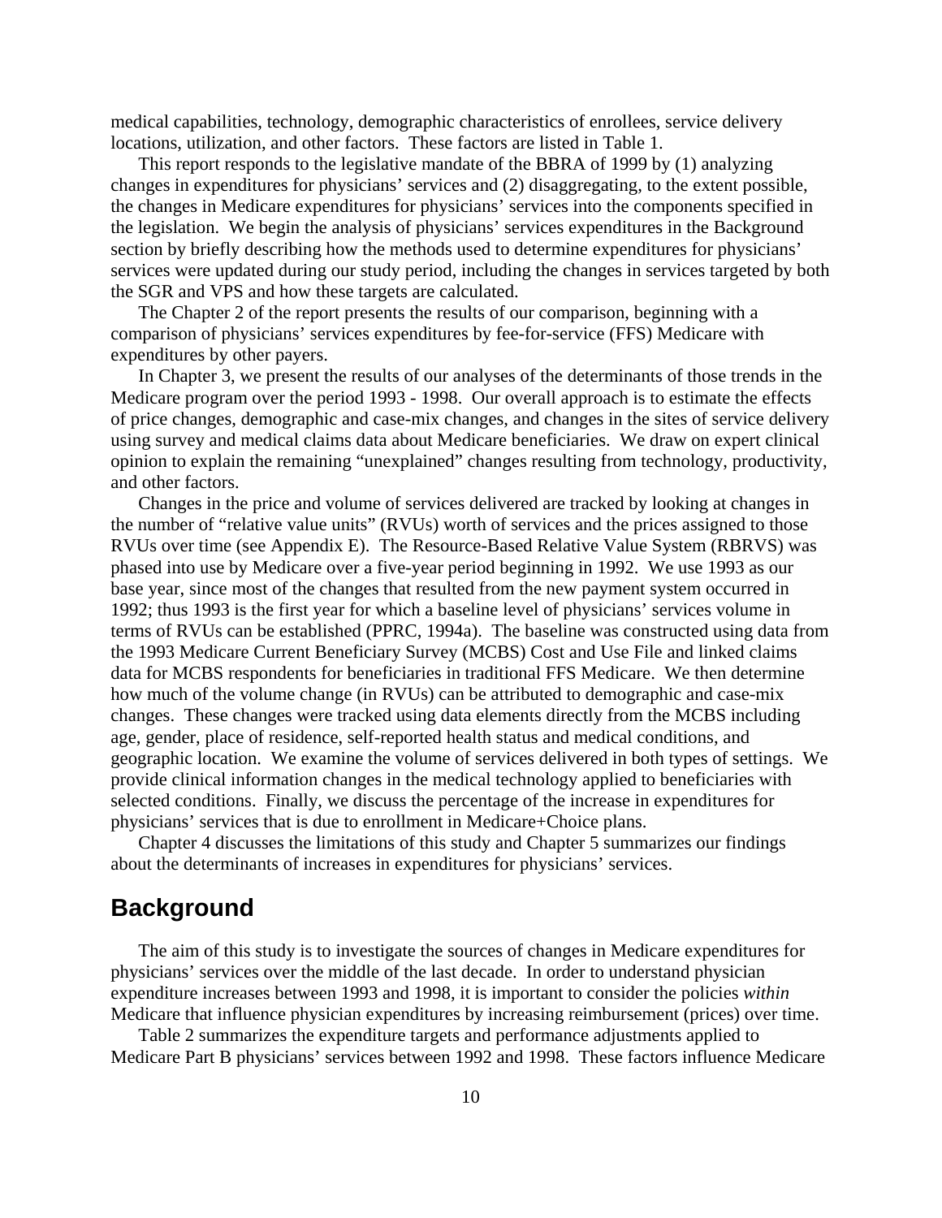medical capabilities, technology, demographic characteristics of enrollees, service delivery locations, utilization, and other factors. These factors are listed in Table 1.

This report responds to the legislative mandate of the BBRA of 1999 by (1) analyzing changes in expenditures for physicians' services and (2) disaggregating, to the extent possible, the changes in Medicare expenditures for physicians' services into the components specified in the legislation. We begin the analysis of physicians' services expenditures in the Background section by briefly describing how the methods used to determine expenditures for physicians' services were updated during our study period, including the changes in services targeted by both the SGR and VPS and how these targets are calculated.

The Chapter 2 of the report presents the results of our comparison, beginning with a comparison of physicians' services expenditures by fee-for-service (FFS) Medicare with expenditures by other payers.

In Chapter 3, we present the results of our analyses of the determinants of those trends in the Medicare program over the period 1993 - 1998. Our overall approach is to estimate the effects of price changes, demographic and case-mix changes, and changes in the sites of service delivery using survey and medical claims data about Medicare beneficiaries. We draw on expert clinical opinion to explain the remaining "unexplained" changes resulting from technology, productivity, and other factors.

Changes in the price and volume of services delivered are tracked by looking at changes in the number of "relative value units" (RVUs) worth of services and the prices assigned to those RVUs over time (see Appendix E). The Resource-Based Relative Value System (RBRVS) was phased into use by Medicare over a five-year period beginning in 1992. We use 1993 as our base year, since most of the changes that resulted from the new payment system occurred in 1992; thus 1993 is the first year for which a baseline level of physicians' services volume in terms of RVUs can be established (PPRC, 1994a). The baseline was constructed using data from the 1993 Medicare Current Beneficiary Survey (MCBS) Cost and Use File and linked claims data for MCBS respondents for beneficiaries in traditional FFS Medicare. We then determine how much of the volume change (in RVUs) can be attributed to demographic and case-mix changes. These changes were tracked using data elements directly from the MCBS including age, gender, place of residence, self-reported health status and medical conditions, and geographic location. We examine the volume of services delivered in both types of settings. We provide clinical information changes in the medical technology applied to beneficiaries with selected conditions. Finally, we discuss the percentage of the increase in expenditures for physicians' services that is due to enrollment in Medicare+Choice plans.

Chapter 4 discusses the limitations of this study and Chapter 5 summarizes our findings about the determinants of increases in expenditures for physicians' services.

## Background

The aim of this study is to investigate the sources of changes in Medicare expenditures for physicians' services over the middle of the last decade. In order to understand physician expenditure increases between 1993 and 1998, it is important to consider the policies *within* Medicare that influence physician expenditures by increasing reimbursement (prices) over time.

Table 2 summarizes the expenditure targets and performance adjustments applied to Medicare Part B physicians' services between 1992 and 1998. These factors influence Medicare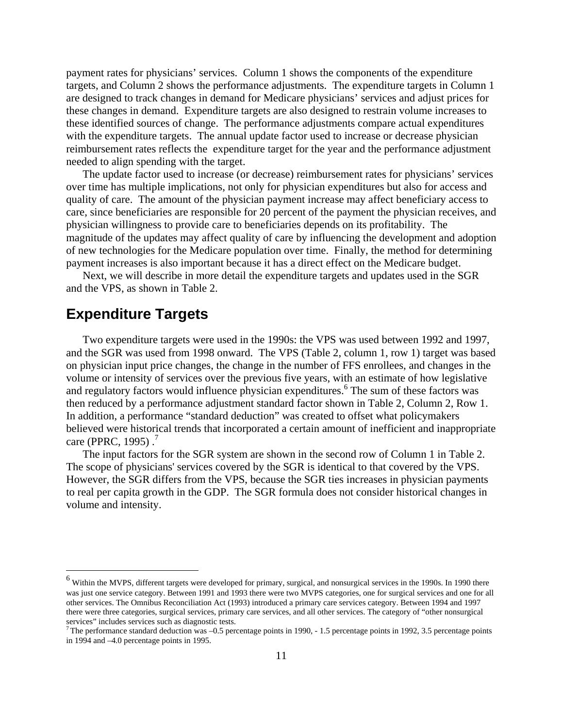payment rates for physicians' services. Column 1 shows the components of the expenditure targets, and Column 2 shows the performance adjustments. The expenditure targets in Column 1 are designed to track changes in demand for Medicare physicians' services and adjust prices for these changes in demand. Expenditure targets are also designed to restrain volume increases to these identified sources of change. The performance adjustments compare actual expenditures with the expenditure targets. The annual update factor used to increase or decrease physician reimbursement rates reflects the expenditure target for the year and the performance adjustment needed to align spending with the target.

The update factor used to increase (or decrease) reimbursement rates for physicians' services over time has multiple implications, not only for physician expenditures but also for access and quality of care. The amount of the physician payment increase may affect beneficiary access to care, since beneficiaries are responsible for 20 percent of the payment the physician receives, and physician willingness to provide care to beneficiaries depends on its profitability. The magnitude of the updates may affect quality of care by influencing the development and adoption of new technologies for the Medicare population over time. Finally, the method for determining payment increases is also important because it has a direct effect on the Medicare budget.

Next, we will describe in more detail the expenditure targets and updates used in the SGR and the VPS, as shown in Table 2.

## Expenditure Targets

Two expenditure targets were used in the 1990s: the VPS was used between 1992 and 1997, and the SGR was used from 1998 onward. The VPS (Table 2, column 1, row 1) target was based on physician input price changes, the change in the number of FFS enrollees, and changes in the volume or intensity of services over the previous five years, with an estimate of how legislative and regulatory factors would influence physician expenditures.[6] The sum of these factors was then reduced by a performance adjustment standard factor shown in Table 2, Column 2, Row 1. In addition, a performance "standard deduction" was created to offset what policymakers believed were historical trends that incorporated a certain amount of inefficient and inappropriate care (PPRC, 1995) .[7]

The input factors for the SGR system are shown in the second row of Column 1 in Table 2. The scope of physicians' services covered by the SGR is identical to that covered by the VPS. However, the SGR differs from the VPS, because the SGR ties increases in physician payments to real per capita growth in the GDP. The SGR formula does not consider historical changes in volume and intensity.

---

[6] Within the MVPS, different targets were developed for primary, surgical, and nonsurgical services in the 1990s. In 1990 there was just one service category. Between 1991 and 1993 there were two MVPS categories, one for surgical services and one for all other services. The Omnibus Reconciliation Act (1993) introduced a primary care services category. Between 1994 and 1997 there were three categories, surgical services, primary care services, and all other services. The category of "other nonsurgical services" includes services such as diagnostic tests.

[7] The performance standard deduction was –0.5 percentage points in 1990, - 1.5 percentage points in 1992, 3.5 percentage points in 1994 and –4.0 percentage points in 1995.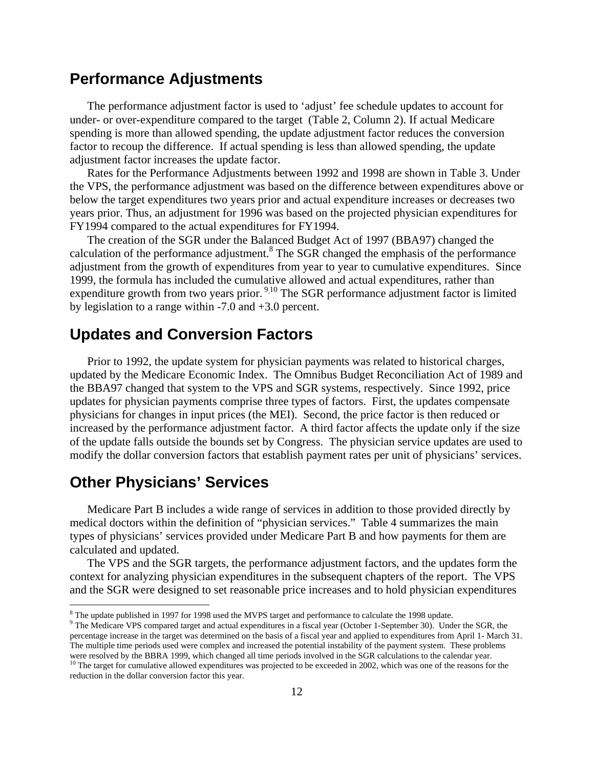## Performance Adjustments

The performance adjustment factor is used to 'adjust' fee schedule updates to account for under- or over-expenditure compared to the target (Table 2, Column 2). If actual Medicare spending is more than allowed spending, the update adjustment factor reduces the conversion factor to recoup the difference. If actual spending is less than allowed spending, the update adjustment factor increases the update factor.

Rates for the Performance Adjustments between 1992 and 1998 are shown in Table 3. Under the VPS, the performance adjustment was based on the difference between expenditures above or below the target expenditures two years prior and actual expenditure increases or decreases two years prior. Thus, an adjustment for 1996 was based on the projected physician expenditures for FY1994 compared to the actual expenditures for FY1994.

The creation of the SGR under the Balanced Budget Act of 1997 (BBA97) changed the calculation of the performance adjustment.[8] The SGR changed the emphasis of the performance adjustment from the growth of expenditures from year to year to cumulative expenditures. Since 1999, the formula has included the cumulative allowed and actual expenditures, rather than expenditure growth from two years prior.[9,10] The SGR performance adjustment factor is limited by legislation to a range within -7.0 and +3.0 percent.

## Updates and Conversion Factors

Prior to 1992, the update system for physician payments was related to historical charges, updated by the Medicare Economic Index. The Omnibus Budget Reconciliation Act of 1989 and the BBA97 changed that system to the VPS and SGR systems, respectively. Since 1992, price updates for physician payments comprise three types of factors. First, the updates compensate physicians for changes in input prices (the MEI). Second, the price factor is then reduced or increased by the performance adjustment factor. A third factor affects the update only if the size of the update falls outside the bounds set by Congress. The physician service updates are used to modify the dollar conversion factors that establish payment rates per unit of physicians' services.

## Other Physicians' Services

Medicare Part B includes a wide range of services in addition to those provided directly by medical doctors within the definition of "physician services." Table 4 summarizes the main types of physicians' services provided under Medicare Part B and how payments for them are calculated and updated.

The VPS and the SGR targets, the performance adjustment factors, and the updates form the context for analyzing physician expenditures in the subsequent chapters of the report. The VPS and the SGR were designed to set reasonable price increases and to hold physician expenditures

---

[8] The update published in 1997 for 1998 used the MVPS target and performance to calculate the 1998 update.

[9] The Medicare VPS compared target and actual expenditures in a fiscal year (October 1-September 30). Under the SGR, the percentage increase in the target was determined on the basis of a fiscal year and applied to expenditures from April 1- March 31. The multiple time periods used were complex and increased the potential instability of the payment system. These problems were resolved by the BBRA 1999, which changed all time periods involved in the SGR calculations to the calendar year.

[10] The target for cumulative allowed expenditures was projected to be exceeded in 2002, which was one of the reasons for the reduction in the dollar conversion factor this year.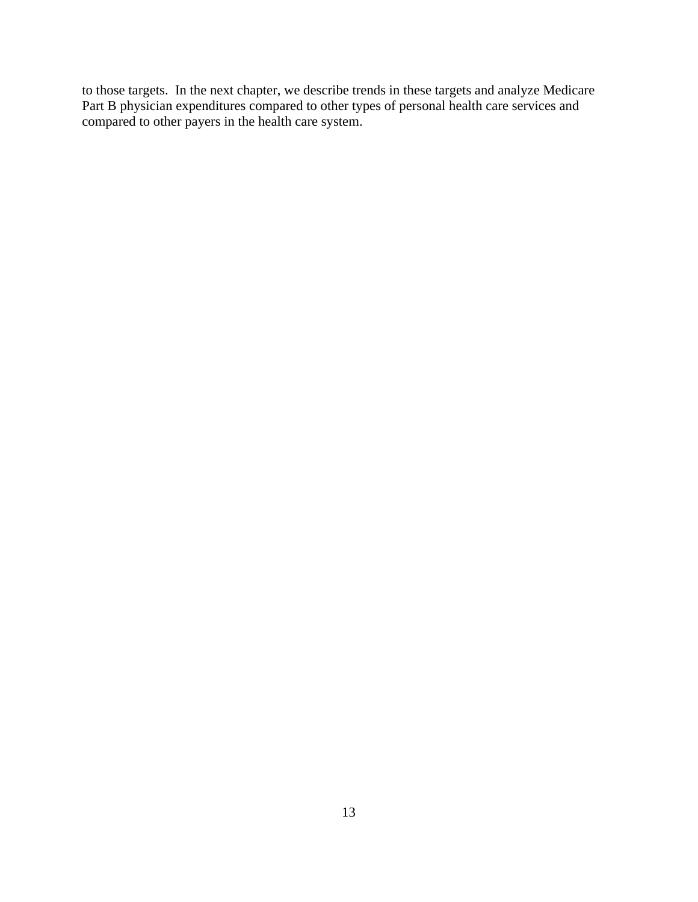to those targets.  In the next chapter, we describe trends in these targets and analyze Medicare Part B physician expenditures compared to other types of personal health care services and compared to other payers in the health care system.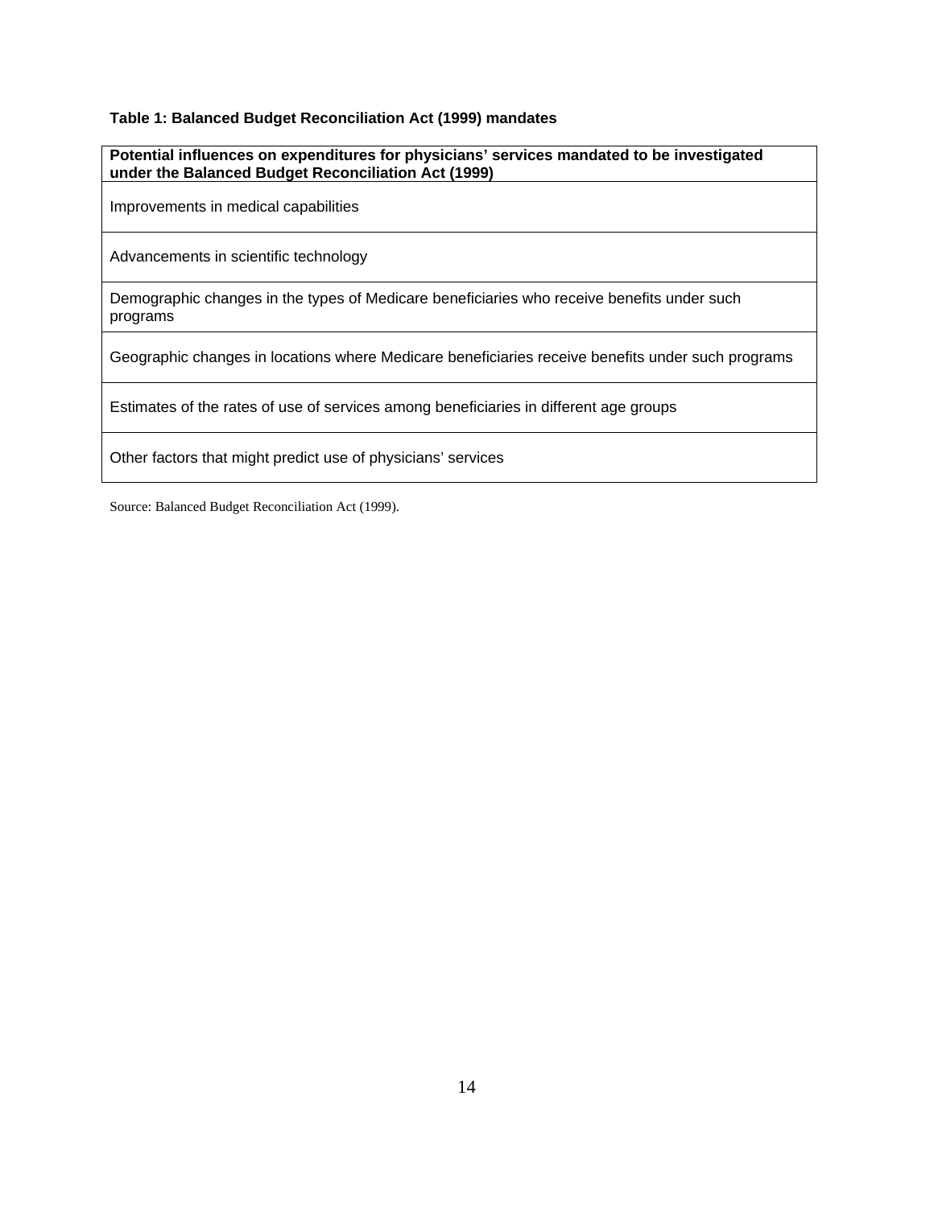**Table 1: Balanced Budget Reconciliation Act (1999) mandates**

| Potential influences on expenditures for physicians' services mandated to be investigated under the Balanced Budget Reconciliation Act (1999) |
| --- |
| Improvements in medical capabilities |
| Advancements in scientific technology |
| Demographic changes in the types of Medicare beneficiaries who receive benefits under such programs |
| Geographic changes in locations where Medicare beneficiaries receive benefits under such programs |
| Estimates of the rates of use of services among beneficiaries in different age groups |
| Other factors that might predict use of physicians' services |

Source: Balanced Budget Reconciliation Act (1999).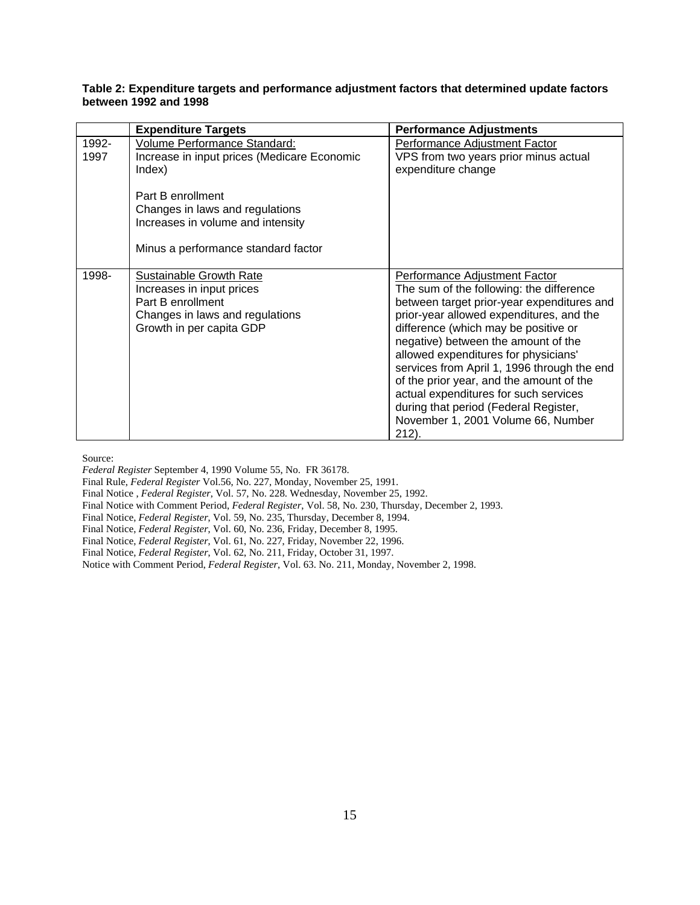**Table 2: Expenditure targets and performance adjustment factors that determined update factors between 1992 and 1998**

| | Expenditure Targets | Performance Adjustments |
|---|---|---|
| 1992-1997 | Volume Performance Standard:<br>Increase in input prices (Medicare Economic Index)<br><br>Part B enrollment<br>Changes in laws and regulations<br>Increases in volume and intensity<br><br>Minus a performance standard factor | Performance Adjustment Factor<br>VPS from two years prior minus actual expenditure change |
| 1998- | Sustainable Growth Rate<br>Increases in input prices<br>Part B enrollment<br>Changes in laws and regulations<br>Growth in per capita GDP | Performance Adjustment Factor<br>The sum of the following: the difference between target prior-year expenditures and prior-year allowed expenditures, and the difference (which may be positive or negative) between the amount of the allowed expenditures for physicians' services from April 1, 1996 through the end of the prior year, and the amount of the actual expenditures for such services during that period (Federal Register, November 1, 2001 Volume 66, Number 212). |

Source:
*Federal Register* September 4, 1990 Volume 55, No. FR 36178.
Final Rule, *Federal Register* Vol.56, No. 227, Monday, November 25, 1991.
Final Notice , *Federal Register*, Vol. 57, No. 228. Wednesday, November 25, 1992.
Final Notice with Comment Period, *Federal Register*, Vol. 58, No. 230, Thursday, December 2, 1993.
Final Notice, *Federal Register*, Vol. 59, No. 235, Thursday, December 8, 1994.
Final Notice, *Federal Register*, Vol. 60, No. 236, Friday, December 8, 1995.
Final Notice, *Federal Register*, Vol. 61, No. 227, Friday, November 22, 1996.
Final Notice, *Federal Register*, Vol. 62, No. 211, Friday, October 31, 1997.
Notice with Comment Period, *Federal Register*, Vol. 63. No. 211, Monday, November 2, 1998.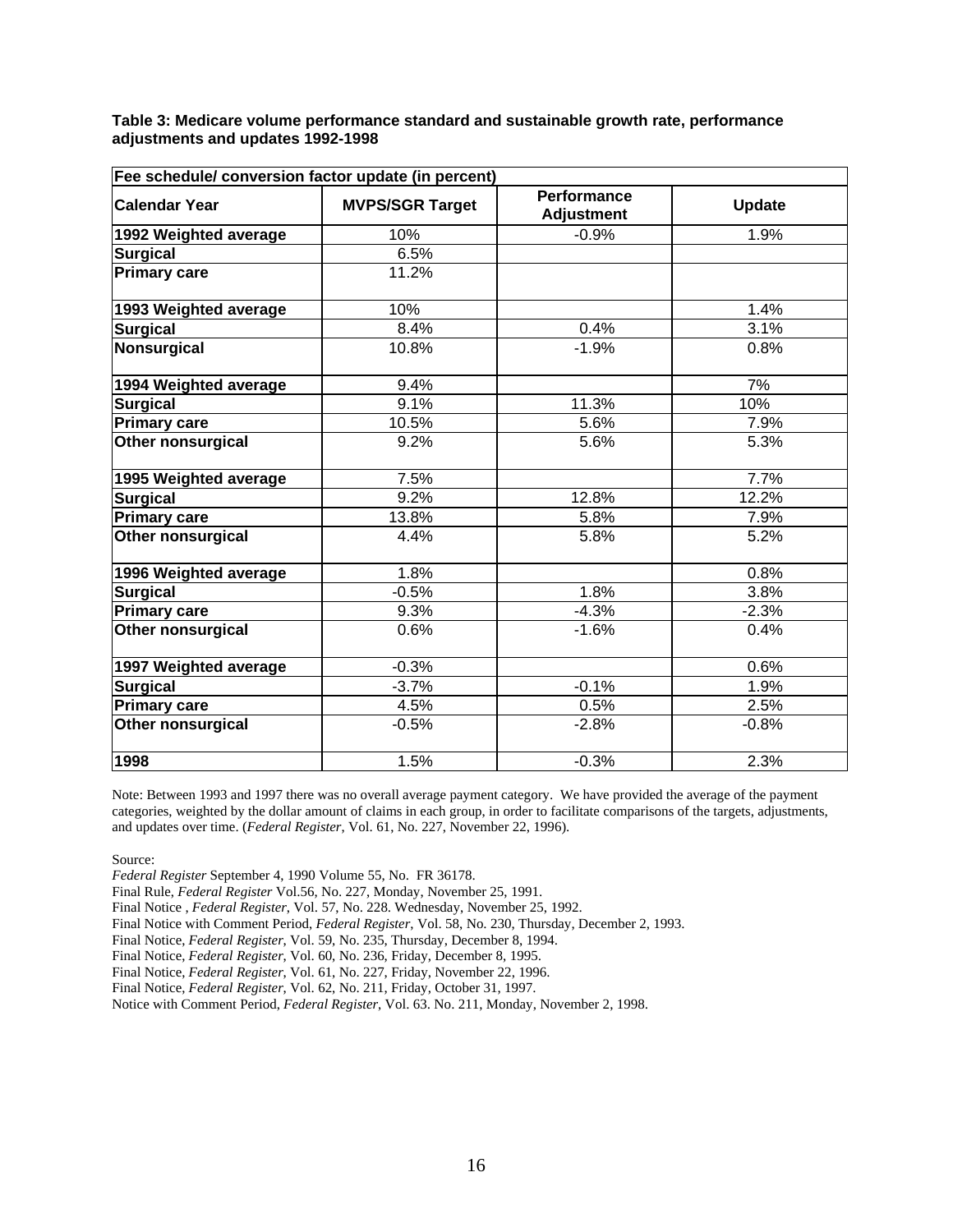**Table 3: Medicare volume performance standard and sustainable growth rate, performance adjustments and updates 1992-1998**

| Fee schedule/ conversion factor update (in percent) | | | |
|---|---|---|---|
| **Calendar Year** | **MVPS/SGR Target** | **Performance Adjustment** | **Update** |
| **1992 Weighted average** | 10% | -0.9% | 1.9% |
| **Surgical** | 6.5% | | |
| **Primary care** | 11.2% | | |
| **1993 Weighted average** | 10% | | 1.4% |
| **Surgical** | 8.4% | 0.4% | 3.1% |
| **Nonsurgical** | 10.8% | -1.9% | 0.8% |
| **1994 Weighted average** | 9.4% | | 7% |
| **Surgical** | 9.1% | 11.3% | 10% |
| **Primary care** | 10.5% | 5.6% | 7.9% |
| **Other nonsurgical** | 9.2% | 5.6% | 5.3% |
| **1995 Weighted average** | 7.5% | | 7.7% |
| **Surgical** | 9.2% | 12.8% | 12.2% |
| **Primary care** | 13.8% | 5.8% | 7.9% |
| **Other nonsurgical** | 4.4% | 5.8% | 5.2% |
| **1996 Weighted average** | 1.8% | | 0.8% |
| **Surgical** | -0.5% | 1.8% | 3.8% |
| **Primary care** | 9.3% | -4.3% | -2.3% |
| **Other nonsurgical** | 0.6% | -1.6% | 0.4% |
| **1997 Weighted average** | -0.3% | | 0.6% |
| **Surgical** | -3.7% | -0.1% | 1.9% |
| **Primary care** | 4.5% | 0.5% | 2.5% |
| **Other nonsurgical** | -0.5% | -2.8% | -0.8% |
| **1998** | 1.5% | -0.3% | 2.3% |

Note: Between 1993 and 1997 there was no overall average payment category. We have provided the average of the payment categories, weighted by the dollar amount of claims in each group, in order to facilitate comparisons of the targets, adjustments, and updates over time. (*Federal Register*, Vol. 61, No. 227, November 22, 1996).

Source:
*Federal Register* September 4, 1990 Volume 55, No. FR 36178.
Final Rule, *Federal Register* Vol.56, No. 227, Monday, November 25, 1991.
Final Notice , *Federal Register*, Vol. 57, No. 228. Wednesday, November 25, 1992.
Final Notice with Comment Period, *Federal Register*, Vol. 58, No. 230, Thursday, December 2, 1993.
Final Notice, *Federal Register*, Vol. 59, No. 235, Thursday, December 8, 1994.
Final Notice, *Federal Register*, Vol. 60, No. 236, Friday, December 8, 1995.
Final Notice, *Federal Register*, Vol. 61, No. 227, Friday, November 22, 1996.
Final Notice, *Federal Register*, Vol. 62, No. 211, Friday, October 31, 1997.
Notice with Comment Period, *Federal Register*, Vol. 63. No. 211, Monday, November 2, 1998.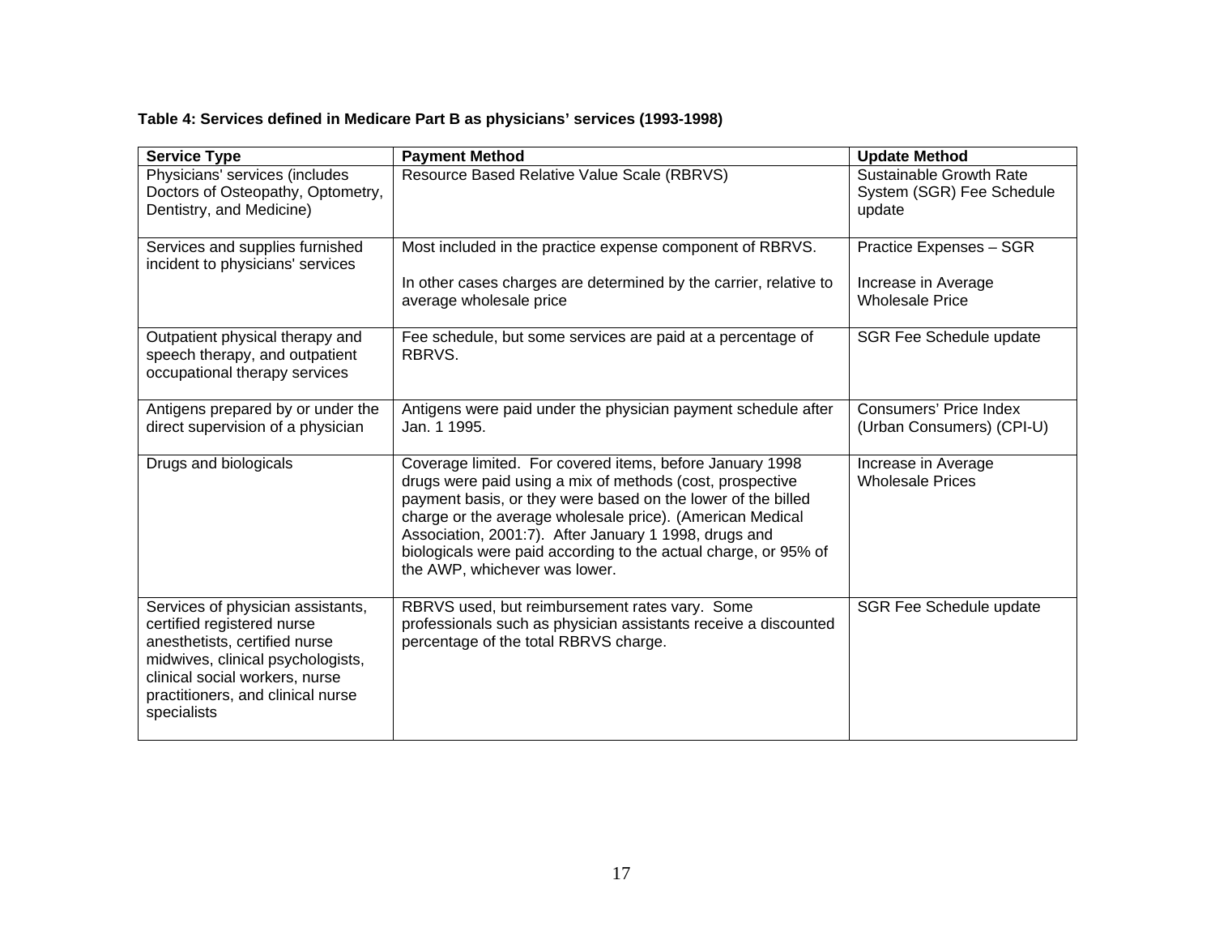**Table 4: Services defined in Medicare Part B as physicians' services (1993-1998)**

| Service Type | Payment Method | Update Method |
|---|---|---|
| Physicians' services (includes Doctors of Osteopathy, Optometry, Dentistry, and Medicine) | Resource Based Relative Value Scale (RBRVS) | Sustainable Growth Rate System (SGR) Fee Schedule update |
| Services and supplies furnished incident to physicians' services | Most included in the practice expense component of RBRVS.<br><br>In other cases charges are determined by the carrier, relative to average wholesale price | Practice Expenses – SGR<br><br>Increase in Average Wholesale Price |
| Outpatient physical therapy and speech therapy, and outpatient occupational therapy services | Fee schedule, but some services are paid at a percentage of RBRVS. | SGR Fee Schedule update |
| Antigens prepared by or under the direct supervision of a physician | Antigens were paid under the physician payment schedule after Jan. 1 1995. | Consumers' Price Index (Urban Consumers) (CPI-U) |
| Drugs and biologicals | Coverage limited. For covered items, before January 1998 drugs were paid using a mix of methods (cost, prospective payment basis, or they were based on the lower of the billed charge or the average wholesale price). (American Medical Association, 2001:7). After January 1 1998, drugs and biologicals were paid according to the actual charge, or 95% of the AWP, whichever was lower. | Increase in Average Wholesale Prices |
| Services of physician assistants, certified registered nurse anesthetists, certified nurse midwives, clinical psychologists, clinical social workers, nurse practitioners, and clinical nurse specialists | RBRVS used, but reimbursement rates vary. Some professionals such as physician assistants receive a discounted percentage of the total RBRVS charge. | SGR Fee Schedule update |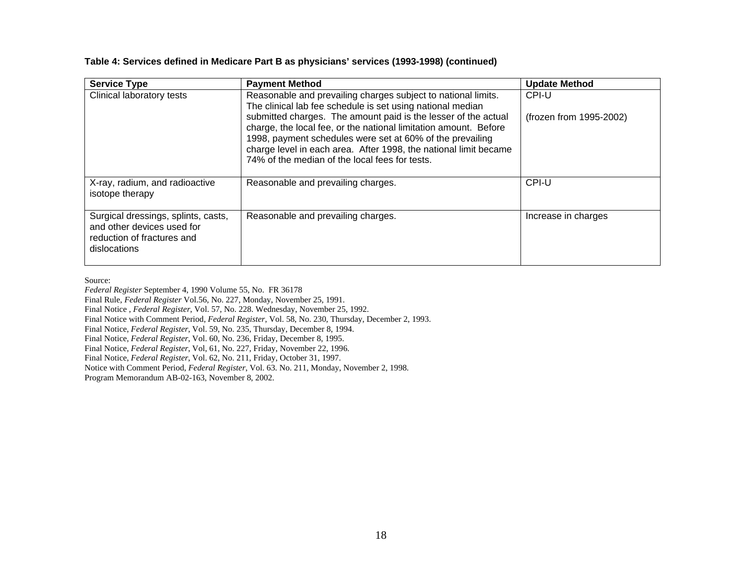**Table 4: Services defined in Medicare Part B as physicians' services (1993-1998) (continued)**

| Service Type | Payment Method | Update Method |
|---|---|---|
| Clinical laboratory tests | Reasonable and prevailing charges subject to national limits. The clinical lab fee schedule is set using national median submitted charges. The amount paid is the lesser of the actual charge, the local fee, or the national limitation amount. Before 1998, payment schedules were set at 60% of the prevailing charge level in each area. After 1998, the national limit became 74% of the median of the local fees for tests. | CPI-U<br><br>(frozen from 1995-2002) |
| X-ray, radium, and radioactive isotope therapy | Reasonable and prevailing charges. | CPI-U |
| Surgical dressings, splints, casts, and other devices used for reduction of fractures and dislocations | Reasonable and prevailing charges. | Increase in charges |

Source:
*Federal Register* September 4, 1990 Volume 55, No. FR 36178
Final Rule, *Federal Register* Vol.56, No. 227, Monday, November 25, 1991.
Final Notice , *Federal Register*, Vol. 57, No. 228. Wednesday, November 25, 1992.
Final Notice with Comment Period, *Federal Register*, Vol. 58, No. 230, Thursday, December 2, 1993.
Final Notice, *Federal Register*, Vol. 59, No. 235, Thursday, December 8, 1994.
Final Notice, *Federal Register*, Vol. 60, No. 236, Friday, December 8, 1995.
Final Notice, *Federal Register*, Vol, 61, No. 227, Friday, November 22, 1996.
Final Notice, *Federal Register*, Vol. 62, No. 211, Friday, October 31, 1997.
Notice with Comment Period, *Federal Register*, Vol. 63. No. 211, Monday, November 2, 1998.
Program Memorandum AB-02-163, November 8, 2002.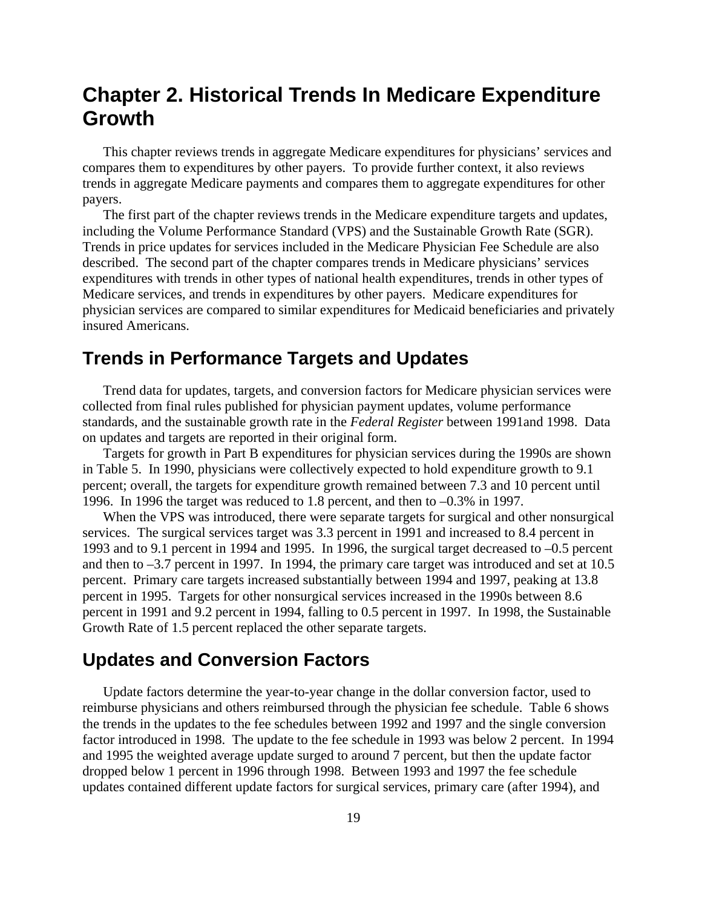# Chapter 2. Historical Trends In Medicare Expenditure Growth

This chapter reviews trends in aggregate Medicare expenditures for physicians' services and compares them to expenditures by other payers. To provide further context, it also reviews trends in aggregate Medicare payments and compares them to aggregate expenditures for other payers.

The first part of the chapter reviews trends in the Medicare expenditure targets and updates, including the Volume Performance Standard (VPS) and the Sustainable Growth Rate (SGR). Trends in price updates for services included in the Medicare Physician Fee Schedule are also described. The second part of the chapter compares trends in Medicare physicians' services expenditures with trends in other types of national health expenditures, trends in other types of Medicare services, and trends in expenditures by other payers. Medicare expenditures for physician services are compared to similar expenditures for Medicaid beneficiaries and privately insured Americans.

## Trends in Performance Targets and Updates

Trend data for updates, targets, and conversion factors for Medicare physician services were collected from final rules published for physician payment updates, volume performance standards, and the sustainable growth rate in the *Federal Register* between 1991and 1998. Data on updates and targets are reported in their original form.

Targets for growth in Part B expenditures for physician services during the 1990s are shown in Table 5. In 1990, physicians were collectively expected to hold expenditure growth to 9.1 percent; overall, the targets for expenditure growth remained between 7.3 and 10 percent until 1996. In 1996 the target was reduced to 1.8 percent, and then to –0.3% in 1997.

When the VPS was introduced, there were separate targets for surgical and other nonsurgical services. The surgical services target was 3.3 percent in 1991 and increased to 8.4 percent in 1993 and to 9.1 percent in 1994 and 1995. In 1996, the surgical target decreased to –0.5 percent and then to –3.7 percent in 1997. In 1994, the primary care target was introduced and set at 10.5 percent. Primary care targets increased substantially between 1994 and 1997, peaking at 13.8 percent in 1995. Targets for other nonsurgical services increased in the 1990s between 8.6 percent in 1991 and 9.2 percent in 1994, falling to 0.5 percent in 1997. In 1998, the Sustainable Growth Rate of 1.5 percent replaced the other separate targets.

## Updates and Conversion Factors

Update factors determine the year-to-year change in the dollar conversion factor, used to reimburse physicians and others reimbursed through the physician fee schedule. Table 6 shows the trends in the updates to the fee schedules between 1992 and 1997 and the single conversion factor introduced in 1998. The update to the fee schedule in 1993 was below 2 percent. In 1994 and 1995 the weighted average update surged to around 7 percent, but then the update factor dropped below 1 percent in 1996 through 1998. Between 1993 and 1997 the fee schedule updates contained different update factors for surgical services, primary care (after 1994), and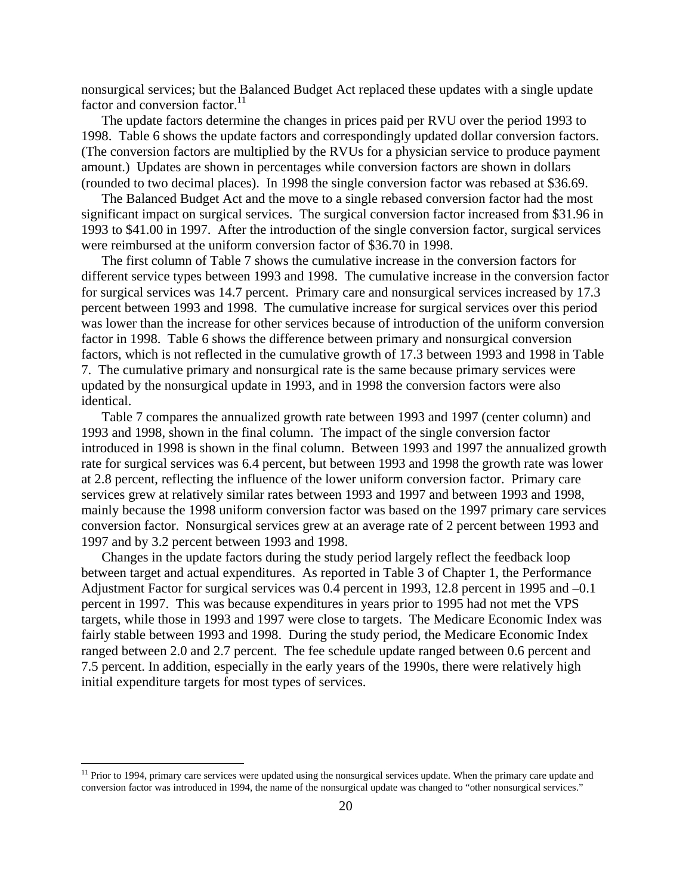nonsurgical services; but the Balanced Budget Act replaced these updates with a single update factor and conversion factor.[11]

The update factors determine the changes in prices paid per RVU over the period 1993 to 1998. Table 6 shows the update factors and correspondingly updated dollar conversion factors. (The conversion factors are multiplied by the RVUs for a physician service to produce payment amount.) Updates are shown in percentages while conversion factors are shown in dollars (rounded to two decimal places). In 1998 the single conversion factor was rebased at $36.69.

The Balanced Budget Act and the move to a single rebased conversion factor had the most significant impact on surgical services. The surgical conversion factor increased from $31.96 in 1993 to $41.00 in 1997. After the introduction of the single conversion factor, surgical services were reimbursed at the uniform conversion factor of $36.70 in 1998.

The first column of Table 7 shows the cumulative increase in the conversion factors for different service types between 1993 and 1998. The cumulative increase in the conversion factor for surgical services was 14.7 percent. Primary care and nonsurgical services increased by 17.3 percent between 1993 and 1998. The cumulative increase for surgical services over this period was lower than the increase for other services because of introduction of the uniform conversion factor in 1998. Table 6 shows the difference between primary and nonsurgical conversion factors, which is not reflected in the cumulative growth of 17.3 between 1993 and 1998 in Table 7. The cumulative primary and nonsurgical rate is the same because primary services were updated by the nonsurgical update in 1993, and in 1998 the conversion factors were also identical.

Table 7 compares the annualized growth rate between 1993 and 1997 (center column) and 1993 and 1998, shown in the final column. The impact of the single conversion factor introduced in 1998 is shown in the final column. Between 1993 and 1997 the annualized growth rate for surgical services was 6.4 percent, but between 1993 and 1998 the growth rate was lower at 2.8 percent, reflecting the influence of the lower uniform conversion factor. Primary care services grew at relatively similar rates between 1993 and 1997 and between 1993 and 1998, mainly because the 1998 uniform conversion factor was based on the 1997 primary care services conversion factor. Nonsurgical services grew at an average rate of 2 percent between 1993 and 1997 and by 3.2 percent between 1993 and 1998.

Changes in the update factors during the study period largely reflect the feedback loop between target and actual expenditures. As reported in Table 3 of Chapter 1, the Performance Adjustment Factor for surgical services was 0.4 percent in 1993, 12.8 percent in 1995 and –0.1 percent in 1997. This was because expenditures in years prior to 1995 had not met the VPS targets, while those in 1993 and 1997 were close to targets. The Medicare Economic Index was fairly stable between 1993 and 1998. During the study period, the Medicare Economic Index ranged between 2.0 and 2.7 percent. The fee schedule update ranged between 0.6 percent and 7.5 percent. In addition, especially in the early years of the 1990s, there were relatively high initial expenditure targets for most types of services.

[11] Prior to 1994, primary care services were updated using the nonsurgical services update. When the primary care update and conversion factor was introduced in 1994, the name of the nonsurgical update was changed to "other nonsurgical services."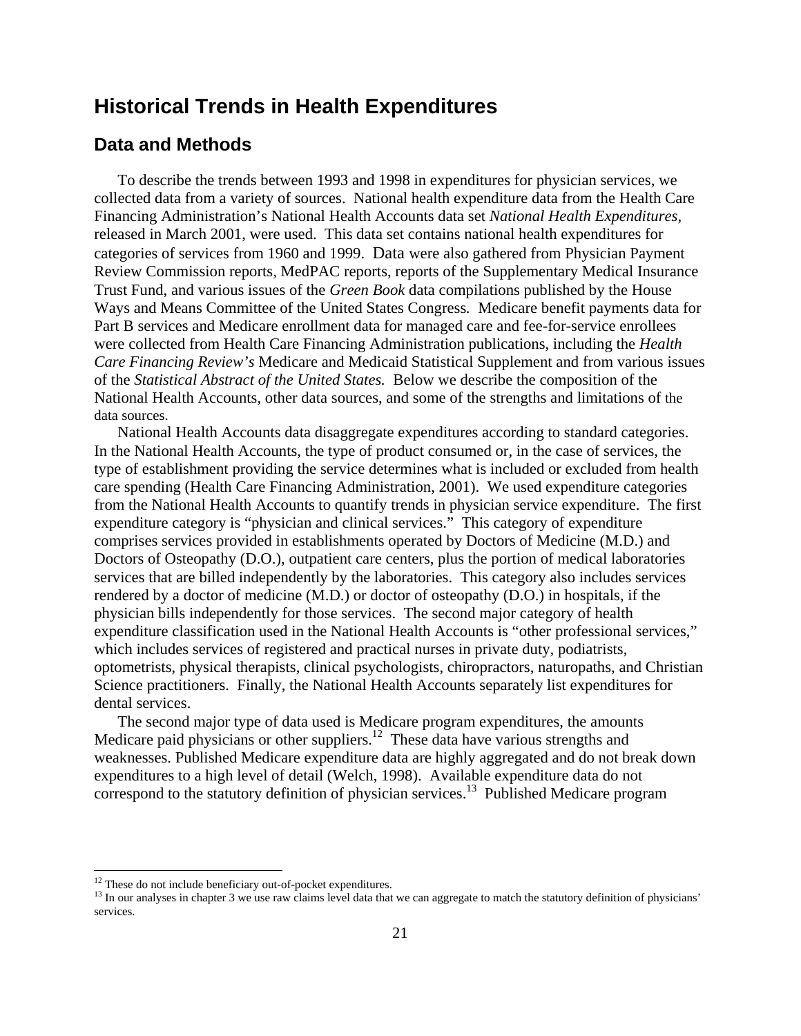# Historical Trends in Health Expenditures

## Data and Methods

To describe the trends between 1993 and 1998 in expenditures for physician services, we collected data from a variety of sources. National health expenditure data from the Health Care Financing Administration's National Health Accounts data set *National Health Expenditures*, released in March 2001, were used. This data set contains national health expenditures for categories of services from 1960 and 1999. Data were also gathered from Physician Payment Review Commission reports, MedPAC reports, reports of the Supplementary Medical Insurance Trust Fund, and various issues of the *Green Book* data compilations published by the House Ways and Means Committee of the United States Congress. Medicare benefit payments data for Part B services and Medicare enrollment data for managed care and fee-for-service enrollees were collected from Health Care Financing Administration publications, including the *Health Care Financing Review's* Medicare and Medicaid Statistical Supplement and from various issues of the *Statistical Abstract of the United States.* Below we describe the composition of the National Health Accounts, other data sources, and some of the strengths and limitations of the data sources.

National Health Accounts data disaggregate expenditures according to standard categories. In the National Health Accounts, the type of product consumed or, in the case of services, the type of establishment providing the service determines what is included or excluded from health care spending (Health Care Financing Administration, 2001). We used expenditure categories from the National Health Accounts to quantify trends in physician service expenditure. The first expenditure category is "physician and clinical services." This category of expenditure comprises services provided in establishments operated by Doctors of Medicine (M.D.) and Doctors of Osteopathy (D.O.), outpatient care centers, plus the portion of medical laboratories services that are billed independently by the laboratories. This category also includes services rendered by a doctor of medicine (M.D.) or doctor of osteopathy (D.O.) in hospitals, if the physician bills independently for those services. The second major category of health expenditure classification used in the National Health Accounts is "other professional services," which includes services of registered and practical nurses in private duty, podiatrists, optometrists, physical therapists, clinical psychologists, chiropractors, naturopaths, and Christian Science practitioners. Finally, the National Health Accounts separately list expenditures for dental services.

The second major type of data used is Medicare program expenditures, the amounts Medicare paid physicians or other suppliers.[12] These data have various strengths and weaknesses. Published Medicare expenditure data are highly aggregated and do not break down expenditures to a high level of detail (Welch, 1998). Available expenditure data do not correspond to the statutory definition of physician services.[13] Published Medicare program

[12] These do not include beneficiary out-of-pocket expenditures.

[13] In our analyses in chapter 3 we use raw claims level data that we can aggregate to match the statutory definition of physicians' services.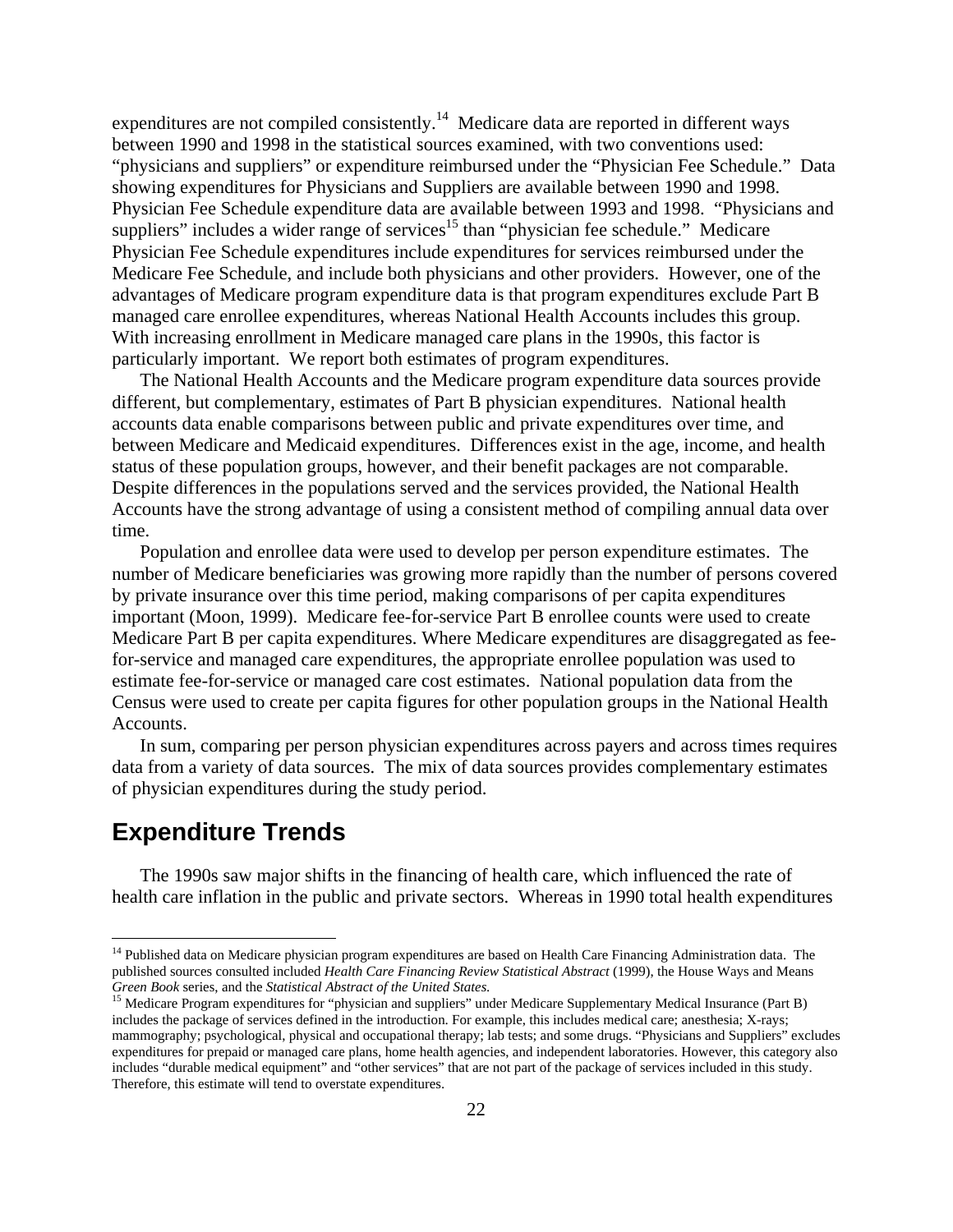expenditures are not compiled consistently.[14] Medicare data are reported in different ways between 1990 and 1998 in the statistical sources examined, with two conventions used: "physicians and suppliers" or expenditure reimbursed under the "Physician Fee Schedule." Data showing expenditures for Physicians and Suppliers are available between 1990 and 1998. Physician Fee Schedule expenditure data are available between 1993 and 1998. "Physicians and suppliers" includes a wider range of services[15] than "physician fee schedule." Medicare Physician Fee Schedule expenditures include expenditures for services reimbursed under the Medicare Fee Schedule, and include both physicians and other providers. However, one of the advantages of Medicare program expenditure data is that program expenditures exclude Part B managed care enrollee expenditures, whereas National Health Accounts includes this group. With increasing enrollment in Medicare managed care plans in the 1990s, this factor is particularly important. We report both estimates of program expenditures.

The National Health Accounts and the Medicare program expenditure data sources provide different, but complementary, estimates of Part B physician expenditures. National health accounts data enable comparisons between public and private expenditures over time, and between Medicare and Medicaid expenditures. Differences exist in the age, income, and health status of these population groups, however, and their benefit packages are not comparable. Despite differences in the populations served and the services provided, the National Health Accounts have the strong advantage of using a consistent method of compiling annual data over time.

Population and enrollee data were used to develop per person expenditure estimates. The number of Medicare beneficiaries was growing more rapidly than the number of persons covered by private insurance over this time period, making comparisons of per capita expenditures important (Moon, 1999). Medicare fee-for-service Part B enrollee counts were used to create Medicare Part B per capita expenditures. Where Medicare expenditures are disaggregated as fee-for-service and managed care expenditures, the appropriate enrollee population was used to estimate fee-for-service or managed care cost estimates. National population data from the Census were used to create per capita figures for other population groups in the National Health Accounts.

In sum, comparing per person physician expenditures across payers and across times requires data from a variety of data sources. The mix of data sources provides complementary estimates of physician expenditures during the study period.

## Expenditure Trends

The 1990s saw major shifts in the financing of health care, which influenced the rate of health care inflation in the public and private sectors. Whereas in 1990 total health expenditures

---

[14] Published data on Medicare physician program expenditures are based on Health Care Financing Administration data. The published sources consulted included *Health Care Financing Review Statistical Abstract* (1999), the House Ways and Means *Green Book* series, and the *Statistical Abstract of the United States.*

[15] Medicare Program expenditures for "physician and suppliers" under Medicare Supplementary Medical Insurance (Part B) includes the package of services defined in the introduction. For example, this includes medical care; anesthesia; X-rays; mammography; psychological, physical and occupational therapy; lab tests; and some drugs. "Physicians and Suppliers" excludes expenditures for prepaid or managed care plans, home health agencies, and independent laboratories. However, this category also includes "durable medical equipment" and "other services" that are not part of the package of services included in this study. Therefore, this estimate will tend to overstate expenditures.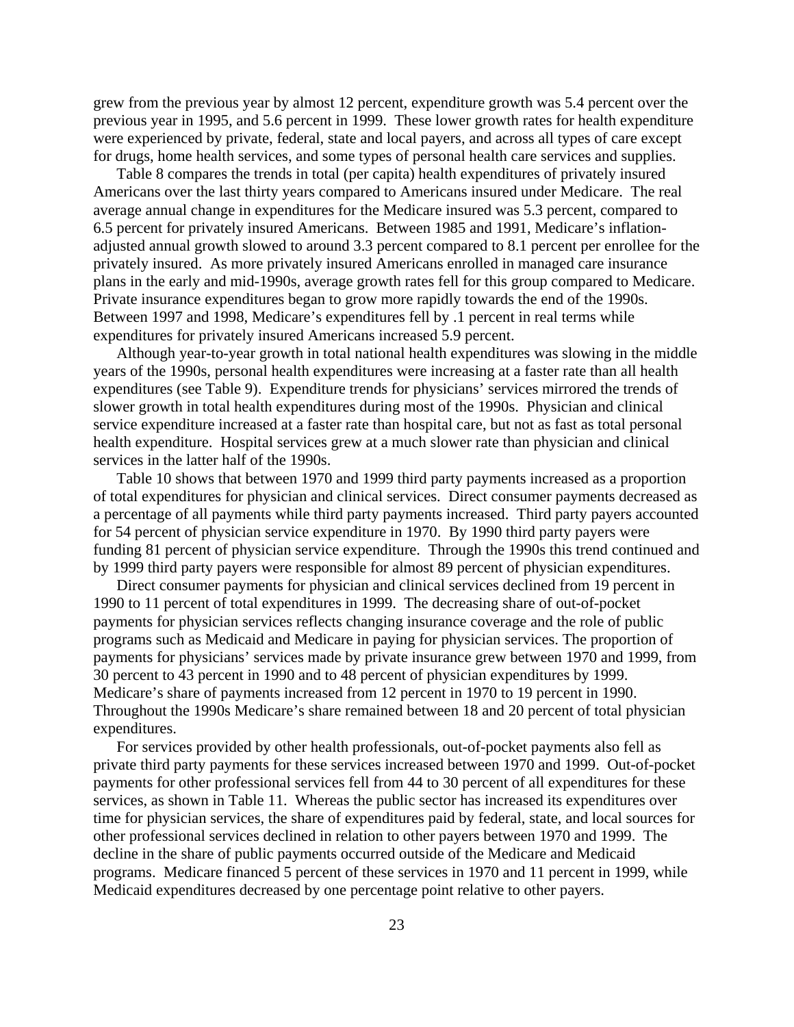grew from the previous year by almost 12 percent, expenditure growth was 5.4 percent over the previous year in 1995, and 5.6 percent in 1999. These lower growth rates for health expenditure were experienced by private, federal, state and local payers, and across all types of care except for drugs, home health services, and some types of personal health care services and supplies.

Table 8 compares the trends in total (per capita) health expenditures of privately insured Americans over the last thirty years compared to Americans insured under Medicare. The real average annual change in expenditures for the Medicare insured was 5.3 percent, compared to 6.5 percent for privately insured Americans. Between 1985 and 1991, Medicare's inflation-adjusted annual growth slowed to around 3.3 percent compared to 8.1 percent per enrollee for the privately insured. As more privately insured Americans enrolled in managed care insurance plans in the early and mid-1990s, average growth rates fell for this group compared to Medicare. Private insurance expenditures began to grow more rapidly towards the end of the 1990s. Between 1997 and 1998, Medicare's expenditures fell by .1 percent in real terms while expenditures for privately insured Americans increased 5.9 percent.

Although year-to-year growth in total national health expenditures was slowing in the middle years of the 1990s, personal health expenditures were increasing at a faster rate than all health expenditures (see Table 9). Expenditure trends for physicians' services mirrored the trends of slower growth in total health expenditures during most of the 1990s. Physician and clinical service expenditure increased at a faster rate than hospital care, but not as fast as total personal health expenditure. Hospital services grew at a much slower rate than physician and clinical services in the latter half of the 1990s.

Table 10 shows that between 1970 and 1999 third party payments increased as a proportion of total expenditures for physician and clinical services. Direct consumer payments decreased as a percentage of all payments while third party payments increased. Third party payers accounted for 54 percent of physician service expenditure in 1970. By 1990 third party payers were funding 81 percent of physician service expenditure. Through the 1990s this trend continued and by 1999 third party payers were responsible for almost 89 percent of physician expenditures.

Direct consumer payments for physician and clinical services declined from 19 percent in 1990 to 11 percent of total expenditures in 1999. The decreasing share of out-of-pocket payments for physician services reflects changing insurance coverage and the role of public programs such as Medicaid and Medicare in paying for physician services. The proportion of payments for physicians' services made by private insurance grew between 1970 and 1999, from 30 percent to 43 percent in 1990 and to 48 percent of physician expenditures by 1999. Medicare's share of payments increased from 12 percent in 1970 to 19 percent in 1990. Throughout the 1990s Medicare's share remained between 18 and 20 percent of total physician expenditures.

For services provided by other health professionals, out-of-pocket payments also fell as private third party payments for these services increased between 1970 and 1999. Out-of-pocket payments for other professional services fell from 44 to 30 percent of all expenditures for these services, as shown in Table 11. Whereas the public sector has increased its expenditures over time for physician services, the share of expenditures paid by federal, state, and local sources for other professional services declined in relation to other payers between 1970 and 1999. The decline in the share of public payments occurred outside of the Medicare and Medicaid programs. Medicare financed 5 percent of these services in 1970 and 11 percent in 1999, while Medicaid expenditures decreased by one percentage point relative to other payers.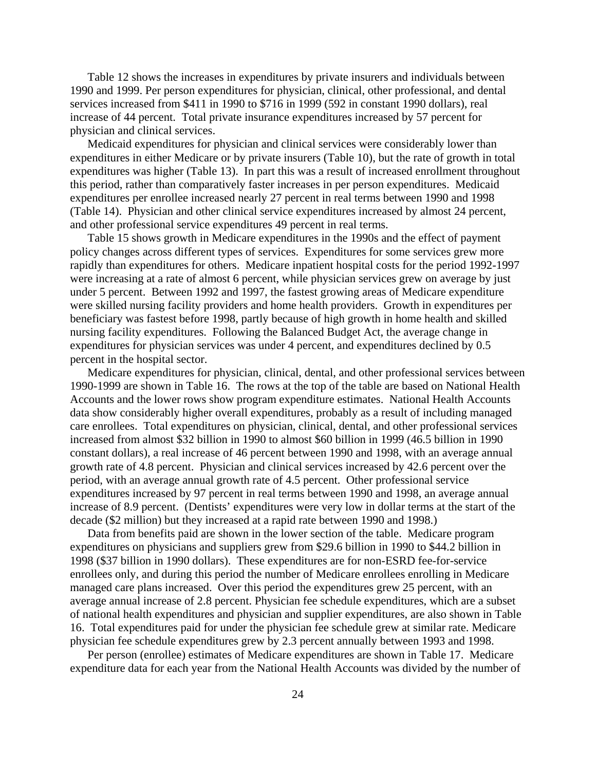Table 12 shows the increases in expenditures by private insurers and individuals between 1990 and 1999. Per person expenditures for physician, clinical, other professional, and dental services increased from $411 in 1990 to $716 in 1999 (592 in constant 1990 dollars), real increase of 44 percent. Total private insurance expenditures increased by 57 percent for physician and clinical services.

Medicaid expenditures for physician and clinical services were considerably lower than expenditures in either Medicare or by private insurers (Table 10), but the rate of growth in total expenditures was higher (Table 13). In part this was a result of increased enrollment throughout this period, rather than comparatively faster increases in per person expenditures. Medicaid expenditures per enrollee increased nearly 27 percent in real terms between 1990 and 1998 (Table 14). Physician and other clinical service expenditures increased by almost 24 percent, and other professional service expenditures 49 percent in real terms.

Table 15 shows growth in Medicare expenditures in the 1990s and the effect of payment policy changes across different types of services. Expenditures for some services grew more rapidly than expenditures for others. Medicare inpatient hospital costs for the period 1992-1997 were increasing at a rate of almost 6 percent, while physician services grew on average by just under 5 percent. Between 1992 and 1997, the fastest growing areas of Medicare expenditure were skilled nursing facility providers and home health providers. Growth in expenditures per beneficiary was fastest before 1998, partly because of high growth in home health and skilled nursing facility expenditures. Following the Balanced Budget Act, the average change in expenditures for physician services was under 4 percent, and expenditures declined by 0.5 percent in the hospital sector.

Medicare expenditures for physician, clinical, dental, and other professional services between 1990-1999 are shown in Table 16. The rows at the top of the table are based on National Health Accounts and the lower rows show program expenditure estimates. National Health Accounts data show considerably higher overall expenditures, probably as a result of including managed care enrollees. Total expenditures on physician, clinical, dental, and other professional services increased from almost $32 billion in 1990 to almost $60 billion in 1999 (46.5 billion in 1990 constant dollars), a real increase of 46 percent between 1990 and 1998, with an average annual growth rate of 4.8 percent. Physician and clinical services increased by 42.6 percent over the period, with an average annual growth rate of 4.5 percent. Other professional service expenditures increased by 97 percent in real terms between 1990 and 1998, an average annual increase of 8.9 percent. (Dentists' expenditures were very low in dollar terms at the start of the decade ($2 million) but they increased at a rapid rate between 1990 and 1998.)

Data from benefits paid are shown in the lower section of the table. Medicare program expenditures on physicians and suppliers grew from $29.6 billion in 1990 to $44.2 billion in 1998 ($37 billion in 1990 dollars). These expenditures are for non-ESRD fee-for-service enrollees only, and during this period the number of Medicare enrollees enrolling in Medicare managed care plans increased. Over this period the expenditures grew 25 percent, with an average annual increase of 2.8 percent. Physician fee schedule expenditures, which are a subset of national health expenditures and physician and supplier expenditures, are also shown in Table 16. Total expenditures paid for under the physician fee schedule grew at similar rate. Medicare physician fee schedule expenditures grew by 2.3 percent annually between 1993 and 1998.

Per person (enrollee) estimates of Medicare expenditures are shown in Table 17. Medicare expenditure data for each year from the National Health Accounts was divided by the number of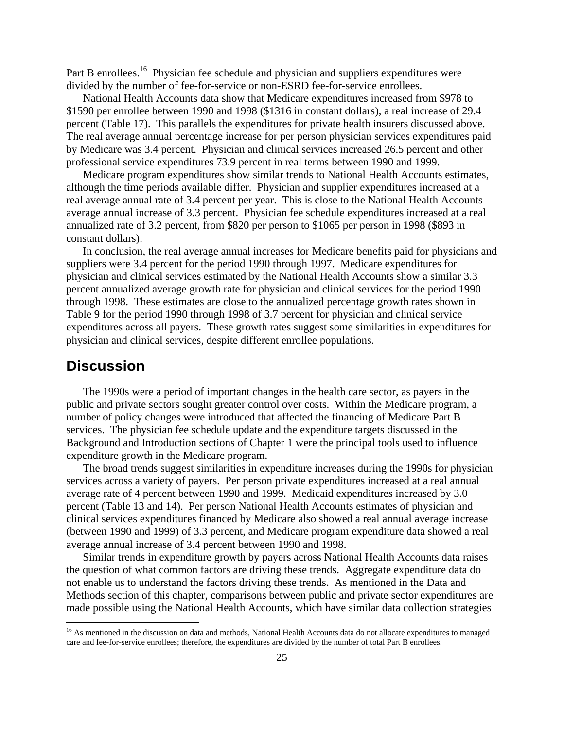Part B enrollees.[16] Physician fee schedule and physician and suppliers expenditures were divided by the number of fee-for-service or non-ESRD fee-for-service enrollees.

National Health Accounts data show that Medicare expenditures increased from $978 to $1590 per enrollee between 1990 and 1998 ($1316 in constant dollars), a real increase of 29.4 percent (Table 17). This parallels the expenditures for private health insurers discussed above. The real average annual percentage increase for per person physician services expenditures paid by Medicare was 3.4 percent. Physician and clinical services increased 26.5 percent and other professional service expenditures 73.9 percent in real terms between 1990 and 1999.

Medicare program expenditures show similar trends to National Health Accounts estimates, although the time periods available differ. Physician and supplier expenditures increased at a real average annual rate of 3.4 percent per year. This is close to the National Health Accounts average annual increase of 3.3 percent. Physician fee schedule expenditures increased at a real annualized rate of 3.2 percent, from $820 per person to $1065 per person in 1998 ($893 in constant dollars).

In conclusion, the real average annual increases for Medicare benefits paid for physicians and suppliers were 3.4 percent for the period 1990 through 1997. Medicare expenditures for physician and clinical services estimated by the National Health Accounts show a similar 3.3 percent annualized average growth rate for physician and clinical services for the period 1990 through 1998. These estimates are close to the annualized percentage growth rates shown in Table 9 for the period 1990 through 1998 of 3.7 percent for physician and clinical service expenditures across all payers. These growth rates suggest some similarities in expenditures for physician and clinical services, despite different enrollee populations.

## Discussion

The 1990s were a period of important changes in the health care sector, as payers in the public and private sectors sought greater control over costs. Within the Medicare program, a number of policy changes were introduced that affected the financing of Medicare Part B services. The physician fee schedule update and the expenditure targets discussed in the Background and Introduction sections of Chapter 1 were the principal tools used to influence expenditure growth in the Medicare program.

The broad trends suggest similarities in expenditure increases during the 1990s for physician services across a variety of payers. Per person private expenditures increased at a real annual average rate of 4 percent between 1990 and 1999. Medicaid expenditures increased by 3.0 percent (Table 13 and 14). Per person National Health Accounts estimates of physician and clinical services expenditures financed by Medicare also showed a real annual average increase (between 1990 and 1999) of 3.3 percent, and Medicare program expenditure data showed a real average annual increase of 3.4 percent between 1990 and 1998.

Similar trends in expenditure growth by payers across National Health Accounts data raises the question of what common factors are driving these trends. Aggregate expenditure data do not enable us to understand the factors driving these trends. As mentioned in the Data and Methods section of this chapter, comparisons between public and private sector expenditures are made possible using the National Health Accounts, which have similar data collection strategies

[16] As mentioned in the discussion on data and methods, National Health Accounts data do not allocate expenditures to managed care and fee-for-service enrollees; therefore, the expenditures are divided by the number of total Part B enrollees.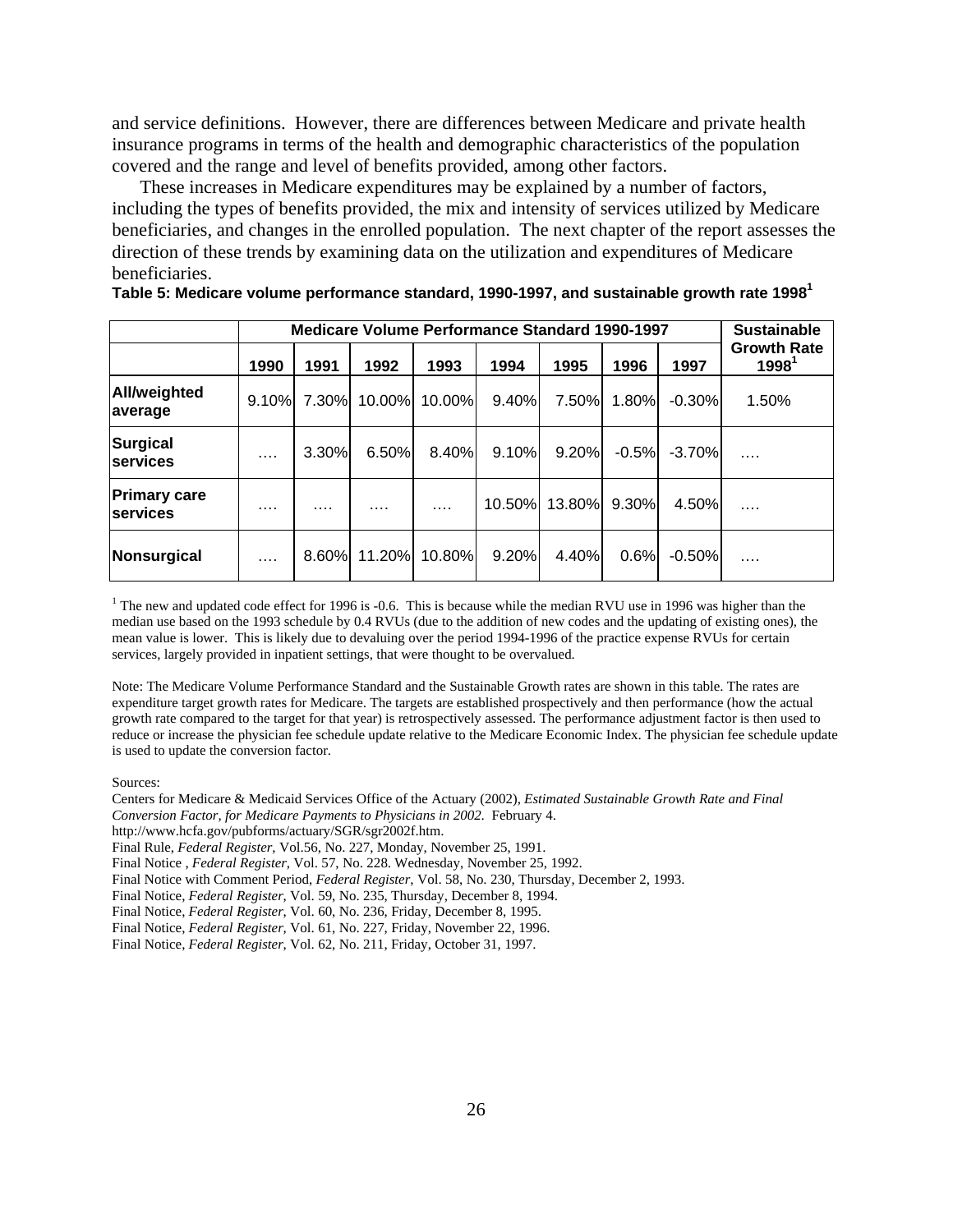and service definitions. However, there are differences between Medicare and private health insurance programs in terms of the health and demographic characteristics of the population covered and the range and level of benefits provided, among other factors.

These increases in Medicare expenditures may be explained by a number of factors, including the types of benefits provided, the mix and intensity of services utilized by Medicare beneficiaries, and changes in the enrolled population. The next chapter of the report assesses the direction of these trends by examining data on the utilization and expenditures of Medicare beneficiaries.

**Table 5: Medicare volume performance standard, 1990-1997, and sustainable growth rate 1998[1]**

| | Medicare Volume Performance Standard 1990-1997 | | | | | | | | Sustainable Growth Rate 1998[1] |
|---|---|---|---|---|---|---|---|---|---|
| | 1990 | 1991 | 1992 | 1993 | 1994 | 1995 | 1996 | 1997 | |
| **All/weighted average** | 9.10% | 7.30% | 10.00% | 10.00% | 9.40% | 7.50% | 1.80% | -0.30% | 1.50% |
| **Surgical services** | …. | 3.30% | 6.50% | 8.40% | 9.10% | 9.20% | -0.5% | -3.70% | …. |
| **Primary care services** | …. | …. | …. | …. | 10.50% | 13.80% | 9.30% | 4.50% | …. |
| **Nonsurgical** | …. | 8.60% | 11.20% | 10.80% | 9.20% | 4.40% | 0.6% | -0.50% | …. |

[1] The new and updated code effect for 1996 is -0.6. This is because while the median RVU use in 1996 was higher than the median use based on the 1993 schedule by 0.4 RVUs (due to the addition of new codes and the updating of existing ones), the mean value is lower. This is likely due to devaluing over the period 1994-1996 of the practice expense RVUs for certain services, largely provided in inpatient settings, that were thought to be overvalued.

Note: The Medicare Volume Performance Standard and the Sustainable Growth rates are shown in this table. The rates are expenditure target growth rates for Medicare. The targets are established prospectively and then performance (how the actual growth rate compared to the target for that year) is retrospectively assessed. The performance adjustment factor is then used to reduce or increase the physician fee schedule update relative to the Medicare Economic Index. The physician fee schedule update is used to update the conversion factor.

Sources:

Centers for Medicare & Medicaid Services Office of the Actuary (2002), *Estimated Sustainable Growth Rate and Final Conversion Factor, for Medicare Payments to Physicians in 2002.* February 4.
http://www.hcfa.gov/pubforms/actuary/SGR/sgr2002f.htm.
Final Rule, *Federal Register*, Vol.56, No. 227, Monday, November 25, 1991.
Final Notice , *Federal Register*, Vol. 57, No. 228. Wednesday, November 25, 1992.
Final Notice with Comment Period, *Federal Register*, Vol. 58, No. 230, Thursday, December 2, 1993.
Final Notice, *Federal Register*, Vol. 59, No. 235, Thursday, December 8, 1994.
Final Notice, *Federal Register*, Vol. 60, No. 236, Friday, December 8, 1995.
Final Notice, *Federal Register*, Vol. 61, No. 227, Friday, November 22, 1996.
Final Notice, *Federal Register*, Vol. 62, No. 211, Friday, October 31, 1997.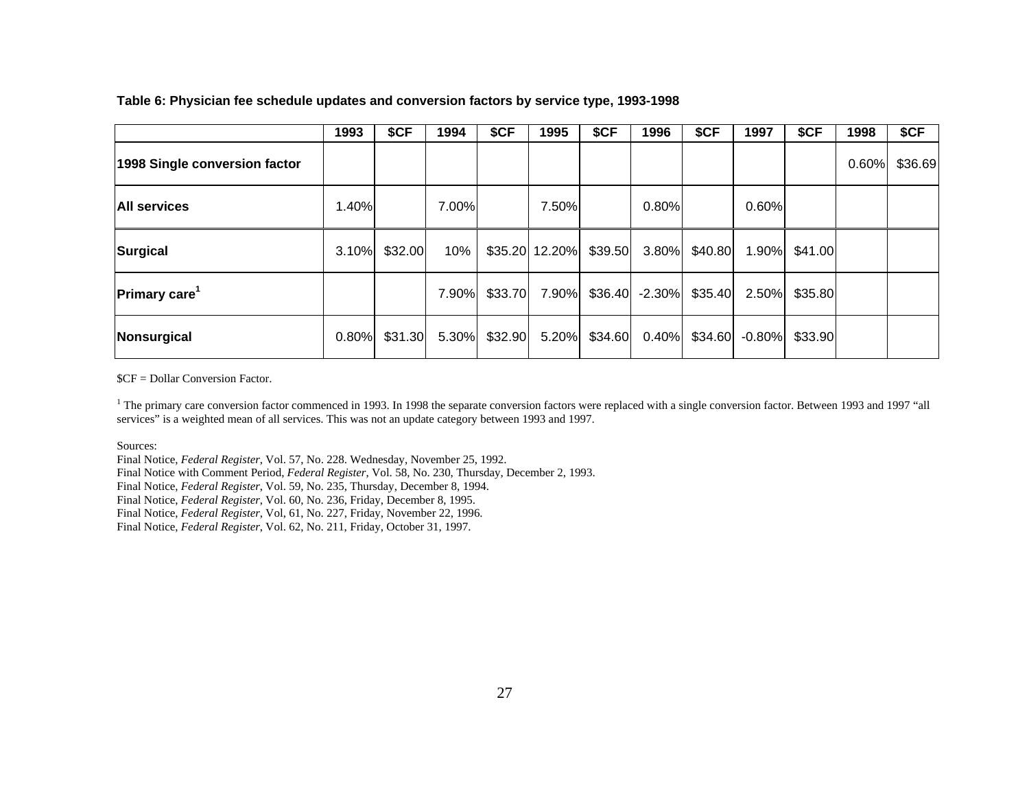**Table 6: Physician fee schedule updates and conversion factors by service type, 1993-1998**

| | 1993 | $CF | 1994 | $CF | 1995 | $CF | 1996 | $CF | 1997 | $CF | 1998 | $CF |
|---|---|---|---|---|---|---|---|---|---|---|---|---|
| **1998 Single conversion factor** | | | | | | | | | | | 0.60% | $36.69 |
| **All services** | 1.40% | | 7.00% | | 7.50% | | 0.80% | | 0.60% | | | |
| **Surgical** | 3.10% | $32.00 | 10% | $35.20 | 12.20% | $39.50 | 3.80% | $40.80 | 1.90% | $41.00 | | |
| **Primary care**[1] | | | 7.90% | $33.70 | 7.90% | $36.40 | -2.30% | $35.40 | 2.50% | $35.80 | | |
| **Nonsurgical** | 0.80% | $31.30 | 5.30% | $32.90 | 5.20% | $34.60 | 0.40% | $34.60 | -0.80% | $33.90 | | |

$CF = Dollar Conversion Factor.

[1] The primary care conversion factor commenced in 1993. In 1998 the separate conversion factors were replaced with a single conversion factor. Between 1993 and 1997 "all services" is a weighted mean of all services. This was not an update category between 1993 and 1997.

Sources:
Final Notice, *Federal Register*, Vol. 57, No. 228. Wednesday, November 25, 1992.
Final Notice with Comment Period, *Federal Register*, Vol. 58, No. 230, Thursday, December 2, 1993.
Final Notice, *Federal Register*, Vol. 59, No. 235, Thursday, December 8, 1994.
Final Notice, *Federal Register*, Vol. 60, No. 236, Friday, December 8, 1995.
Final Notice, *Federal Register*, Vol, 61, No. 227, Friday, November 22, 1996.
Final Notice, *Federal Register*, Vol. 62, No. 211, Friday, October 31, 1997.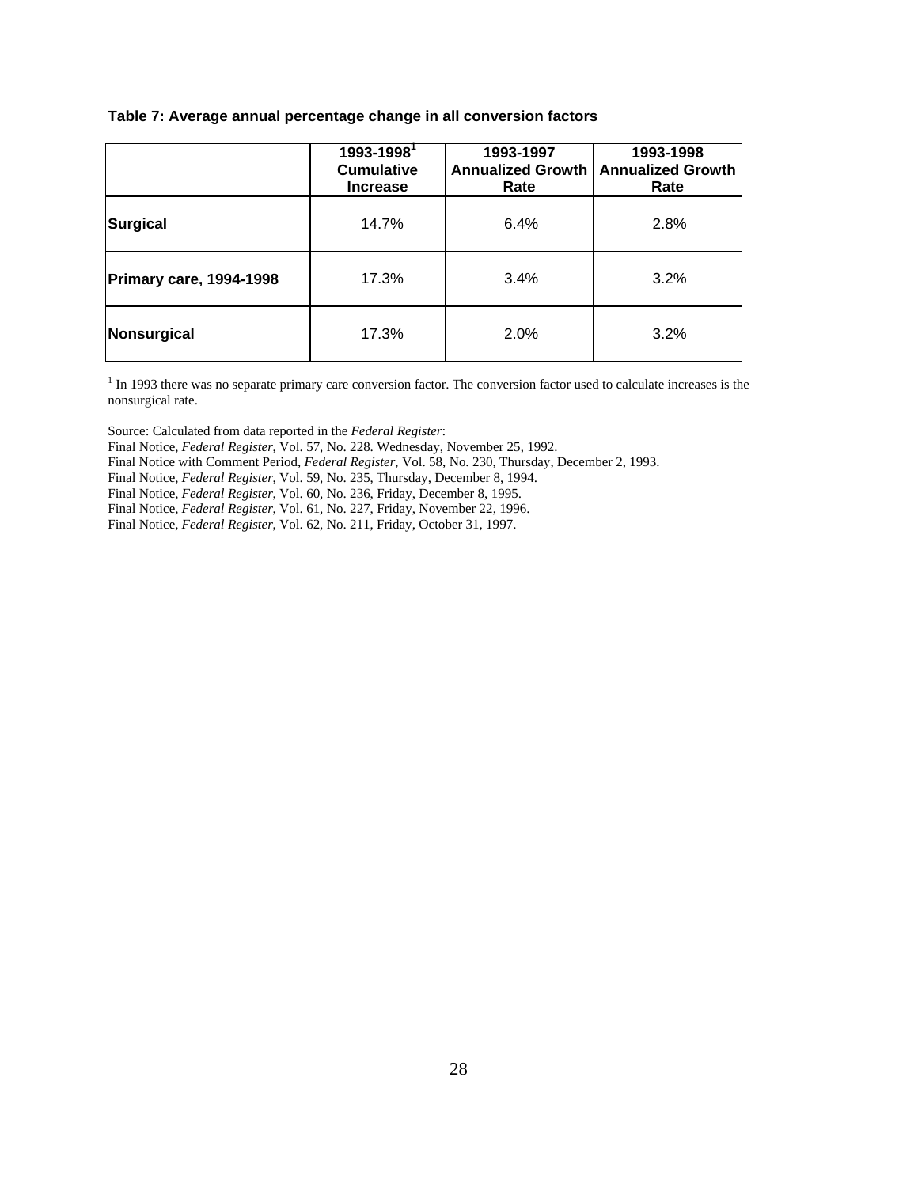**Table 7: Average annual percentage change in all conversion factors**

| | 1993-1998[1] Cumulative Increase | 1993-1997 Annualized Growth Rate | 1993-1998 Annualized Growth Rate |
|---|---|---|---|
| **Surgical** | 14.7% | 6.4% | 2.8% |
| **Primary care, 1994-1998** | 17.3% | 3.4% | 3.2% |
| **Nonsurgical** | 17.3% | 2.0% | 3.2% |

[1] In 1993 there was no separate primary care conversion factor. The conversion factor used to calculate increases is the nonsurgical rate.

Source: Calculated from data reported in the *Federal Register*:
Final Notice, *Federal Register*, Vol. 57, No. 228. Wednesday, November 25, 1992.
Final Notice with Comment Period, *Federal Register*, Vol. 58, No. 230, Thursday, December 2, 1993.
Final Notice, *Federal Register*, Vol. 59, No. 235, Thursday, December 8, 1994.
Final Notice, *Federal Register*, Vol. 60, No. 236, Friday, December 8, 1995.
Final Notice, *Federal Register*, Vol. 61, No. 227, Friday, November 22, 1996.
Final Notice, *Federal Register*, Vol. 62, No. 211, Friday, October 31, 1997.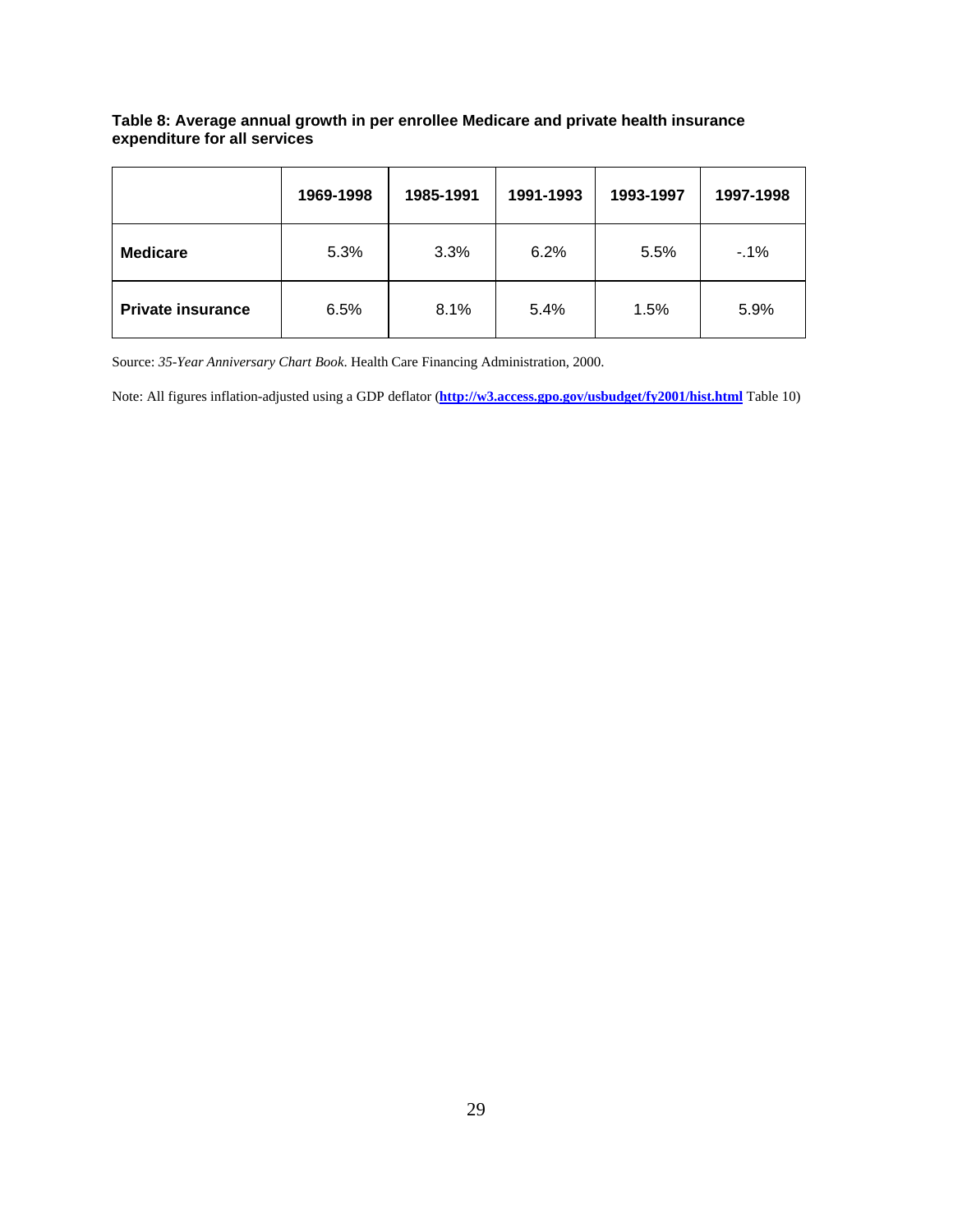**Table 8: Average annual growth in per enrollee Medicare and private health insurance expenditure for all services**

| | 1969-1998 | 1985-1991 | 1991-1993 | 1993-1997 | 1997-1998 |
|---|---|---|---|---|---|
| **Medicare** | 5.3% | 3.3% | 6.2% | 5.5% | -.1% |
| **Private insurance** | 6.5% | 8.1% | 5.4% | 1.5% | 5.9% |

Source: *35-Year Anniversary Chart Book*. Health Care Financing Administration, 2000.

Note: All figures inflation-adjusted using a GDP deflator (**http://w3.access.gpo.gov/usbudget/fy2001/hist.html** Table 10)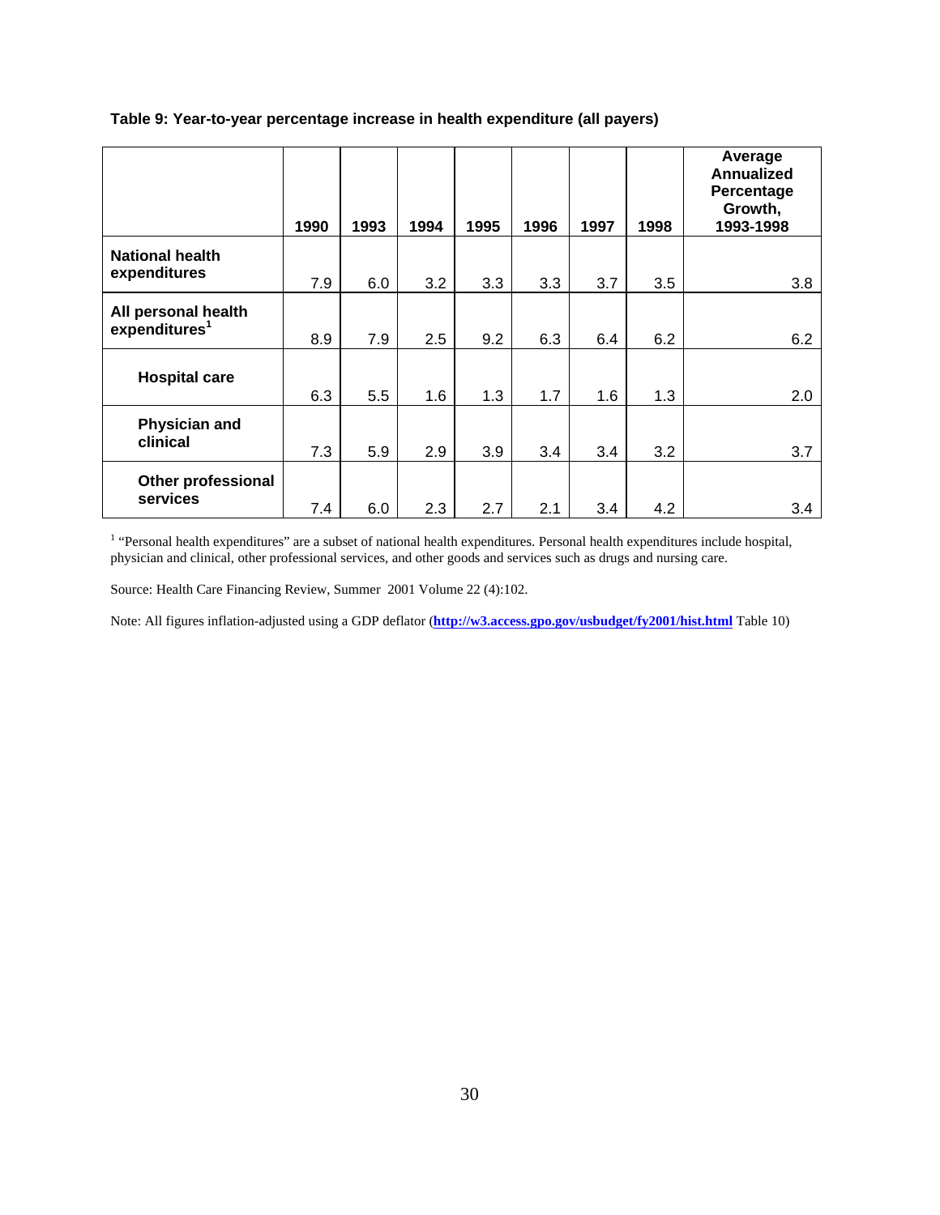**Table 9: Year-to-year percentage increase in health expenditure (all payers)**

| | 1990 | 1993 | 1994 | 1995 | 1996 | 1997 | 1998 | Average Annualized Percentage Growth, 1993-1998 |
|---|---|---|---|---|---|---|---|---|
| **National health expenditures** | 7.9 | 6.0 | 3.2 | 3.3 | 3.3 | 3.7 | 3.5 | 3.8 |
| **All personal health expenditures**[1] | 8.9 | 7.9 | 2.5 | 9.2 | 6.3 | 6.4 | 6.2 | 6.2 |
| **Hospital care** | 6.3 | 5.5 | 1.6 | 1.3 | 1.7 | 1.6 | 1.3 | 2.0 |
| **Physician and clinical** | 7.3 | 5.9 | 2.9 | 3.9 | 3.4 | 3.4 | 3.2 | 3.7 |
| **Other professional services** | 7.4 | 6.0 | 2.3 | 2.7 | 2.1 | 3.4 | 4.2 | 3.4 |

[1] "Personal health expenditures" are a subset of national health expenditures. Personal health expenditures include hospital, physician and clinical, other professional services, and other goods and services such as drugs and nursing care.

Source: Health Care Financing Review, Summer 2001 Volume 22 (4):102.

Note: All figures inflation-adjusted using a GDP deflator (**http://w3.access.gpo.gov/usbudget/fy2001/hist.html** Table 10)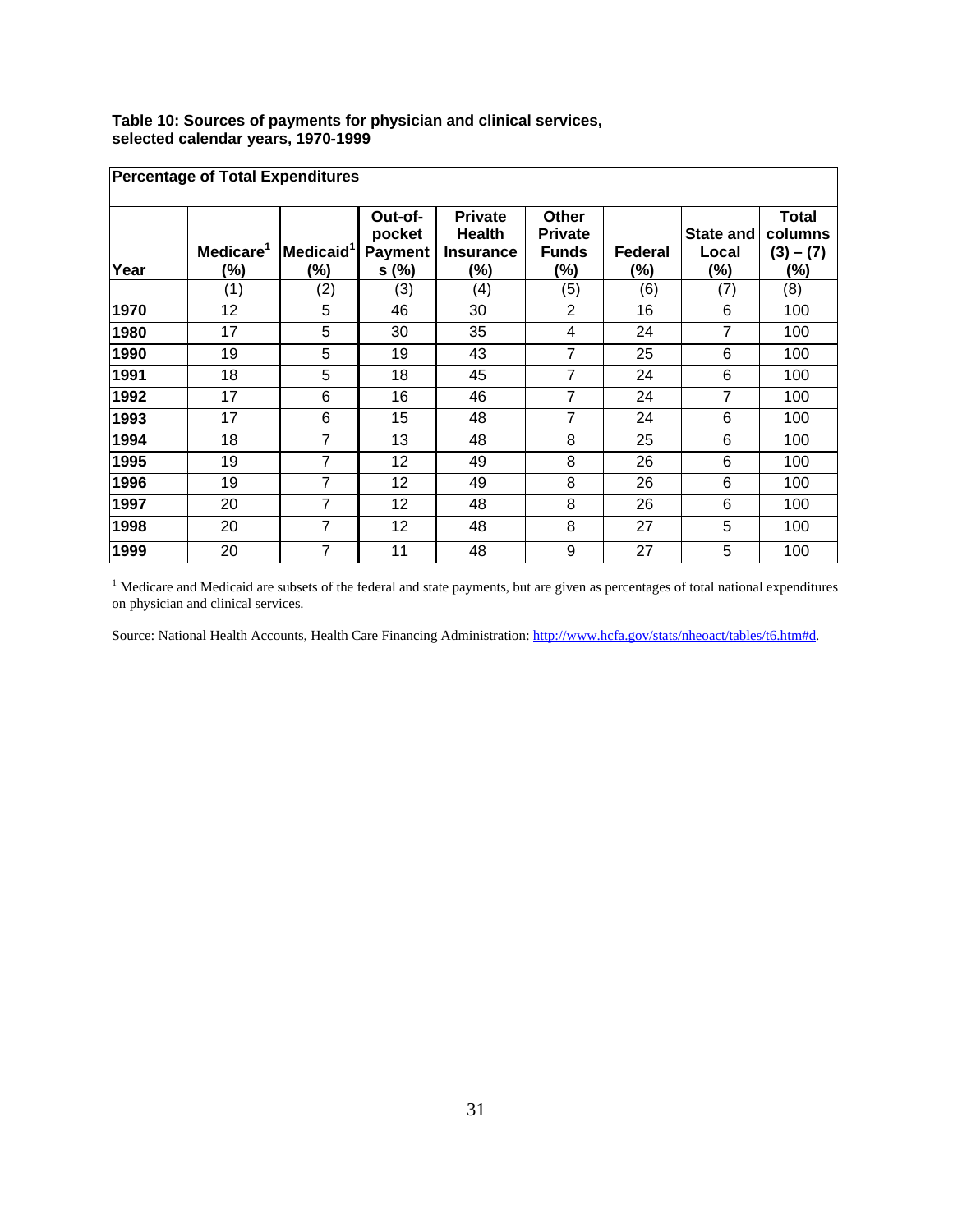**Table 10: Sources of payments for physician and clinical services, selected calendar years, 1970-1999**

| Percentage of Total Expenditures | | | | | | | | |
|---|---|---|---|---|---|---|---|---|
| Year | Medicare[1] (%) | Medicaid[1] (%) | Out-of-pocket Payments (%) | Private Health Insurance (%) | Other Private Funds (%) | Federal (%) | State and Local (%) | Total columns (3) – (7) (%) |
| | (1) | (2) | (3) | (4) | (5) | (6) | (7) | (8) |
| **1970** | 12 | 5 | 46 | 30 | 2 | 16 | 6 | 100 |
| **1980** | 17 | 5 | 30 | 35 | 4 | 24 | 7 | 100 |
| **1990** | 19 | 5 | 19 | 43 | 7 | 25 | 6 | 100 |
| **1991** | 18 | 5 | 18 | 45 | 7 | 24 | 6 | 100 |
| **1992** | 17 | 6 | 16 | 46 | 7 | 24 | 7 | 100 |
| **1993** | 17 | 6 | 15 | 48 | 7 | 24 | 6 | 100 |
| **1994** | 18 | 7 | 13 | 48 | 8 | 25 | 6 | 100 |
| **1995** | 19 | 7 | 12 | 49 | 8 | 26 | 6 | 100 |
| **1996** | 19 | 7 | 12 | 49 | 8 | 26 | 6 | 100 |
| **1997** | 20 | 7 | 12 | 48 | 8 | 26 | 6 | 100 |
| **1998** | 20 | 7 | 12 | 48 | 8 | 27 | 5 | 100 |
| **1999** | 20 | 7 | 11 | 48 | 9 | 27 | 5 | 100 |

[1] Medicare and Medicaid are subsets of the federal and state payments, but are given as percentages of total national expenditures on physician and clinical services.

Source: National Health Accounts, Health Care Financing Administration: http://www.hcfa.gov/stats/nheoact/tables/t6.htm#d.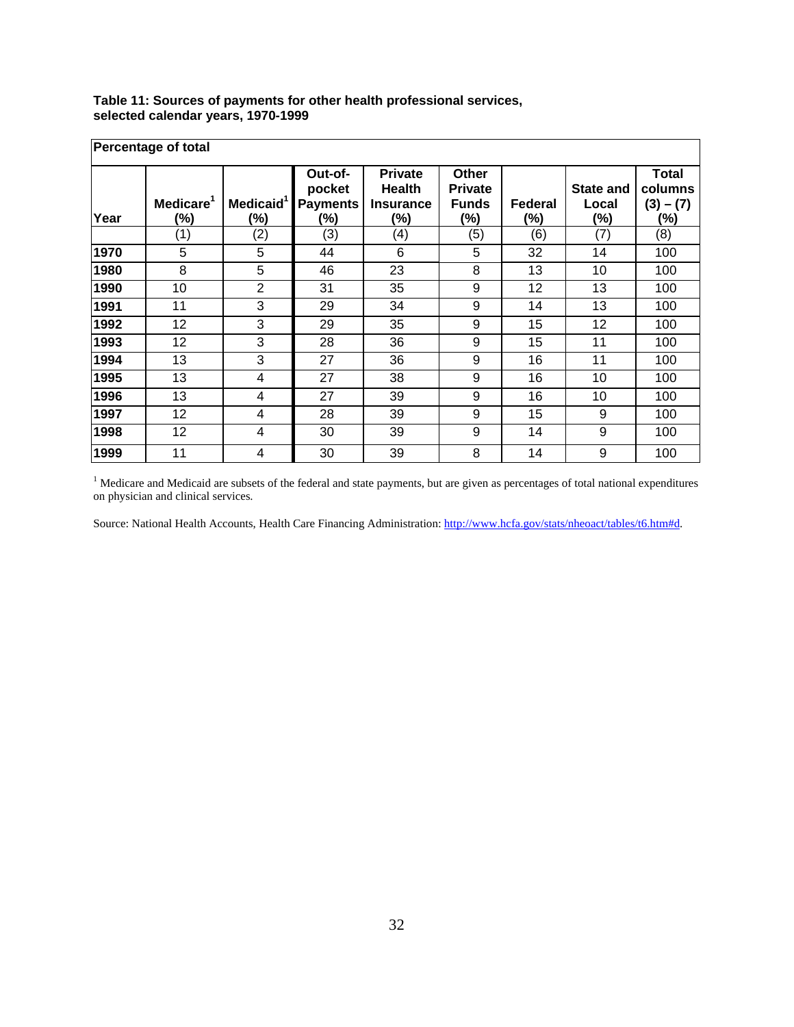**Table 11: Sources of payments for other health professional services, selected calendar years, 1970-1999**

| Percentage of total | | | | | | | | |
|---|---|---|---|---|---|---|---|---|
| Year | Medicare[1] (%) | Medicaid[1] (%) | Out-of-pocket Payments (%) | Private Health Insurance (%) | Other Private Funds (%) | Federal (%) | State and Local (%) | Total columns (3) – (7) (%) |
| | (1) | (2) | (3) | (4) | (5) | (6) | (7) | (8) |
| **1970** | 5 | 5 | 44 | 6 | 5 | 32 | 14 | 100 |
| **1980** | 8 | 5 | 46 | 23 | 8 | 13 | 10 | 100 |
| **1990** | 10 | 2 | 31 | 35 | 9 | 12 | 13 | 100 |
| **1991** | 11 | 3 | 29 | 34 | 9 | 14 | 13 | 100 |
| **1992** | 12 | 3 | 29 | 35 | 9 | 15 | 12 | 100 |
| **1993** | 12 | 3 | 28 | 36 | 9 | 15 | 11 | 100 |
| **1994** | 13 | 3 | 27 | 36 | 9 | 16 | 11 | 100 |
| **1995** | 13 | 4 | 27 | 38 | 9 | 16 | 10 | 100 |
| **1996** | 13 | 4 | 27 | 39 | 9 | 16 | 10 | 100 |
| **1997** | 12 | 4 | 28 | 39 | 9 | 15 | 9 | 100 |
| **1998** | 12 | 4 | 30 | 39 | 9 | 14 | 9 | 100 |
| **1999** | 11 | 4 | 30 | 39 | 8 | 14 | 9 | 100 |

[1] Medicare and Medicaid are subsets of the federal and state payments, but are given as percentages of total national expenditures on physician and clinical services.

Source: National Health Accounts, Health Care Financing Administration: http://www.hcfa.gov/stats/nheoact/tables/t6.htm#d.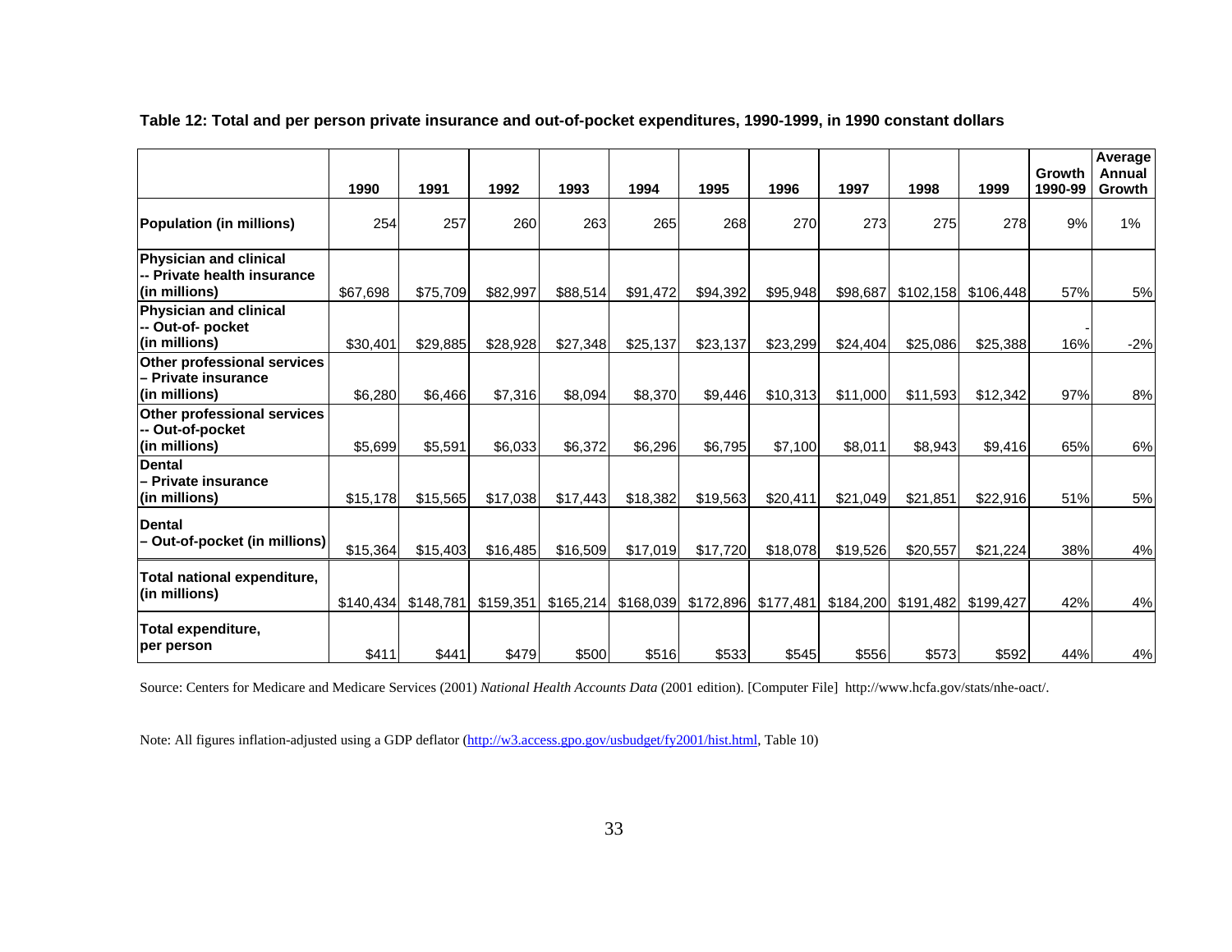**Table 12: Total and per person private insurance and out-of-pocket expenditures, 1990-1999, in 1990 constant dollars**

| | 1990 | 1991 | 1992 | 1993 | 1994 | 1995 | 1996 | 1997 | 1998 | 1999 | Growth 1990-99 | Average Annual Growth |
|---|---|---|---|---|---|---|---|---|---|---|---|---|
| **Population (in millions)** | 254 | 257 | 260 | 263 | 265 | 268 | 270 | 273 | 275 | 278 | 9% | 1% |
| **Physician and clinical -- Private health insurance (in millions)** | $67,698 | $75,709 | $82,997 | $88,514 | $91,472 | $94,392 | $95,948 | $98,687 | $102,158 | $106,448 | 57% | 5% |
| **Physician and clinical -- Out-of- pocket (in millions)** | $30,401 | $29,885 | $28,928 | $27,348 | $25,137 | $23,137 | $23,299 | $24,404 | $25,086 | $25,388 | -16% | -2% |
| **Other professional services – Private insurance (in millions)** | $6,280 | $6,466 | $7,316 | $8,094 | $8,370 | $9,446 | $10,313 | $11,000 | $11,593 | $12,342 | 97% | 8% |
| **Other professional services -- Out-of-pocket (in millions)** | $5,699 | $5,591 | $6,033 | $6,372 | $6,296 | $6,795 | $7,100 | $8,011 | $8,943 | $9,416 | 65% | 6% |
| **Dental – Private insurance (in millions)** | $15,178 | $15,565 | $17,038 | $17,443 | $18,382 | $19,563 | $20,411 | $21,049 | $21,851 | $22,916 | 51% | 5% |
| **Dental – Out-of-pocket (in millions)** | $15,364 | $15,403 | $16,485 | $16,509 | $17,019 | $17,720 | $18,078 | $19,526 | $20,557 | $21,224 | 38% | 4% |
| **Total national expenditure, (in millions)** | $140,434 | $148,781 | $159,351 | $165,214 | $168,039 | $172,896 | $177,481 | $184,200 | $191,482 | $199,427 | 42% | 4% |
| **Total expenditure, per person** | $411 | $441 | $479 | $500 | $516 | $533 | $545 | $556 | $573 | $592 | 44% | 4% |

Source: Centers for Medicare and Medicare Services (2001) *National Health Accounts Data* (2001 edition). [Computer File] http://www.hcfa.gov/stats/nhe-oact/.

Note: All figures inflation-adjusted using a GDP deflator (http://w3.access.gpo.gov/usbudget/fy2001/hist.html, Table 10)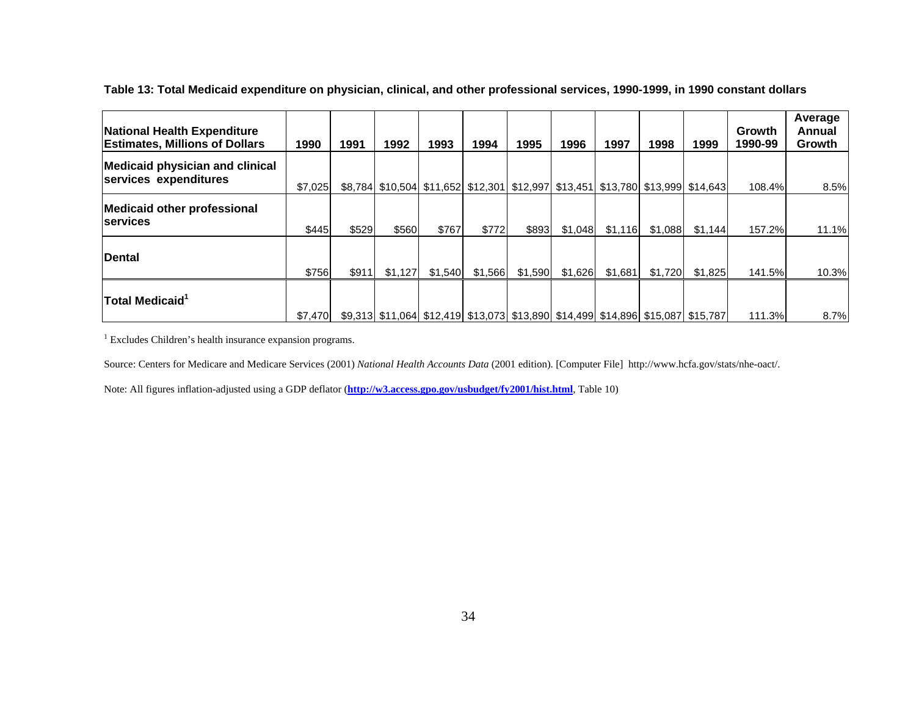**Table 13: Total Medicaid expenditure on physician, clinical, and other professional services, 1990-1999, in 1990 constant dollars**

| National Health Expenditure Estimates, Millions of Dollars | 1990 | 1991 | 1992 | 1993 | 1994 | 1995 | 1996 | 1997 | 1998 | 1999 | Growth 1990-99 | Average Annual Growth |
|---|---|---|---|---|---|---|---|---|---|---|---|---|
| Medicaid physician and clinical services expenditures | $7,025 | $8,784 | $10,504 | $11,652 | $12,301 | $12,997 | $13,451 | $13,780 | $13,999 | $14,643 | 108.4% | 8.5% |
| Medicaid other professional services | $445 | $529 | $560 | $767 | $772 | $893 | $1,048 | $1,116 | $1,088 | $1,144 | 157.2% | 11.1% |
| Dental | $756 | $911 | $1,127 | $1,540 | $1,566 | $1,590 | $1,626 | $1,681 | $1,720 | $1,825 | 141.5% | 10.3% |
| Total Medicaid[1] | $7,470 | $9,313 | $11,064 | $12,419 | $13,073 | $13,890 | $14,499 | $14,896 | $15,087 | $15,787 | 111.3% | 8.7% |

[1] Excludes Children's health insurance expansion programs.

Source: Centers for Medicare and Medicare Services (2001) *National Health Accounts Data* (2001 edition). [Computer File] http://www.hcfa.gov/stats/nhe-oact/.

Note: All figures inflation-adjusted using a GDP deflator (**http://w3.access.gpo.gov/usbudget/fy2001/hist.html**, Table 10)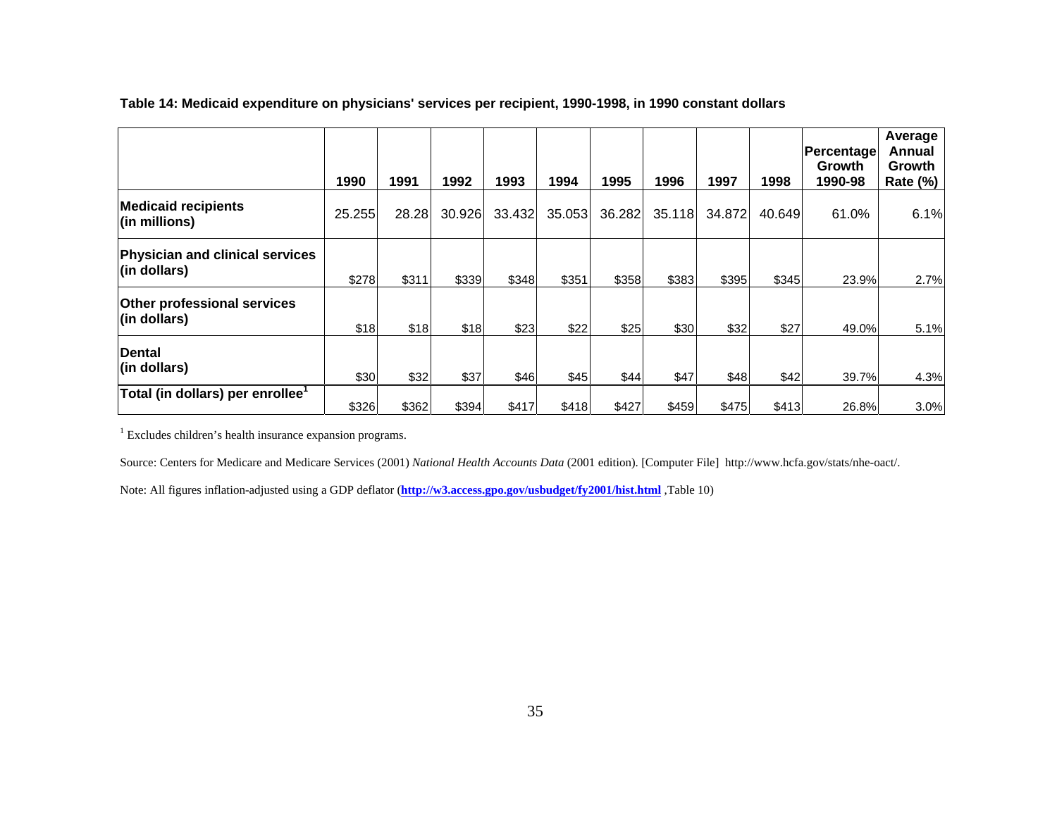**Table 14: Medicaid expenditure on physicians' services per recipient, 1990-1998, in 1990 constant dollars**

| | 1990 | 1991 | 1992 | 1993 | 1994 | 1995 | 1996 | 1997 | 1998 | Percentage Growth 1990-98 | Average Annual Growth Rate (%) |
|---|---|---|---|---|---|---|---|---|---|---|---|
| **Medicaid recipients (in millions)** | 25.255 | 28.28 | 30.926 | 33.432 | 35.053 | 36.282 | 35.118 | 34.872 | 40.649 | 61.0% | 6.1% |
| **Physician and clinical services (in dollars)** | $278 | $311 | $339 | $348 | $351 | $358 | $383 | $395 | $345 | 23.9% | 2.7% |
| **Other professional services (in dollars)** | $18 | $18 | $18 | $23 | $22 | $25 | $30 | $32 | $27 | 49.0% | 5.1% |
| **Dental (in dollars)** | $30 | $32 | $37 | $46 | $45 | $44 | $47 | $48 | $42 | 39.7% | 4.3% |
| **Total (in dollars) per enrollee[1]** | $326 | $362 | $394 | $417 | $418 | $427 | $459 | $475 | $413 | 26.8% | 3.0% |

[1] Excludes children's health insurance expansion programs.

Source: Centers for Medicare and Medicare Services (2001) *National Health Accounts Data* (2001 edition). [Computer File] http://www.hcfa.gov/stats/nhe-oact/.

Note: All figures inflation-adjusted using a GDP deflator (**http://w3.access.gpo.gov/usbudget/fy2001/hist.html** ,Table 10)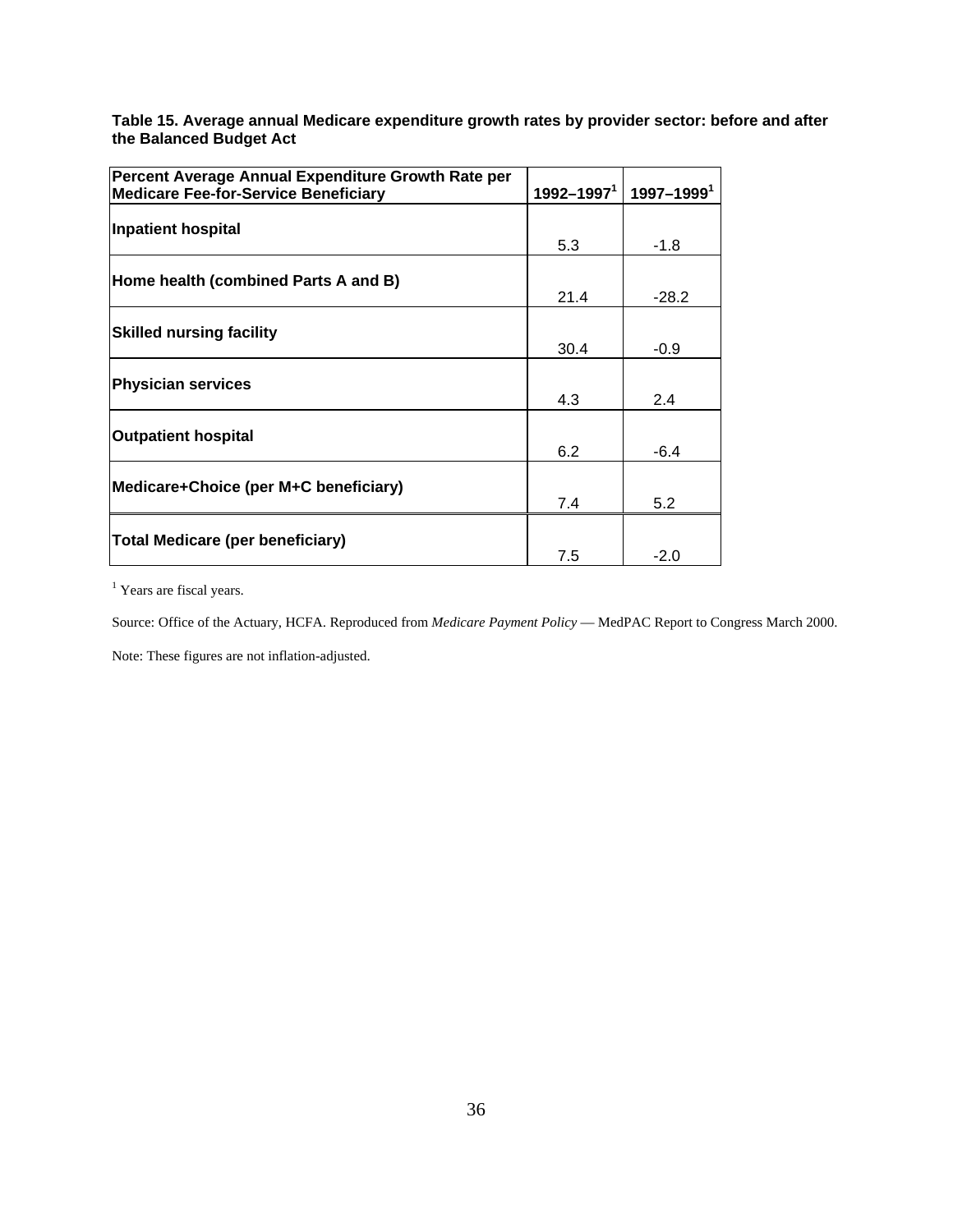**Table 15. Average annual Medicare expenditure growth rates by provider sector: before and after the Balanced Budget Act**

| Percent Average Annual Expenditure Growth Rate per Medicare Fee-for-Service Beneficiary | 1992–1997[1] | 1997–1999[1] |
|---|---|---|
| **Inpatient hospital** | 5.3 | -1.8 |
| **Home health (combined Parts A and B)** | 21.4 | -28.2 |
| **Skilled nursing facility** | 30.4 | -0.9 |
| **Physician services** | 4.3 | 2.4 |
| **Outpatient hospital** | 6.2 | -6.4 |
| **Medicare+Choice (per M+C beneficiary)** | 7.4 | 5.2 |
| **Total Medicare (per beneficiary)** | 7.5 | -2.0 |

[1] Years are fiscal years.

Source: Office of the Actuary, HCFA. Reproduced from *Medicare Payment Policy* — MedPAC Report to Congress March 2000.

Note: These figures are not inflation-adjusted.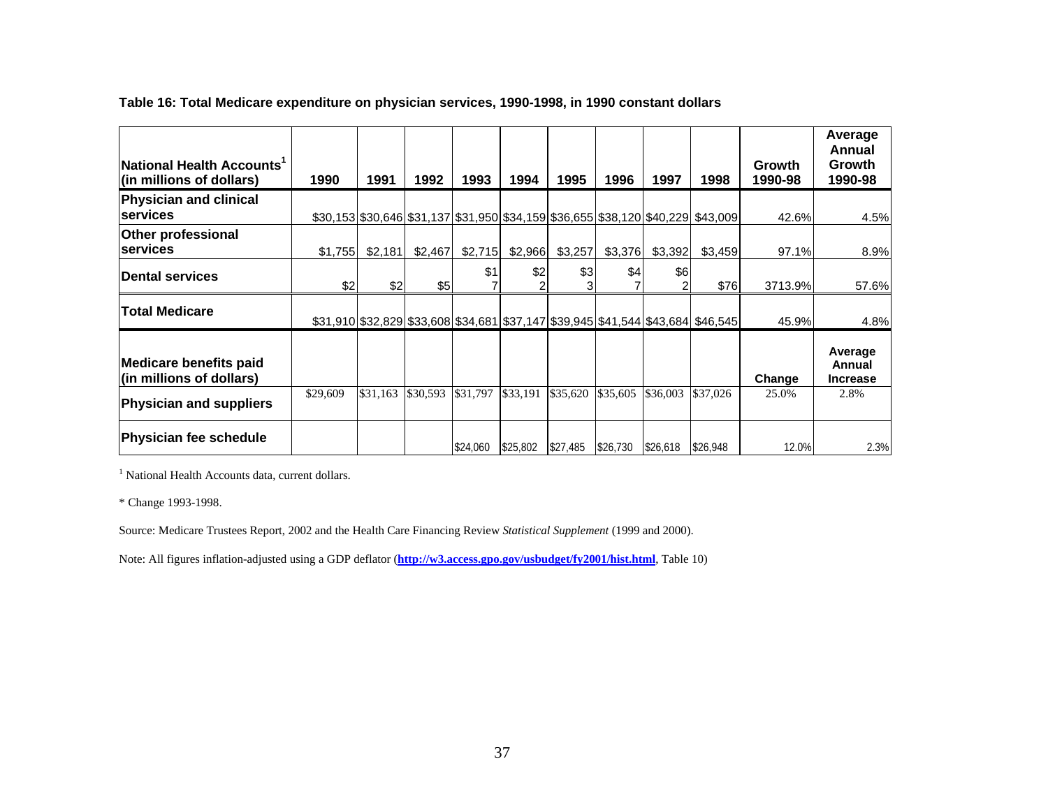**Table 16: Total Medicare expenditure on physician services, 1990-1998, in 1990 constant dollars**

| National Health Accounts[1] (in millions of dollars) | 1990 | 1991 | 1992 | 1993 | 1994 | 1995 | 1996 | 1997 | 1998 | Growth 1990-98 | Average Annual Growth 1990-98 |
|---|---|---|---|---|---|---|---|---|---|---|---|
| Physician and clinical services | $30,153 | $30,646 | $31,137 | $31,950 | $34,159 | $36,655 | $38,120 | $40,229 | $43,009 | 42.6% | 4.5% |
| Other professional services | $1,755 | $2,181 | $2,467 | $2,715 | $2,966 | $3,257 | $3,376 | $3,392 | $3,459 | 97.1% | 8.9% |
| Dental services | $2 | $2 | $5 | $17 | $22 | $33 | $47 | $62 | $76 | 3713.9% | 57.6% |
| Total Medicare | $31,910 | $32,829 | $33,608 | $34,681 | $37,147 | $39,945 | $41,544 | $43,684 | $46,545 | 45.9% | 4.8% |
| **Medicare benefits paid (in millions of dollars)** | | | | | | | | | | **Change** | **Average Annual Increase** |
| Physician and suppliers | $29,609 | $31,163 | $30,593 | $31,797 | $33,191 | $35,620 | $35,605 | $36,003 | $37,026 | 25.0% | 2.8% |
| Physician fee schedule | | | | $24,060 | $25,802 | $27,485 | $26,730 | $26,618 | $26,948 | 12.0% | 2.3% |

[1] National Health Accounts data, current dollars.

* Change 1993-1998.

Source: Medicare Trustees Report, 2002 and the Health Care Financing Review *Statistical Supplement* (1999 and 2000).

Note: All figures inflation-adjusted using a GDP deflator (**http://w3.access.gpo.gov/usbudget/fy2001/hist.html**, Table 10)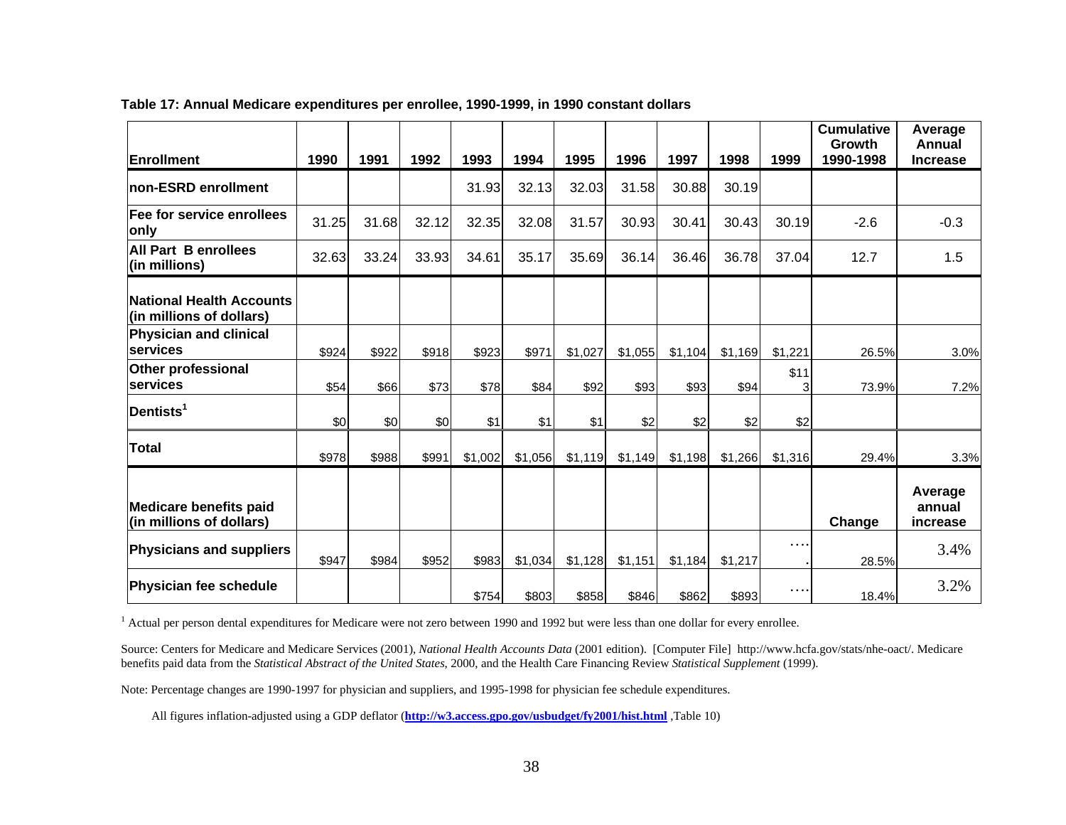**Table 17: Annual Medicare expenditures per enrollee, 1990-1999, in 1990 constant dollars**

| Enrollment | 1990 | 1991 | 1992 | 1993 | 1994 | 1995 | 1996 | 1997 | 1998 | 1999 | Cumulative Growth 1990-1998 | Average Annual Increase |
|---|---|---|---|---|---|---|---|---|---|---|---|---|
| non-ESRD enrollment | | | | 31.93 | 32.13 | 32.03 | 31.58 | 30.88 | 30.19 | | | |
| Fee for service enrollees only | 31.25 | 31.68 | 32.12 | 32.35 | 32.08 | 31.57 | 30.93 | 30.41 | 30.43 | 30.19 | -2.6 | -0.3 |
| All Part B enrollees (in millions) | 32.63 | 33.24 | 33.93 | 34.61 | 35.17 | 35.69 | 36.14 | 36.46 | 36.78 | 37.04 | 12.7 | 1.5 |
| **National Health Accounts (in millions of dollars)** | | | | | | | | | | | | |
| Physician and clinical services | $924 | $922 | $918 | $923 | $971 | $1,027 | $1,055 | $1,104 | $1,169 | $1,221 | 26.5% | 3.0% |
| Other professional services | $54 | $66 | $73 | $78 | $84 | $92 | $93 | $93 | $94 | $113 | 73.9% | 7.2% |
| Dentists[1] | $0 | $0 | $0 | $1 | $1 | $1 | $2 | $2 | $2 | $2 | | |
| Total | $978 | $988 | $991 | $1,002 | $1,056 | $1,119 | $1,149 | $1,198 | $1,266 | $1,316 | 29.4% | 3.3% |
| **Medicare benefits paid (in millions of dollars)** | | | | | | | | | | | **Change** | **Average annual increase** |
| Physicians and suppliers | $947 | $984 | $952 | $983 | $1,034 | $1,128 | $1,151 | $1,184 | $1,217 | ….. | 28.5% | 3.4% |
| Physician fee schedule | | | | $754 | $803 | $858 | $846 | $862 | $893 | …. | 18.4% | 3.2% |

[1] Actual per person dental expenditures for Medicare were not zero between 1990 and 1992 but were less than one dollar for every enrollee.

Source: Centers for Medicare and Medicare Services (2001), *National Health Accounts Data* (2001 edition). [Computer File] http://www.hcfa.gov/stats/nhe-oact/. Medicare benefits paid data from the *Statistical Abstract of the United States*, 2000, and the Health Care Financing Review *Statistical Supplement* (1999).

Note: Percentage changes are 1990-1997 for physician and suppliers, and 1995-1998 for physician fee schedule expenditures.

All figures inflation-adjusted using a GDP deflator (**http://w3.access.gpo.gov/usbudget/fy2001/hist.html** ,Table 10)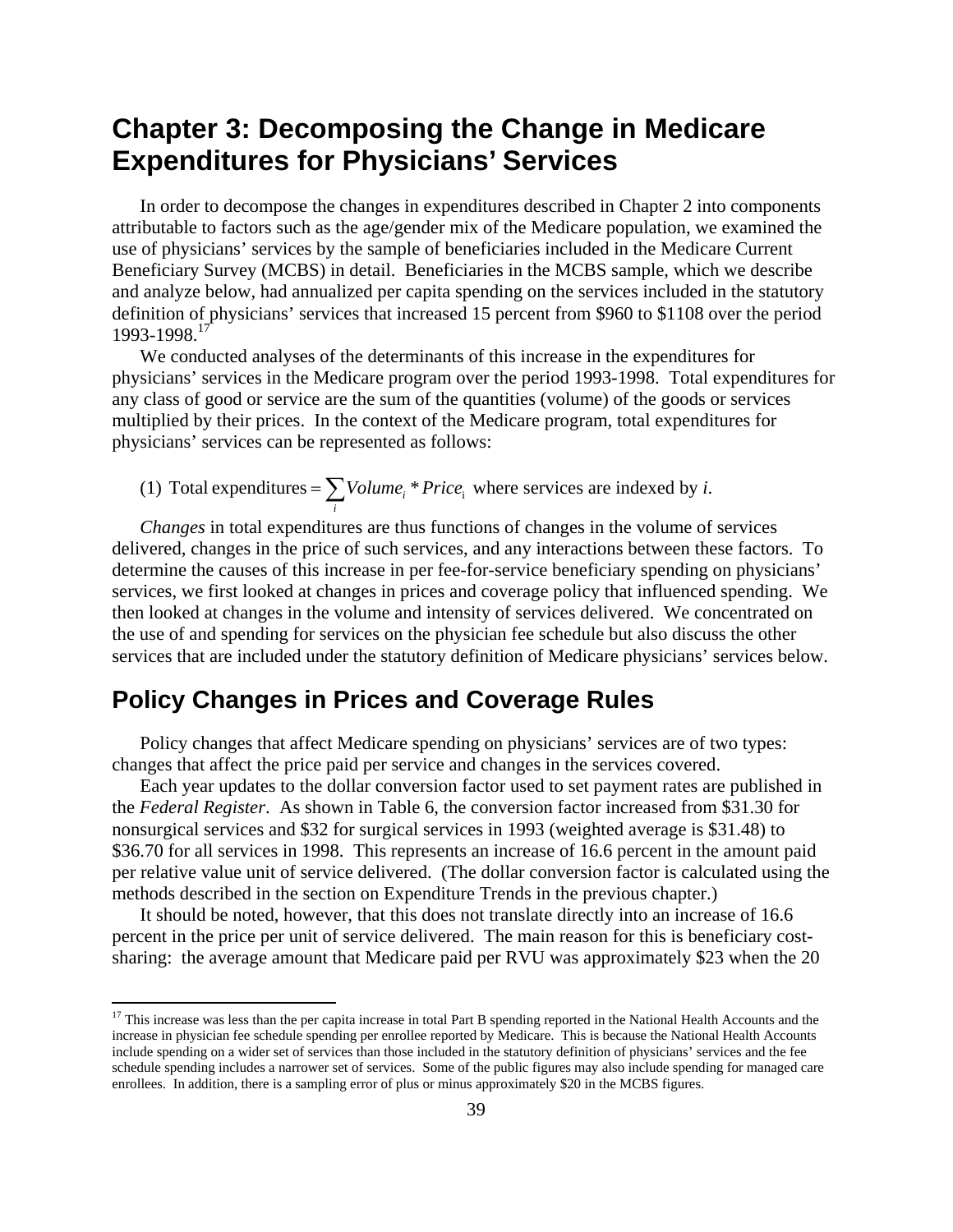# Chapter 3: Decomposing the Change in Medicare Expenditures for Physicians' Services

In order to decompose the changes in expenditures described in Chapter 2 into components attributable to factors such as the age/gender mix of the Medicare population, we examined the use of physicians' services by the sample of beneficiaries included in the Medicare Current Beneficiary Survey (MCBS) in detail. Beneficiaries in the MCBS sample, which we describe and analyze below, had annualized per capita spending on the services included in the statutory definition of physicians' services that increased 15 percent from \$960 to \$1108 over the period 1993-1998.[17]

We conducted analyses of the determinants of this increase in the expenditures for physicians' services in the Medicare program over the period 1993-1998. Total expenditures for any class of good or service are the sum of the quantities (volume) of the goods or services multiplied by their prices. In the context of the Medicare program, total expenditures for physicians' services can be represented as follows:

(1) $\text{Total expenditures} = \sum_i Volume_i * Price_i$ where services are indexed by *i*.

*Changes* in total expenditures are thus functions of changes in the volume of services delivered, changes in the price of such services, and any interactions between these factors. To determine the causes of this increase in per fee-for-service beneficiary spending on physicians' services, we first looked at changes in prices and coverage policy that influenced spending. We then looked at changes in the volume and intensity of services delivered. We concentrated on the use of and spending for services on the physician fee schedule but also discuss the other services that are included under the statutory definition of Medicare physicians' services below.

## Policy Changes in Prices and Coverage Rules

Policy changes that affect Medicare spending on physicians' services are of two types: changes that affect the price paid per service and changes in the services covered.

Each year updates to the dollar conversion factor used to set payment rates are published in the *Federal Register*. As shown in Table 6, the conversion factor increased from \$31.30 for nonsurgical services and \$32 for surgical services in 1993 (weighted average is \$31.48) to \$36.70 for all services in 1998. This represents an increase of 16.6 percent in the amount paid per relative value unit of service delivered. (The dollar conversion factor is calculated using the methods described in the section on Expenditure Trends in the previous chapter.)

It should be noted, however, that this does not translate directly into an increase of 16.6 percent in the price per unit of service delivered. The main reason for this is beneficiary cost-sharing: the average amount that Medicare paid per RVU was approximately \$23 when the 20

---

[17] This increase was less than the per capita increase in total Part B spending reported in the National Health Accounts and the increase in physician fee schedule spending per enrollee reported by Medicare. This is because the National Health Accounts include spending on a wider set of services than those included in the statutory definition of physicians' services and the fee schedule spending includes a narrower set of services. Some of the public figures may also include spending for managed care enrollees. In addition, there is a sampling error of plus or minus approximately \$20 in the MCBS figures.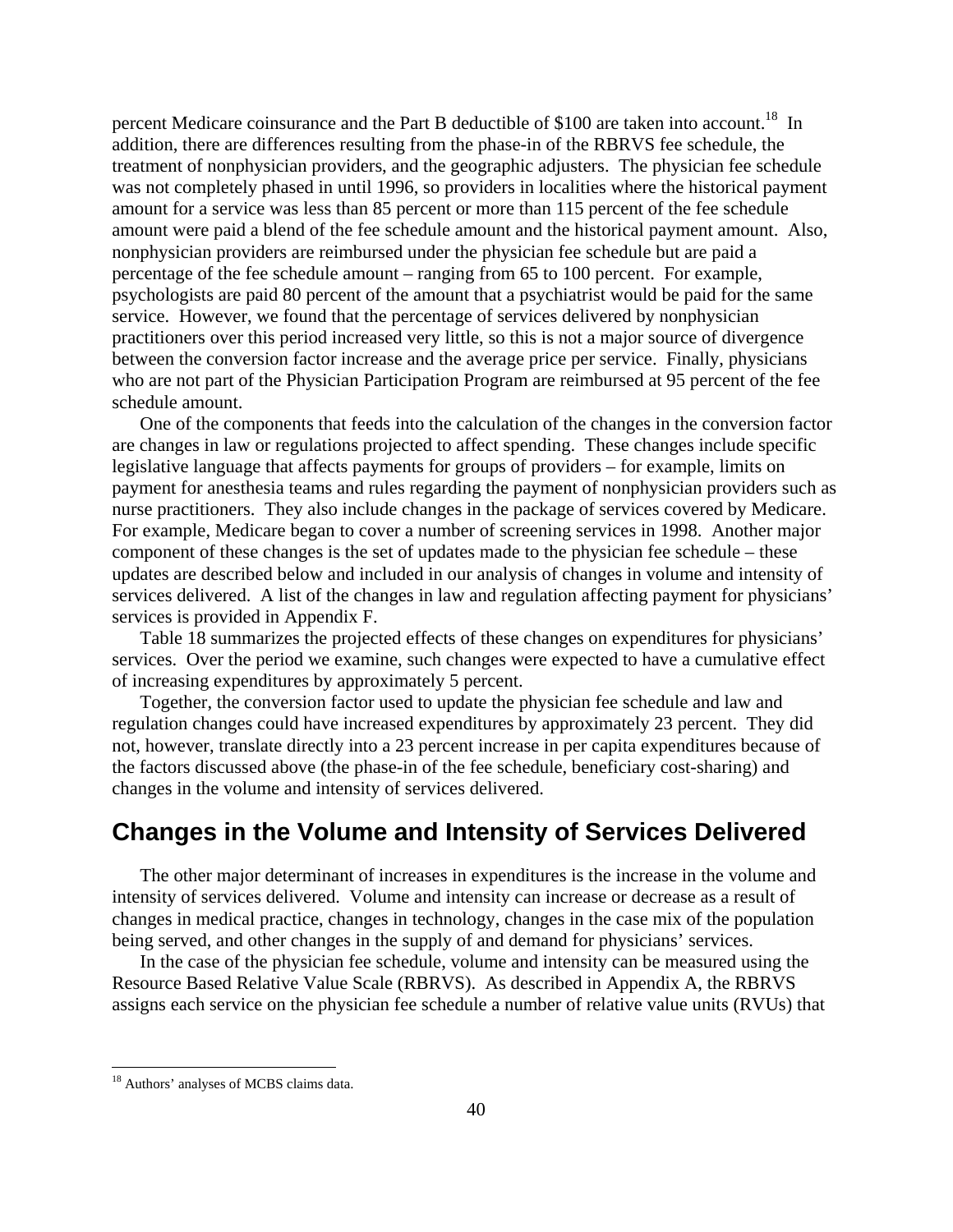percent Medicare coinsurance and the Part B deductible of $100 are taken into account.[18] In addition, there are differences resulting from the phase-in of the RBRVS fee schedule, the treatment of nonphysician providers, and the geographic adjusters. The physician fee schedule was not completely phased in until 1996, so providers in localities where the historical payment amount for a service was less than 85 percent or more than 115 percent of the fee schedule amount were paid a blend of the fee schedule amount and the historical payment amount. Also, nonphysician providers are reimbursed under the physician fee schedule but are paid a percentage of the fee schedule amount – ranging from 65 to 100 percent. For example, psychologists are paid 80 percent of the amount that a psychiatrist would be paid for the same service. However, we found that the percentage of services delivered by nonphysician practitioners over this period increased very little, so this is not a major source of divergence between the conversion factor increase and the average price per service. Finally, physicians who are not part of the Physician Participation Program are reimbursed at 95 percent of the fee schedule amount.

One of the components that feeds into the calculation of the changes in the conversion factor are changes in law or regulations projected to affect spending. These changes include specific legislative language that affects payments for groups of providers – for example, limits on payment for anesthesia teams and rules regarding the payment of nonphysician providers such as nurse practitioners. They also include changes in the package of services covered by Medicare. For example, Medicare began to cover a number of screening services in 1998. Another major component of these changes is the set of updates made to the physician fee schedule – these updates are described below and included in our analysis of changes in volume and intensity of services delivered. A list of the changes in law and regulation affecting payment for physicians' services is provided in Appendix F.

Table 18 summarizes the projected effects of these changes on expenditures for physicians' services. Over the period we examine, such changes were expected to have a cumulative effect of increasing expenditures by approximately 5 percent.

Together, the conversion factor used to update the physician fee schedule and law and regulation changes could have increased expenditures by approximately 23 percent. They did not, however, translate directly into a 23 percent increase in per capita expenditures because of the factors discussed above (the phase-in of the fee schedule, beneficiary cost-sharing) and changes in the volume and intensity of services delivered.

## Changes in the Volume and Intensity of Services Delivered

The other major determinant of increases in expenditures is the increase in the volume and intensity of services delivered. Volume and intensity can increase or decrease as a result of changes in medical practice, changes in technology, changes in the case mix of the population being served, and other changes in the supply of and demand for physicians' services.

In the case of the physician fee schedule, volume and intensity can be measured using the Resource Based Relative Value Scale (RBRVS). As described in Appendix A, the RBRVS assigns each service on the physician fee schedule a number of relative value units (RVUs) that

[18] Authors' analyses of MCBS claims data.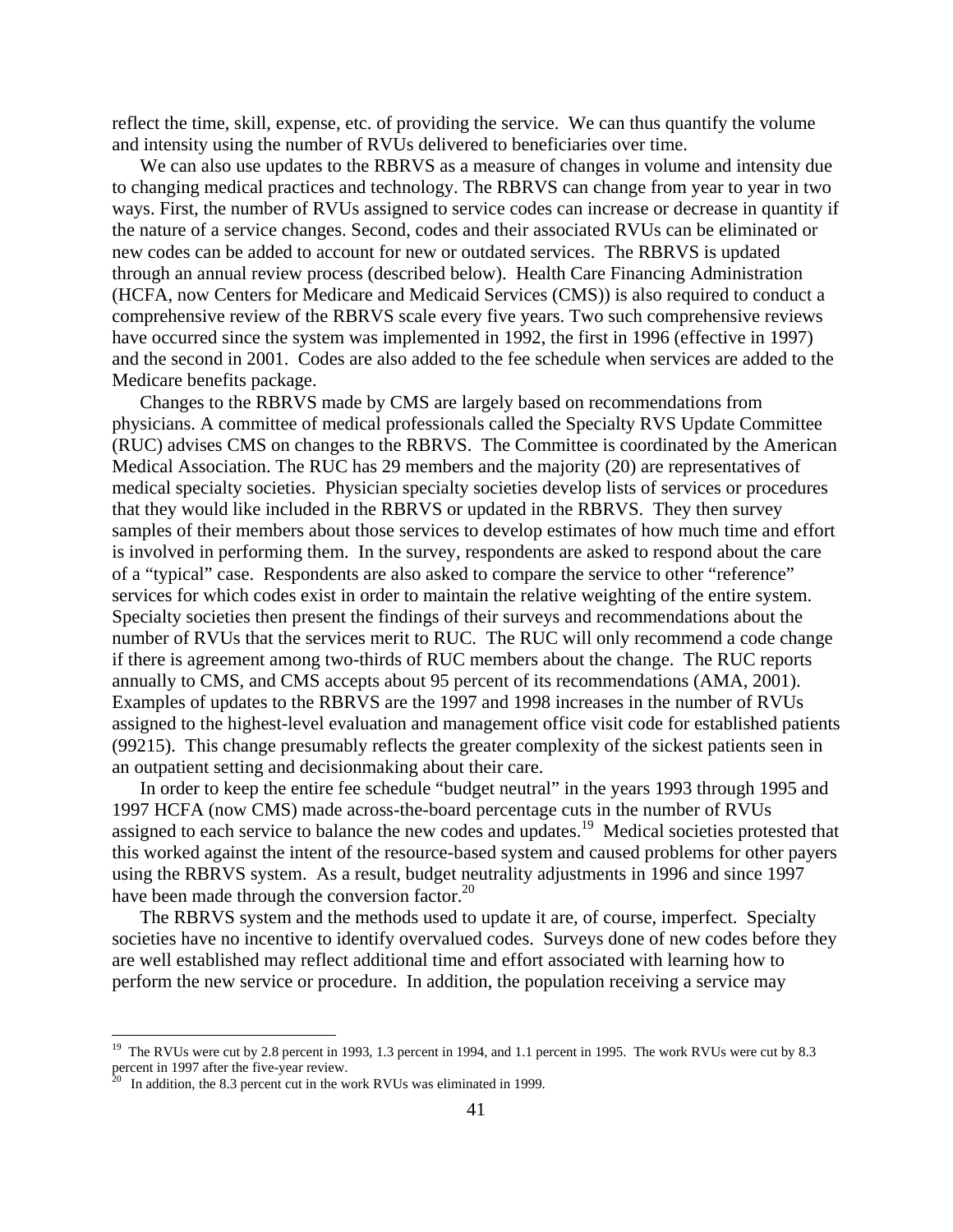reflect the time, skill, expense, etc. of providing the service. We can thus quantify the volume and intensity using the number of RVUs delivered to beneficiaries over time.

We can also use updates to the RBRVS as a measure of changes in volume and intensity due to changing medical practices and technology. The RBRVS can change from year to year in two ways. First, the number of RVUs assigned to service codes can increase or decrease in quantity if the nature of a service changes. Second, codes and their associated RVUs can be eliminated or new codes can be added to account for new or outdated services. The RBRVS is updated through an annual review process (described below). Health Care Financing Administration (HCFA, now Centers for Medicare and Medicaid Services (CMS)) is also required to conduct a comprehensive review of the RBRVS scale every five years. Two such comprehensive reviews have occurred since the system was implemented in 1992, the first in 1996 (effective in 1997) and the second in 2001. Codes are also added to the fee schedule when services are added to the Medicare benefits package.

Changes to the RBRVS made by CMS are largely based on recommendations from physicians. A committee of medical professionals called the Specialty RVS Update Committee (RUC) advises CMS on changes to the RBRVS. The Committee is coordinated by the American Medical Association. The RUC has 29 members and the majority (20) are representatives of medical specialty societies. Physician specialty societies develop lists of services or procedures that they would like included in the RBRVS or updated in the RBRVS. They then survey samples of their members about those services to develop estimates of how much time and effort is involved in performing them. In the survey, respondents are asked to respond about the care of a "typical" case. Respondents are also asked to compare the service to other "reference" services for which codes exist in order to maintain the relative weighting of the entire system. Specialty societies then present the findings of their surveys and recommendations about the number of RVUs that the services merit to RUC. The RUC will only recommend a code change if there is agreement among two-thirds of RUC members about the change. The RUC reports annually to CMS, and CMS accepts about 95 percent of its recommendations (AMA, 2001). Examples of updates to the RBRVS are the 1997 and 1998 increases in the number of RVUs assigned to the highest-level evaluation and management office visit code for established patients (99215). This change presumably reflects the greater complexity of the sickest patients seen in an outpatient setting and decisionmaking about their care.

In order to keep the entire fee schedule "budget neutral" in the years 1993 through 1995 and 1997 HCFA (now CMS) made across-the-board percentage cuts in the number of RVUs assigned to each service to balance the new codes and updates.[19] Medical societies protested that this worked against the intent of the resource-based system and caused problems for other payers using the RBRVS system. As a result, budget neutrality adjustments in 1996 and since 1997 have been made through the conversion factor.[20]

The RBRVS system and the methods used to update it are, of course, imperfect. Specialty societies have no incentive to identify overvalued codes. Surveys done of new codes before they are well established may reflect additional time and effort associated with learning how to perform the new service or procedure. In addition, the population receiving a service may

---

[19] The RVUs were cut by 2.8 percent in 1993, 1.3 percent in 1994, and 1.1 percent in 1995. The work RVUs were cut by 8.3 percent in 1997 after the five-year review.

[20] In addition, the 8.3 percent cut in the work RVUs was eliminated in 1999.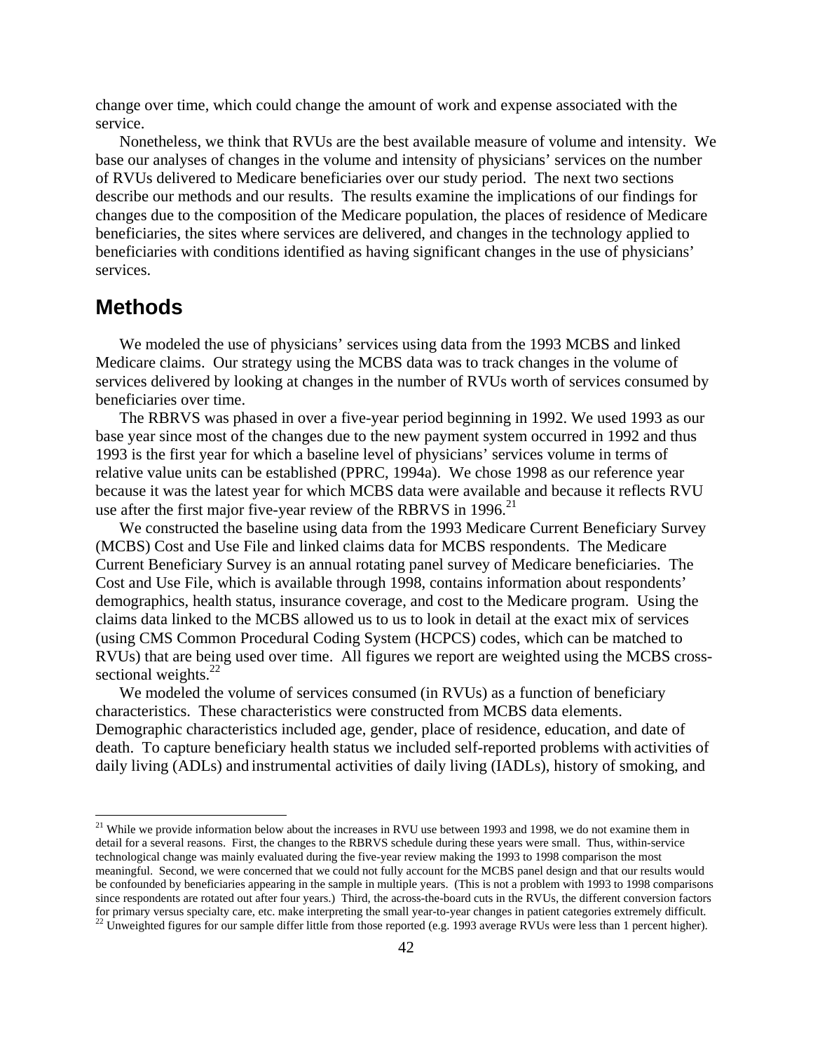change over time, which could change the amount of work and expense associated with the service.

Nonetheless, we think that RVUs are the best available measure of volume and intensity. We base our analyses of changes in the volume and intensity of physicians' services on the number of RVUs delivered to Medicare beneficiaries over our study period. The next two sections describe our methods and our results. The results examine the implications of our findings for changes due to the composition of the Medicare population, the places of residence of Medicare beneficiaries, the sites where services are delivered, and changes in the technology applied to beneficiaries with conditions identified as having significant changes in the use of physicians' services.

## Methods

We modeled the use of physicians' services using data from the 1993 MCBS and linked Medicare claims. Our strategy using the MCBS data was to track changes in the volume of services delivered by looking at changes in the number of RVUs worth of services consumed by beneficiaries over time.

The RBRVS was phased in over a five-year period beginning in 1992. We used 1993 as our base year since most of the changes due to the new payment system occurred in 1992 and thus 1993 is the first year for which a baseline level of physicians' services volume in terms of relative value units can be established (PPRC, 1994a). We chose 1998 as our reference year because it was the latest year for which MCBS data were available and because it reflects RVU use after the first major five-year review of the RBRVS in 1996.[21]

We constructed the baseline using data from the 1993 Medicare Current Beneficiary Survey (MCBS) Cost and Use File and linked claims data for MCBS respondents. The Medicare Current Beneficiary Survey is an annual rotating panel survey of Medicare beneficiaries. The Cost and Use File, which is available through 1998, contains information about respondents' demographics, health status, insurance coverage, and cost to the Medicare program. Using the claims data linked to the MCBS allowed us to us to look in detail at the exact mix of services (using CMS Common Procedural Coding System (HCPCS) codes, which can be matched to RVUs) that are being used over time. All figures we report are weighted using the MCBS cross-sectional weights.[22]

We modeled the volume of services consumed (in RVUs) as a function of beneficiary characteristics. These characteristics were constructed from MCBS data elements. Demographic characteristics included age, gender, place of residence, education, and date of death. To capture beneficiary health status we included self-reported problems with activities of daily living (ADLs) and instrumental activities of daily living (IADLs), history of smoking, and

---

[21] While we provide information below about the increases in RVU use between 1993 and 1998, we do not examine them in detail for a several reasons. First, the changes to the RBRVS schedule during these years were small. Thus, within-service technological change was mainly evaluated during the five-year review making the 1993 to 1998 comparison the most meaningful. Second, we were concerned that we could not fully account for the MCBS panel design and that our results would be confounded by beneficiaries appearing in the sample in multiple years. (This is not a problem with 1993 to 1998 comparisons since respondents are rotated out after four years.) Third, the across-the-board cuts in the RVUs, the different conversion factors for primary versus specialty care, etc. make interpreting the small year-to-year changes in patient categories extremely difficult.

[22] Unweighted figures for our sample differ little from those reported (e.g. 1993 average RVUs were less than 1 percent higher).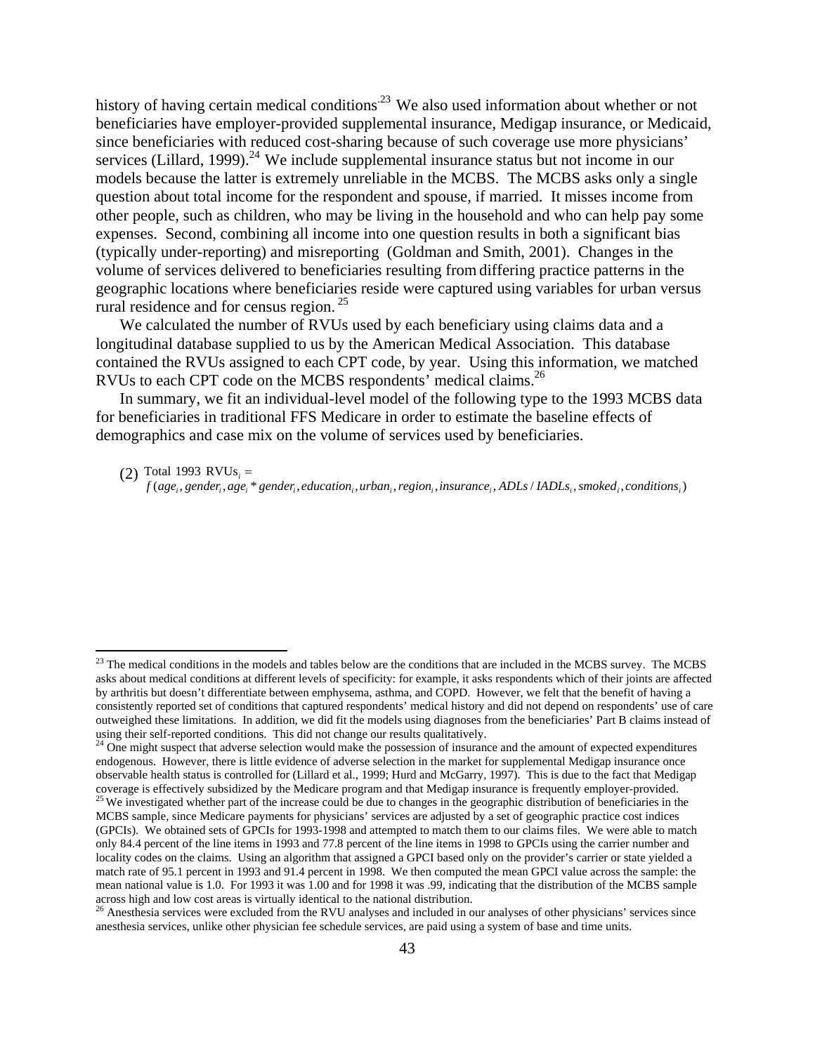history of having certain medical conditions.[23] We also used information about whether or not beneficiaries have employer-provided supplemental insurance, Medigap insurance, or Medicaid, since beneficiaries with reduced cost-sharing because of such coverage use more physicians' services (Lillard, 1999).[24] We include supplemental insurance status but not income in our models because the latter is extremely unreliable in the MCBS. The MCBS asks only a single question about total income for the respondent and spouse, if married. It misses income from other people, such as children, who may be living in the household and who can help pay some expenses. Second, combining all income into one question results in both a significant bias (typically under-reporting) and misreporting (Goldman and Smith, 2001). Changes in the volume of services delivered to beneficiaries resulting from differing practice patterns in the geographic locations where beneficiaries reside were captured using variables for urban versus rural residence and for census region.[25]

We calculated the number of RVUs used by each beneficiary using claims data and a longitudinal database supplied to us by the American Medical Association. This database contained the RVUs assigned to each CPT code, by year. Using this information, we matched RVUs to each CPT code on the MCBS respondents' medical claims.[26]

In summary, we fit an individual-level model of the following type to the 1993 MCBS data for beneficiaries in traditional FFS Medicare in order to estimate the baseline effects of demographics and case mix on the volume of services used by beneficiaries.

$$\text{(2)} \quad \text{Total 1993 RVUs}_i = f(age_i, gender_i, age_i * gender_i, education_i, urban_i, region_i, insurance_i, ADLs/IADLs_i, smoked_i, conditions_i)$$

---

[23] The medical conditions in the models and tables below are the conditions that are included in the MCBS survey. The MCBS asks about medical conditions at different levels of specificity: for example, it asks respondents which of their joints are affected by arthritis but doesn't differentiate between emphysema, asthma, and COPD. However, we felt that the benefit of having a consistently reported set of conditions that captured respondents' medical history and did not depend on respondents' use of care outweighed these limitations. In addition, we did fit the models using diagnoses from the beneficiaries' Part B claims instead of using their self-reported conditions. This did not change our results qualitatively.

[24] One might suspect that adverse selection would make the possession of insurance and the amount of expected expenditures endogenous. However, there is little evidence of adverse selection in the market for supplemental Medigap insurance once observable health status is controlled for (Lillard et al., 1999; Hurd and McGarry, 1997). This is due to the fact that Medigap coverage is effectively subsidized by the Medicare program and that Medigap insurance is frequently employer-provided.

[25] We investigated whether part of the increase could be due to changes in the geographic distribution of beneficiaries in the MCBS sample, since Medicare payments for physicians' services are adjusted by a set of geographic practice cost indices (GPCIs). We obtained sets of GPCIs for 1993-1998 and attempted to match them to our claims files. We were able to match only 84.4 percent of the line items in 1993 and 77.8 percent of the line items in 1998 to GPCIs using the carrier number and locality codes on the claims. Using an algorithm that assigned a GPCI based only on the provider's carrier or state yielded a match rate of 95.1 percent in 1993 and 91.4 percent in 1998. We then computed the mean GPCI value across the sample: the mean national value is 1.0. For 1993 it was 1.00 and for 1998 it was .99, indicating that the distribution of the MCBS sample across high and low cost areas is virtually identical to the national distribution.

[26] Anesthesia services were excluded from the RVU analyses and included in our analyses of other physicians' services since anesthesia services, unlike other physician fee schedule services, are paid using a system of base and time units.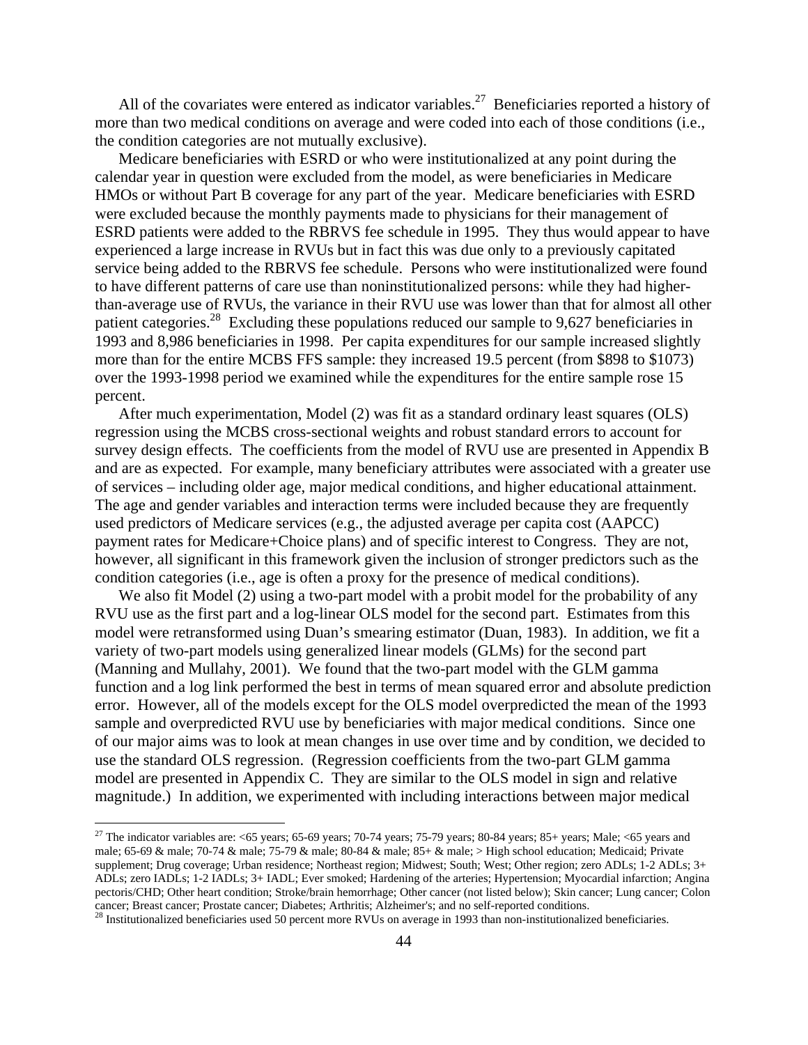All of the covariates were entered as indicator variables.[27] Beneficiaries reported a history of more than two medical conditions on average and were coded into each of those conditions (i.e., the condition categories are not mutually exclusive).

Medicare beneficiaries with ESRD or who were institutionalized at any point during the calendar year in question were excluded from the model, as were beneficiaries in Medicare HMOs or without Part B coverage for any part of the year. Medicare beneficiaries with ESRD were excluded because the monthly payments made to physicians for their management of ESRD patients were added to the RBRVS fee schedule in 1995. They thus would appear to have experienced a large increase in RVUs but in fact this was due only to a previously capitated service being added to the RBRVS fee schedule. Persons who were institutionalized were found to have different patterns of care use than noninstitutionalized persons: while they had higher-than-average use of RVUs, the variance in their RVU use was lower than that for almost all other patient categories.[28] Excluding these populations reduced our sample to 9,627 beneficiaries in 1993 and 8,986 beneficiaries in 1998. Per capita expenditures for our sample increased slightly more than for the entire MCBS FFS sample: they increased 19.5 percent (from $898 to $1073) over the 1993-1998 period we examined while the expenditures for the entire sample rose 15 percent.

After much experimentation, Model (2) was fit as a standard ordinary least squares (OLS) regression using the MCBS cross-sectional weights and robust standard errors to account for survey design effects. The coefficients from the model of RVU use are presented in Appendix B and are as expected. For example, many beneficiary attributes were associated with a greater use of services – including older age, major medical conditions, and higher educational attainment. The age and gender variables and interaction terms were included because they are frequently used predictors of Medicare services (e.g., the adjusted average per capita cost (AAPCC) payment rates for Medicare+Choice plans) and of specific interest to Congress. They are not, however, all significant in this framework given the inclusion of stronger predictors such as the condition categories (i.e., age is often a proxy for the presence of medical conditions).

We also fit Model (2) using a two-part model with a probit model for the probability of any RVU use as the first part and a log-linear OLS model for the second part. Estimates from this model were retransformed using Duan's smearing estimator (Duan, 1983). In addition, we fit a variety of two-part models using generalized linear models (GLMs) for the second part (Manning and Mullahy, 2001). We found that the two-part model with the GLM gamma function and a log link performed the best in terms of mean squared error and absolute prediction error. However, all of the models except for the OLS model overpredicted the mean of the 1993 sample and overpredicted RVU use by beneficiaries with major medical conditions. Since one of our major aims was to look at mean changes in use over time and by condition, we decided to use the standard OLS regression. (Regression coefficients from the two-part GLM gamma model are presented in Appendix C. They are similar to the OLS model in sign and relative magnitude.) In addition, we experimented with including interactions between major medical

---

[27] The indicator variables are: <65 years; 65-69 years; 70-74 years; 75-79 years; 80-84 years; 85+ years; Male; <65 years and male; 65-69 & male; 70-74 & male; 75-79 & male; 80-84 & male; 85+ & male; > High school education; Medicaid; Private supplement; Drug coverage; Urban residence; Northeast region; Midwest; South; West; Other region; zero ADLs; 1-2 ADLs; 3+ ADLs; zero IADLs; 1-2 IADLs; 3+ IADL; Ever smoked; Hardening of the arteries; Hypertension; Myocardial infarction; Angina pectoris/CHD; Other heart condition; Stroke/brain hemorrhage; Other cancer (not listed below); Skin cancer; Lung cancer; Colon cancer; Breast cancer; Prostate cancer; Diabetes; Arthritis; Alzheimer's; and no self-reported conditions.

[28] Institutionalized beneficiaries used 50 percent more RVUs on average in 1993 than non-institutionalized beneficiaries.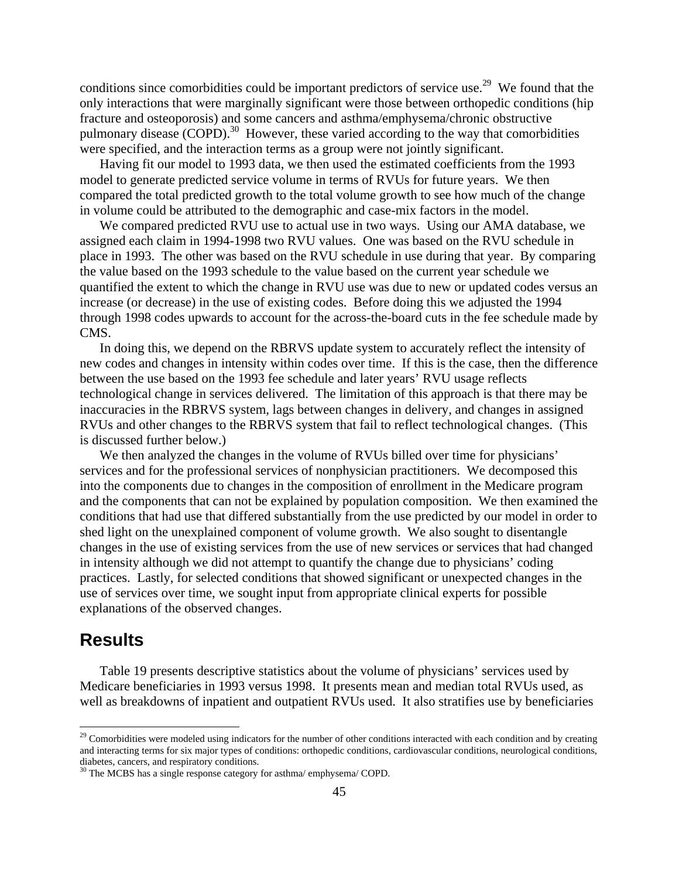conditions since comorbidities could be important predictors of service use.[29] We found that the only interactions that were marginally significant were those between orthopedic conditions (hip fracture and osteoporosis) and some cancers and asthma/emphysema/chronic obstructive pulmonary disease (COPD).[30] However, these varied according to the way that comorbidities were specified, and the interaction terms as a group were not jointly significant.

Having fit our model to 1993 data, we then used the estimated coefficients from the 1993 model to generate predicted service volume in terms of RVUs for future years. We then compared the total predicted growth to the total volume growth to see how much of the change in volume could be attributed to the demographic and case-mix factors in the model.

We compared predicted RVU use to actual use in two ways. Using our AMA database, we assigned each claim in 1994-1998 two RVU values. One was based on the RVU schedule in place in 1993. The other was based on the RVU schedule in use during that year. By comparing the value based on the 1993 schedule to the value based on the current year schedule we quantified the extent to which the change in RVU use was due to new or updated codes versus an increase (or decrease) in the use of existing codes. Before doing this we adjusted the 1994 through 1998 codes upwards to account for the across-the-board cuts in the fee schedule made by CMS.

In doing this, we depend on the RBRVS update system to accurately reflect the intensity of new codes and changes in intensity within codes over time. If this is the case, then the difference between the use based on the 1993 fee schedule and later years' RVU usage reflects technological change in services delivered. The limitation of this approach is that there may be inaccuracies in the RBRVS system, lags between changes in delivery, and changes in assigned RVUs and other changes to the RBRVS system that fail to reflect technological changes. (This is discussed further below.)

We then analyzed the changes in the volume of RVUs billed over time for physicians' services and for the professional services of nonphysician practitioners. We decomposed this into the components due to changes in the composition of enrollment in the Medicare program and the components that can not be explained by population composition. We then examined the conditions that had use that differed substantially from the use predicted by our model in order to shed light on the unexplained component of volume growth. We also sought to disentangle changes in the use of existing services from the use of new services or services that had changed in intensity although we did not attempt to quantify the change due to physicians' coding practices. Lastly, for selected conditions that showed significant or unexpected changes in the use of services over time, we sought input from appropriate clinical experts for possible explanations of the observed changes.

## Results

Table 19 presents descriptive statistics about the volume of physicians' services used by Medicare beneficiaries in 1993 versus 1998. It presents mean and median total RVUs used, as well as breakdowns of inpatient and outpatient RVUs used. It also stratifies use by beneficiaries

---

[29] Comorbidities were modeled using indicators for the number of other conditions interacted with each condition and by creating and interacting terms for six major types of conditions: orthopedic conditions, cardiovascular conditions, neurological conditions, diabetes, cancers, and respiratory conditions.

[30] The MCBS has a single response category for asthma/ emphysema/ COPD.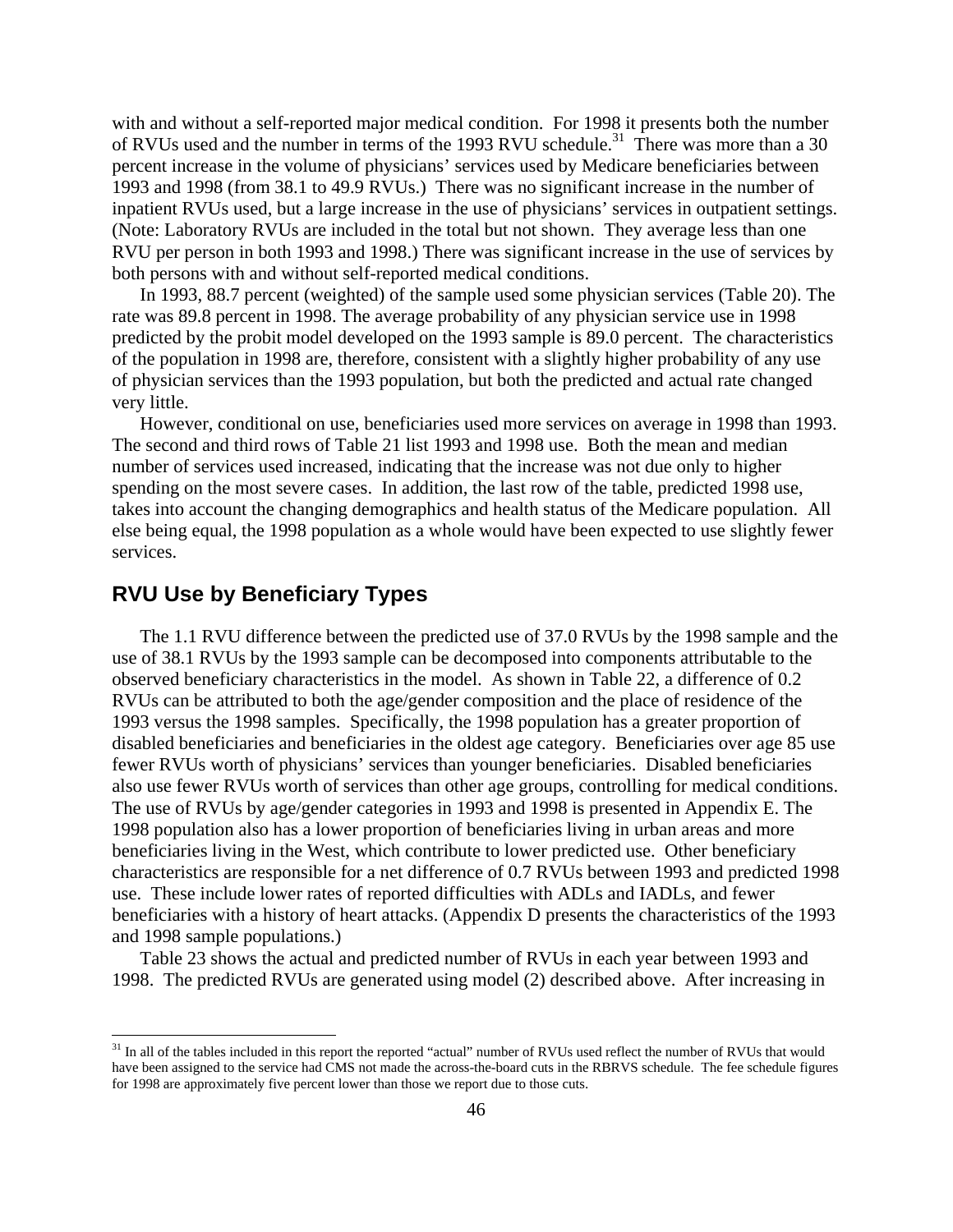with and without a self-reported major medical condition. For 1998 it presents both the number of RVUs used and the number in terms of the 1993 RVU schedule.[31] There was more than a 30 percent increase in the volume of physicians' services used by Medicare beneficiaries between 1993 and 1998 (from 38.1 to 49.9 RVUs.) There was no significant increase in the number of inpatient RVUs used, but a large increase in the use of physicians' services in outpatient settings. (Note: Laboratory RVUs are included in the total but not shown. They average less than one RVU per person in both 1993 and 1998.) There was significant increase in the use of services by both persons with and without self-reported medical conditions.

In 1993, 88.7 percent (weighted) of the sample used some physician services (Table 20). The rate was 89.8 percent in 1998. The average probability of any physician service use in 1998 predicted by the probit model developed on the 1993 sample is 89.0 percent. The characteristics of the population in 1998 are, therefore, consistent with a slightly higher probability of any use of physician services than the 1993 population, but both the predicted and actual rate changed very little.

However, conditional on use, beneficiaries used more services on average in 1998 than 1993. The second and third rows of Table 21 list 1993 and 1998 use. Both the mean and median number of services used increased, indicating that the increase was not due only to higher spending on the most severe cases. In addition, the last row of the table, predicted 1998 use, takes into account the changing demographics and health status of the Medicare population. All else being equal, the 1998 population as a whole would have been expected to use slightly fewer services.

## RVU Use by Beneficiary Types

The 1.1 RVU difference between the predicted use of 37.0 RVUs by the 1998 sample and the use of 38.1 RVUs by the 1993 sample can be decomposed into components attributable to the observed beneficiary characteristics in the model. As shown in Table 22, a difference of 0.2 RVUs can be attributed to both the age/gender composition and the place of residence of the 1993 versus the 1998 samples. Specifically, the 1998 population has a greater proportion of disabled beneficiaries and beneficiaries in the oldest age category. Beneficiaries over age 85 use fewer RVUs worth of physicians' services than younger beneficiaries. Disabled beneficiaries also use fewer RVUs worth of services than other age groups, controlling for medical conditions. The use of RVUs by age/gender categories in 1993 and 1998 is presented in Appendix E. The 1998 population also has a lower proportion of beneficiaries living in urban areas and more beneficiaries living in the West, which contribute to lower predicted use. Other beneficiary characteristics are responsible for a net difference of 0.7 RVUs between 1993 and predicted 1998 use. These include lower rates of reported difficulties with ADLs and IADLs, and fewer beneficiaries with a history of heart attacks. (Appendix D presents the characteristics of the 1993 and 1998 sample populations.)

Table 23 shows the actual and predicted number of RVUs in each year between 1993 and 1998. The predicted RVUs are generated using model (2) described above. After increasing in

---

[31] In all of the tables included in this report the reported "actual" number of RVUs used reflect the number of RVUs that would have been assigned to the service had CMS not made the across-the-board cuts in the RBRVS schedule. The fee schedule figures for 1998 are approximately five percent lower than those we report due to those cuts.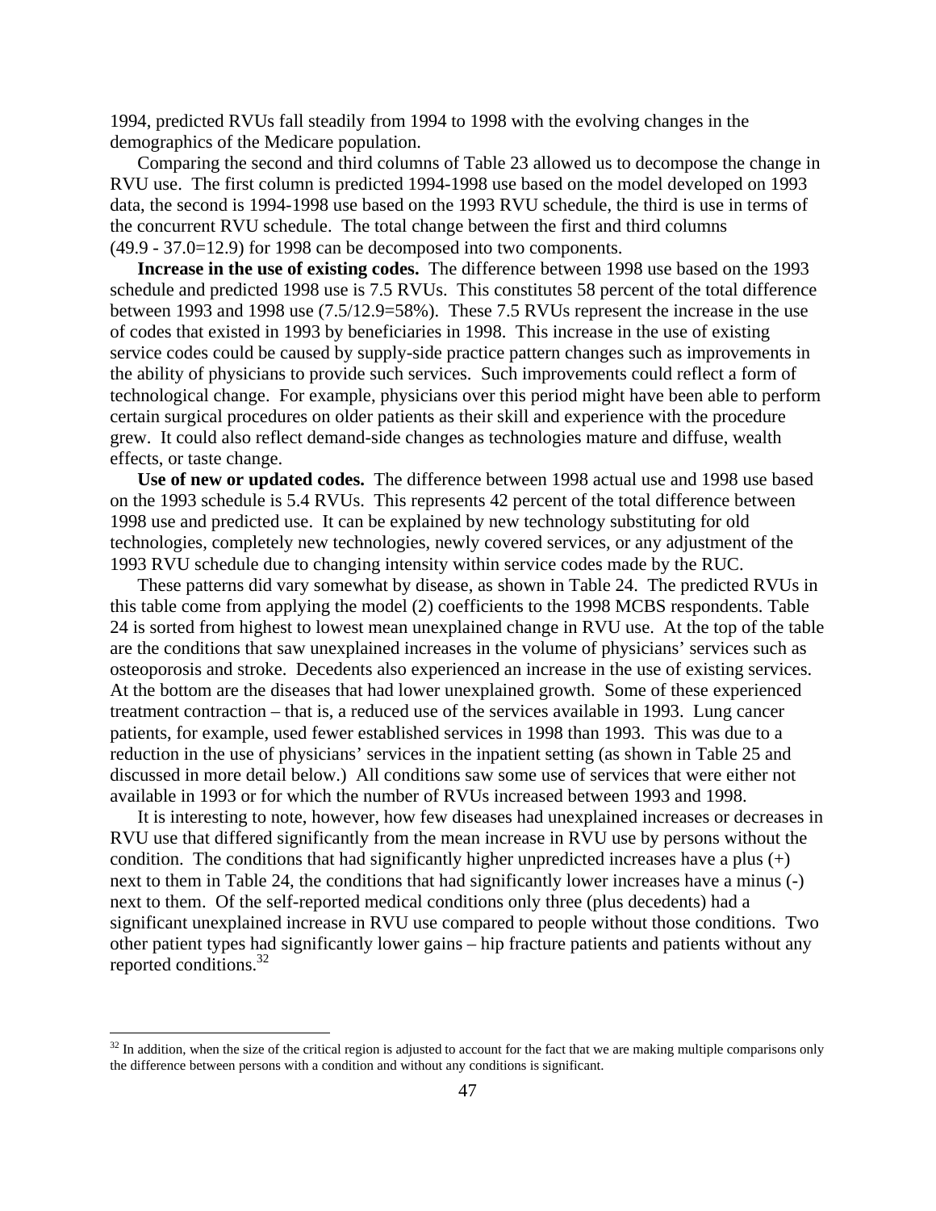1994, predicted RVUs fall steadily from 1994 to 1998 with the evolving changes in the demographics of the Medicare population.

Comparing the second and third columns of Table 23 allowed us to decompose the change in RVU use. The first column is predicted 1994-1998 use based on the model developed on 1993 data, the second is 1994-1998 use based on the 1993 RVU schedule, the third is use in terms of the concurrent RVU schedule. The total change between the first and third columns (49.9 - 37.0=12.9) for 1998 can be decomposed into two components.

**Increase in the use of existing codes.** The difference between 1998 use based on the 1993 schedule and predicted 1998 use is 7.5 RVUs. This constitutes 58 percent of the total difference between 1993 and 1998 use (7.5/12.9=58%). These 7.5 RVUs represent the increase in the use of codes that existed in 1993 by beneficiaries in 1998. This increase in the use of existing service codes could be caused by supply-side practice pattern changes such as improvements in the ability of physicians to provide such services. Such improvements could reflect a form of technological change. For example, physicians over this period might have been able to perform certain surgical procedures on older patients as their skill and experience with the procedure grew. It could also reflect demand-side changes as technologies mature and diffuse, wealth effects, or taste change.

**Use of new or updated codes.** The difference between 1998 actual use and 1998 use based on the 1993 schedule is 5.4 RVUs. This represents 42 percent of the total difference between 1998 use and predicted use. It can be explained by new technology substituting for old technologies, completely new technologies, newly covered services, or any adjustment of the 1993 RVU schedule due to changing intensity within service codes made by the RUC.

These patterns did vary somewhat by disease, as shown in Table 24. The predicted RVUs in this table come from applying the model (2) coefficients to the 1998 MCBS respondents. Table 24 is sorted from highest to lowest mean unexplained change in RVU use. At the top of the table are the conditions that saw unexplained increases in the volume of physicians' services such as osteoporosis and stroke. Decedents also experienced an increase in the use of existing services. At the bottom are the diseases that had lower unexplained growth. Some of these experienced treatment contraction – that is, a reduced use of the services available in 1993. Lung cancer patients, for example, used fewer established services in 1998 than 1993. This was due to a reduction in the use of physicians' services in the inpatient setting (as shown in Table 25 and discussed in more detail below.) All conditions saw some use of services that were either not available in 1993 or for which the number of RVUs increased between 1993 and 1998.

It is interesting to note, however, how few diseases had unexplained increases or decreases in RVU use that differed significantly from the mean increase in RVU use by persons without the condition. The conditions that had significantly higher unpredicted increases have a plus (+) next to them in Table 24, the conditions that had significantly lower increases have a minus (-) next to them. Of the self-reported medical conditions only three (plus decedents) had a significant unexplained increase in RVU use compared to people without those conditions. Two other patient types had significantly lower gains – hip fracture patients and patients without any reported conditions.[32]

---

[32] In addition, when the size of the critical region is adjusted to account for the fact that we are making multiple comparisons only the difference between persons with a condition and without any conditions is significant.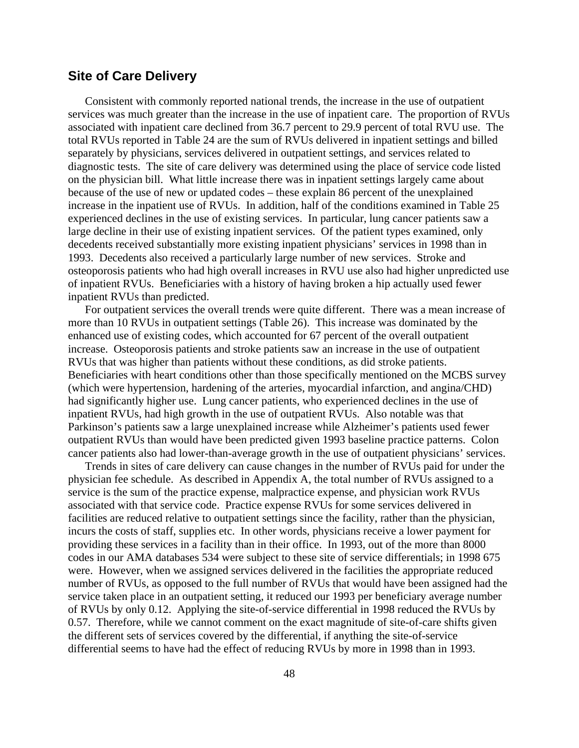## Site of Care Delivery

Consistent with commonly reported national trends, the increase in the use of outpatient services was much greater than the increase in the use of inpatient care. The proportion of RVUs associated with inpatient care declined from 36.7 percent to 29.9 percent of total RVU use. The total RVUs reported in Table 24 are the sum of RVUs delivered in inpatient settings and billed separately by physicians, services delivered in outpatient settings, and services related to diagnostic tests. The site of care delivery was determined using the place of service code listed on the physician bill. What little increase there was in inpatient settings largely came about because of the use of new or updated codes – these explain 86 percent of the unexplained increase in the inpatient use of RVUs. In addition, half of the conditions examined in Table 25 experienced declines in the use of existing services. In particular, lung cancer patients saw a large decline in their use of existing inpatient services. Of the patient types examined, only decedents received substantially more existing inpatient physicians' services in 1998 than in 1993. Decedents also received a particularly large number of new services. Stroke and osteoporosis patients who had high overall increases in RVU use also had higher unpredicted use of inpatient RVUs. Beneficiaries with a history of having broken a hip actually used fewer inpatient RVUs than predicted.

For outpatient services the overall trends were quite different. There was a mean increase of more than 10 RVUs in outpatient settings (Table 26). This increase was dominated by the enhanced use of existing codes, which accounted for 67 percent of the overall outpatient increase. Osteoporosis patients and stroke patients saw an increase in the use of outpatient RVUs that was higher than patients without these conditions, as did stroke patients. Beneficiaries with heart conditions other than those specifically mentioned on the MCBS survey (which were hypertension, hardening of the arteries, myocardial infarction, and angina/CHD) had significantly higher use. Lung cancer patients, who experienced declines in the use of inpatient RVUs, had high growth in the use of outpatient RVUs. Also notable was that Parkinson's patients saw a large unexplained increase while Alzheimer's patients used fewer outpatient RVUs than would have been predicted given 1993 baseline practice patterns. Colon cancer patients also had lower-than-average growth in the use of outpatient physicians' services.

Trends in sites of care delivery can cause changes in the number of RVUs paid for under the physician fee schedule. As described in Appendix A, the total number of RVUs assigned to a service is the sum of the practice expense, malpractice expense, and physician work RVUs associated with that service code. Practice expense RVUs for some services delivered in facilities are reduced relative to outpatient settings since the facility, rather than the physician, incurs the costs of staff, supplies etc. In other words, physicians receive a lower payment for providing these services in a facility than in their office. In 1993, out of the more than 8000 codes in our AMA databases 534 were subject to these site of service differentials; in 1998 675 were. However, when we assigned services delivered in the facilities the appropriate reduced number of RVUs, as opposed to the full number of RVUs that would have been assigned had the service taken place in an outpatient setting, it reduced our 1993 per beneficiary average number of RVUs by only 0.12. Applying the site-of-service differential in 1998 reduced the RVUs by 0.57. Therefore, while we cannot comment on the exact magnitude of site-of-care shifts given the different sets of services covered by the differential, if anything the site-of-service differential seems to have had the effect of reducing RVUs by more in 1998 than in 1993.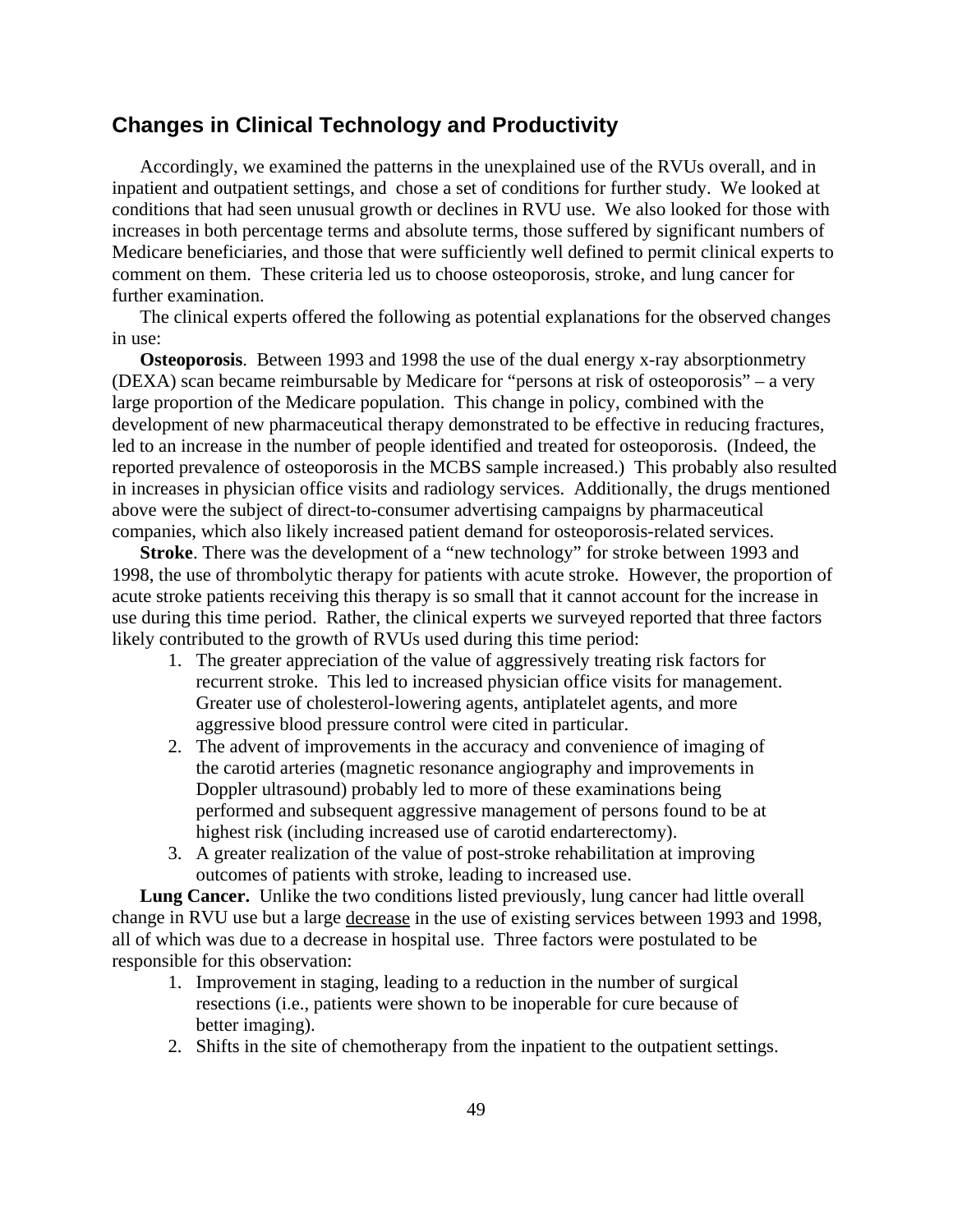## Changes in Clinical Technology and Productivity

Accordingly, we examined the patterns in the unexplained use of the RVUs overall, and in inpatient and outpatient settings, and chose a set of conditions for further study. We looked at conditions that had seen unusual growth or declines in RVU use. We also looked for those with increases in both percentage terms and absolute terms, those suffered by significant numbers of Medicare beneficiaries, and those that were sufficiently well defined to permit clinical experts to comment on them. These criteria led us to choose osteoporosis, stroke, and lung cancer for further examination.

The clinical experts offered the following as potential explanations for the observed changes in use:

**Osteoporosis**. Between 1993 and 1998 the use of the dual energy x-ray absorptionmetry (DEXA) scan became reimbursable by Medicare for "persons at risk of osteoporosis" – a very large proportion of the Medicare population. This change in policy, combined with the development of new pharmaceutical therapy demonstrated to be effective in reducing fractures, led to an increase in the number of people identified and treated for osteoporosis. (Indeed, the reported prevalence of osteoporosis in the MCBS sample increased.) This probably also resulted in increases in physician office visits and radiology services. Additionally, the drugs mentioned above were the subject of direct-to-consumer advertising campaigns by pharmaceutical companies, which also likely increased patient demand for osteoporosis-related services.

**Stroke**. There was the development of a "new technology" for stroke between 1993 and 1998, the use of thrombolytic therapy for patients with acute stroke. However, the proportion of acute stroke patients receiving this therapy is so small that it cannot account for the increase in use during this time period. Rather, the clinical experts we surveyed reported that three factors likely contributed to the growth of RVUs used during this time period:

1. The greater appreciation of the value of aggressively treating risk factors for recurrent stroke. This led to increased physician office visits for management. Greater use of cholesterol-lowering agents, antiplatelet agents, and more aggressive blood pressure control were cited in particular.
2. The advent of improvements in the accuracy and convenience of imaging of the carotid arteries (magnetic resonance angiography and improvements in Doppler ultrasound) probably led to more of these examinations being performed and subsequent aggressive management of persons found to be at highest risk (including increased use of carotid endarterectomy).
3. A greater realization of the value of post-stroke rehabilitation at improving outcomes of patients with stroke, leading to increased use.

**Lung Cancer.** Unlike the two conditions listed previously, lung cancer had little overall change in RVU use but a large decrease in the use of existing services between 1993 and 1998, all of which was due to a decrease in hospital use. Three factors were postulated to be responsible for this observation:

1. Improvement in staging, leading to a reduction in the number of surgical resections (i.e., patients were shown to be inoperable for cure because of better imaging).
2. Shifts in the site of chemotherapy from the inpatient to the outpatient settings.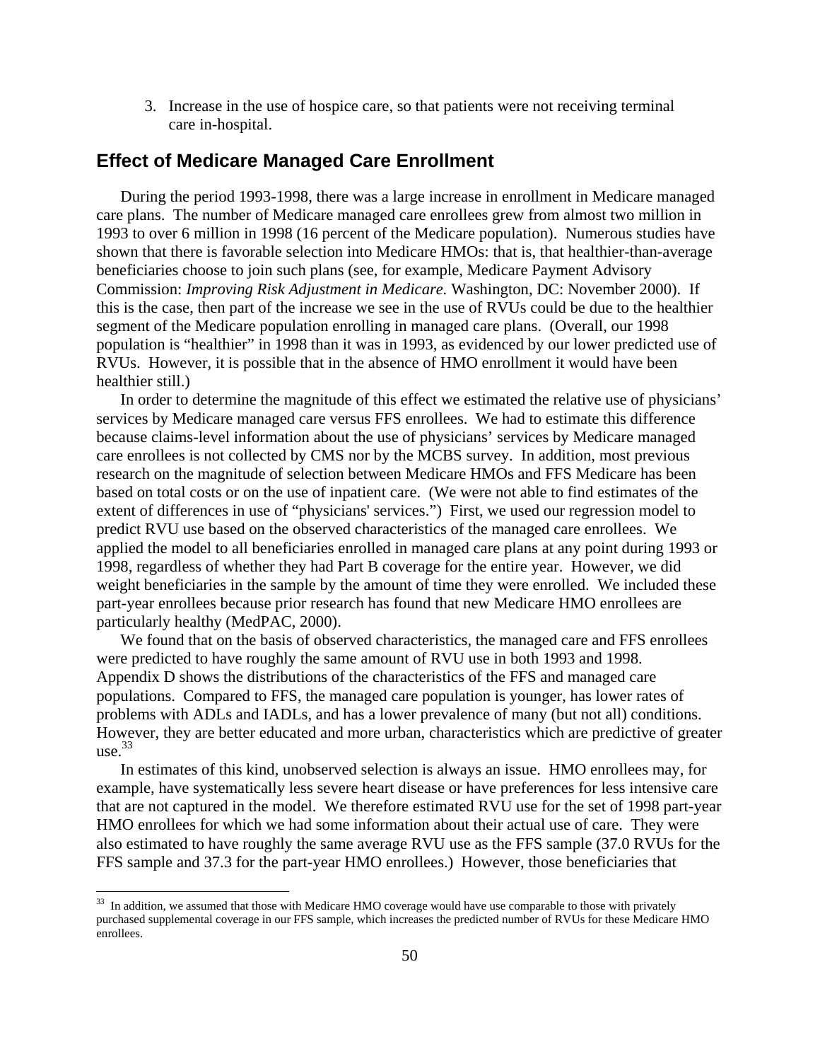3. Increase in the use of hospice care, so that patients were not receiving terminal care in-hospital.

## Effect of Medicare Managed Care Enrollment

During the period 1993-1998, there was a large increase in enrollment in Medicare managed care plans. The number of Medicare managed care enrollees grew from almost two million in 1993 to over 6 million in 1998 (16 percent of the Medicare population). Numerous studies have shown that there is favorable selection into Medicare HMOs: that is, that healthier-than-average beneficiaries choose to join such plans (see, for example, Medicare Payment Advisory Commission: *Improving Risk Adjustment in Medicare.* Washington, DC: November 2000). If this is the case, then part of the increase we see in the use of RVUs could be due to the healthier segment of the Medicare population enrolling in managed care plans. (Overall, our 1998 population is "healthier" in 1998 than it was in 1993, as evidenced by our lower predicted use of RVUs. However, it is possible that in the absence of HMO enrollment it would have been healthier still.)

In order to determine the magnitude of this effect we estimated the relative use of physicians' services by Medicare managed care versus FFS enrollees. We had to estimate this difference because claims-level information about the use of physicians' services by Medicare managed care enrollees is not collected by CMS nor by the MCBS survey. In addition, most previous research on the magnitude of selection between Medicare HMOs and FFS Medicare has been based on total costs or on the use of inpatient care. (We were not able to find estimates of the extent of differences in use of "physicians' services.") First, we used our regression model to predict RVU use based on the observed characteristics of the managed care enrollees. We applied the model to all beneficiaries enrolled in managed care plans at any point during 1993 or 1998, regardless of whether they had Part B coverage for the entire year. However, we did weight beneficiaries in the sample by the amount of time they were enrolled. We included these part-year enrollees because prior research has found that new Medicare HMO enrollees are particularly healthy (MedPAC, 2000).

We found that on the basis of observed characteristics, the managed care and FFS enrollees were predicted to have roughly the same amount of RVU use in both 1993 and 1998. Appendix D shows the distributions of the characteristics of the FFS and managed care populations. Compared to FFS, the managed care population is younger, has lower rates of problems with ADLs and IADLs, and has a lower prevalence of many (but not all) conditions. However, they are better educated and more urban, characteristics which are predictive of greater use.[33]

In estimates of this kind, unobserved selection is always an issue. HMO enrollees may, for example, have systematically less severe heart disease or have preferences for less intensive care that are not captured in the model. We therefore estimated RVU use for the set of 1998 part-year HMO enrollees for which we had some information about their actual use of care. They were also estimated to have roughly the same average RVU use as the FFS sample (37.0 RVUs for the FFS sample and 37.3 for the part-year HMO enrollees.) However, those beneficiaries that

[33] In addition, we assumed that those with Medicare HMO coverage would have use comparable to those with privately purchased supplemental coverage in our FFS sample, which increases the predicted number of RVUs for these Medicare HMO enrollees.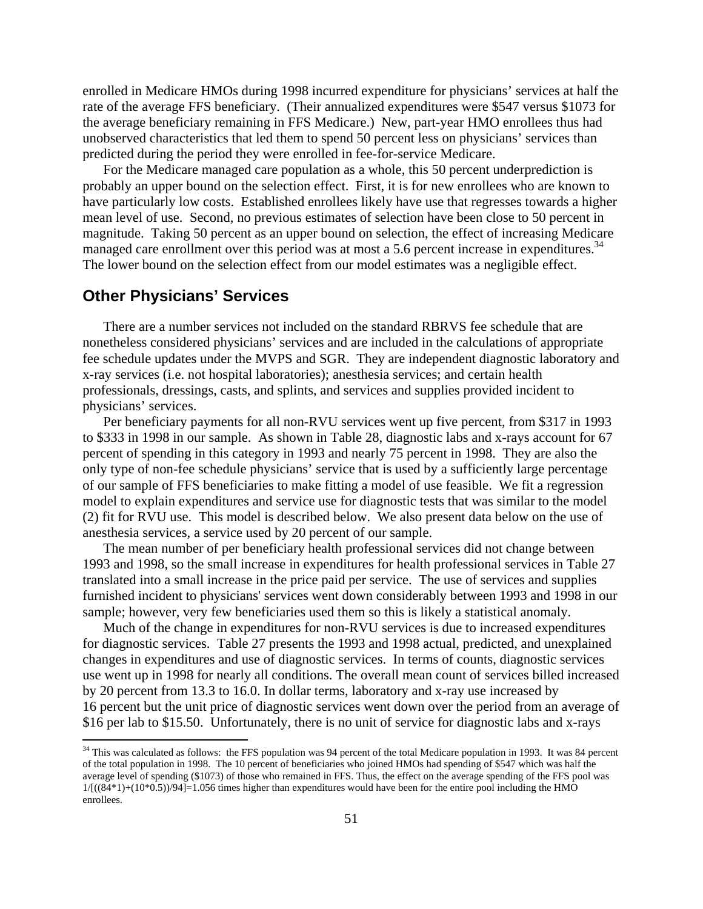enrolled in Medicare HMOs during 1998 incurred expenditure for physicians' services at half the rate of the average FFS beneficiary. (Their annualized expenditures were $547 versus $1073 for the average beneficiary remaining in FFS Medicare.) New, part-year HMO enrollees thus had unobserved characteristics that led them to spend 50 percent less on physicians' services than predicted during the period they were enrolled in fee-for-service Medicare.

For the Medicare managed care population as a whole, this 50 percent underprediction is probably an upper bound on the selection effect. First, it is for new enrollees who are known to have particularly low costs. Established enrollees likely have use that regresses towards a higher mean level of use. Second, no previous estimates of selection have been close to 50 percent in magnitude. Taking 50 percent as an upper bound on selection, the effect of increasing Medicare managed care enrollment over this period was at most a 5.6 percent increase in expenditures.[34] The lower bound on the selection effect from our model estimates was a negligible effect.

## Other Physicians' Services

There are a number services not included on the standard RBRVS fee schedule that are nonetheless considered physicians' services and are included in the calculations of appropriate fee schedule updates under the MVPS and SGR. They are independent diagnostic laboratory and x-ray services (i.e. not hospital laboratories); anesthesia services; and certain health professionals, dressings, casts, and splints, and services and supplies provided incident to physicians' services.

Per beneficiary payments for all non-RVU services went up five percent, from $317 in 1993 to $333 in 1998 in our sample. As shown in Table 28, diagnostic labs and x-rays account for 67 percent of spending in this category in 1993 and nearly 75 percent in 1998. They are also the only type of non-fee schedule physicians' service that is used by a sufficiently large percentage of our sample of FFS beneficiaries to make fitting a model of use feasible. We fit a regression model to explain expenditures and service use for diagnostic tests that was similar to the model (2) fit for RVU use. This model is described below. We also present data below on the use of anesthesia services, a service used by 20 percent of our sample.

The mean number of per beneficiary health professional services did not change between 1993 and 1998, so the small increase in expenditures for health professional services in Table 27 translated into a small increase in the price paid per service. The use of services and supplies furnished incident to physicians' services went down considerably between 1993 and 1998 in our sample; however, very few beneficiaries used them so this is likely a statistical anomaly.

Much of the change in expenditures for non-RVU services is due to increased expenditures for diagnostic services. Table 27 presents the 1993 and 1998 actual, predicted, and unexplained changes in expenditures and use of diagnostic services. In terms of counts, diagnostic services use went up in 1998 for nearly all conditions. The overall mean count of services billed increased by 20 percent from 13.3 to 16.0. In dollar terms, laboratory and x-ray use increased by 16 percent but the unit price of diagnostic services went down over the period from an average of $16 per lab to $15.50. Unfortunately, there is no unit of service for diagnostic labs and x-rays

---

[34] This was calculated as follows: the FFS population was 94 percent of the total Medicare population in 1993. It was 84 percent of the total population in 1998. The 10 percent of beneficiaries who joined HMOs had spending of $547 which was half the average level of spending ($1073) of those who remained in FFS. Thus, the effect on the average spending of the FFS pool was $1/[((84*1)+(10*0.5))/94]=1.056$ times higher than expenditures would have been for the entire pool including the HMO enrollees.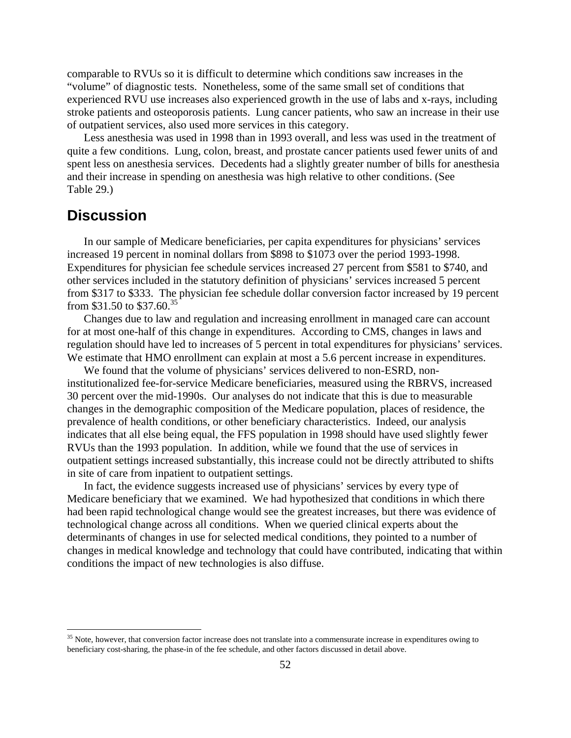comparable to RVUs so it is difficult to determine which conditions saw increases in the "volume" of diagnostic tests. Nonetheless, some of the same small set of conditions that experienced RVU use increases also experienced growth in the use of labs and x-rays, including stroke patients and osteoporosis patients. Lung cancer patients, who saw an increase in their use of outpatient services, also used more services in this category.

Less anesthesia was used in 1998 than in 1993 overall, and less was used in the treatment of quite a few conditions. Lung, colon, breast, and prostate cancer patients used fewer units of and spent less on anesthesia services. Decedents had a slightly greater number of bills for anesthesia and their increase in spending on anesthesia was high relative to other conditions. (See Table 29.)

## Discussion

In our sample of Medicare beneficiaries, per capita expenditures for physicians' services increased 19 percent in nominal dollars from $898 to $1073 over the period 1993-1998. Expenditures for physician fee schedule services increased 27 percent from $581 to $740, and other services included in the statutory definition of physicians' services increased 5 percent from $317 to $333. The physician fee schedule dollar conversion factor increased by 19 percent from $31.50 to $37.60.[35]

Changes due to law and regulation and increasing enrollment in managed care can account for at most one-half of this change in expenditures. According to CMS, changes in laws and regulation should have led to increases of 5 percent in total expenditures for physicians' services. We estimate that HMO enrollment can explain at most a 5.6 percent increase in expenditures.

We found that the volume of physicians' services delivered to non-ESRD, non-institutionalized fee-for-service Medicare beneficiaries, measured using the RBRVS, increased 30 percent over the mid-1990s. Our analyses do not indicate that this is due to measurable changes in the demographic composition of the Medicare population, places of residence, the prevalence of health conditions, or other beneficiary characteristics. Indeed, our analysis indicates that all else being equal, the FFS population in 1998 should have used slightly fewer RVUs than the 1993 population. In addition, while we found that the use of services in outpatient settings increased substantially, this increase could not be directly attributed to shifts in site of care from inpatient to outpatient settings.

In fact, the evidence suggests increased use of physicians' services by every type of Medicare beneficiary that we examined. We had hypothesized that conditions in which there had been rapid technological change would see the greatest increases, but there was evidence of technological change across all conditions. When we queried clinical experts about the determinants of changes in use for selected medical conditions, they pointed to a number of changes in medical knowledge and technology that could have contributed, indicating that within conditions the impact of new technologies is also diffuse.

[35] Note, however, that conversion factor increase does not translate into a commensurate increase in expenditures owing to beneficiary cost-sharing, the phase-in of the fee schedule, and other factors discussed in detail above.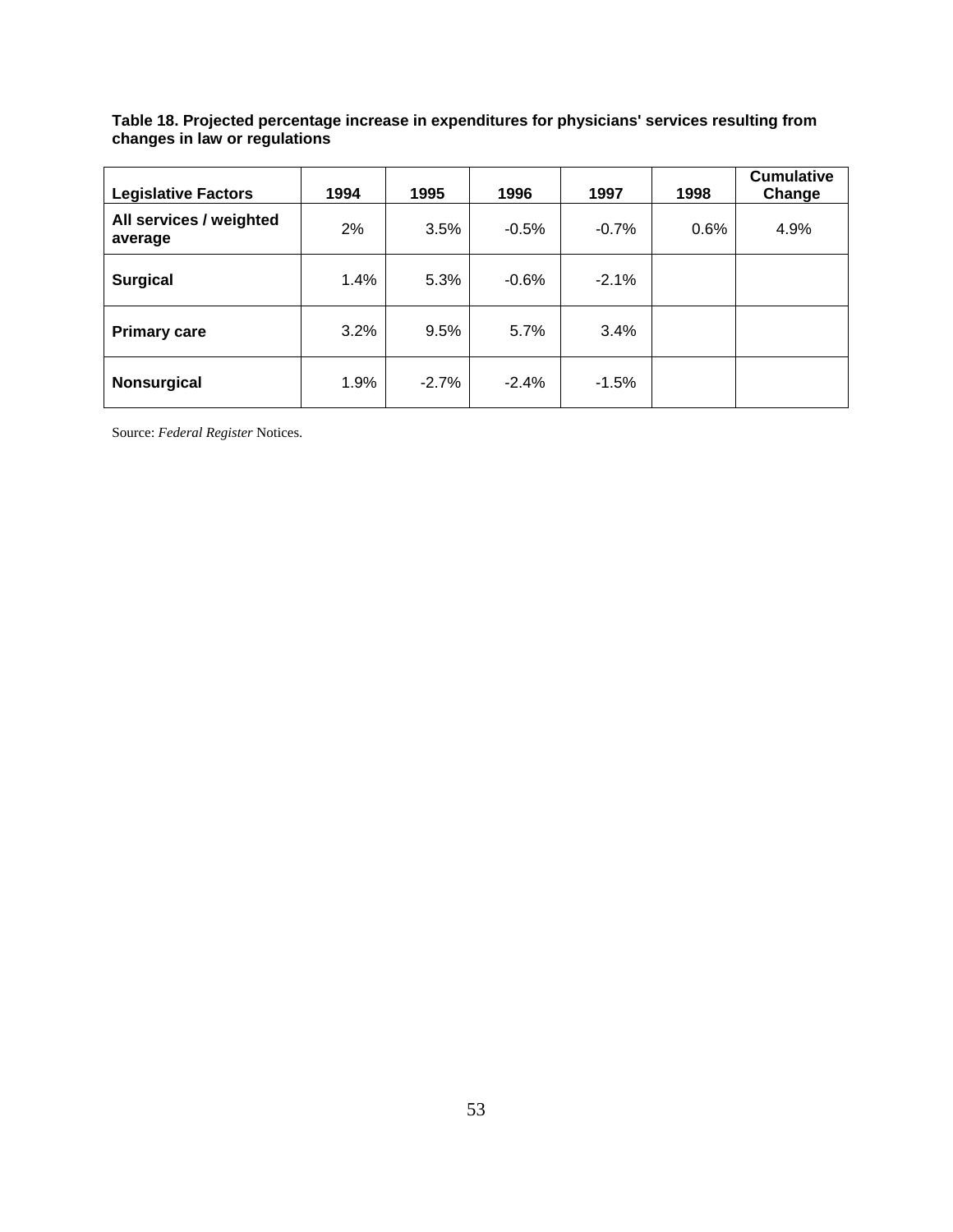**Table 18. Projected percentage increase in expenditures for physicians' services resulting from changes in law or regulations**

| Legislative Factors | 1994 | 1995 | 1996 | 1997 | 1998 | Cumulative Change |
|---|---|---|---|---|---|---|
| **All services / weighted average** | 2% | 3.5% | -0.5% | -0.7% | 0.6% | 4.9% |
| **Surgical** | 1.4% | 5.3% | -0.6% | -2.1% | | |
| **Primary care** | 3.2% | 9.5% | 5.7% | 3.4% | | |
| **Nonsurgical** | 1.9% | -2.7% | -2.4% | -1.5% | | |

Source: *Federal Register* Notices.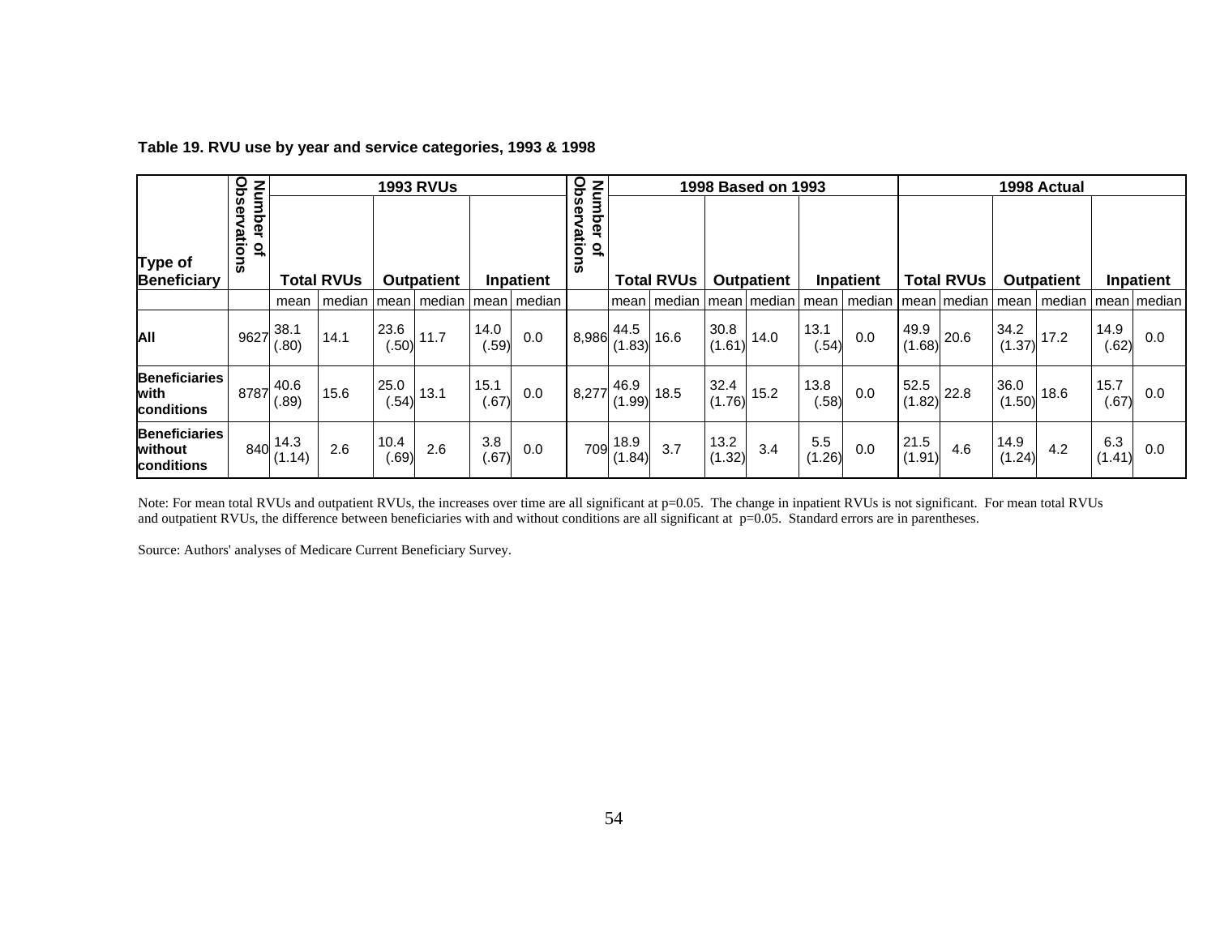**Table 19. RVU use by year and service categories, 1993 & 1998**

| Type of Beneficiary | Number of Observations | 1993 RVUs | | | | | | Number of Observations | 1998 Based on 1993 | | | | | | 1998 Actual | | | | | |
|---|---|---|---|---|---|---|---|---|---|---|---|---|---|---|---|---|---|---|---|---|
| | | Total RVUs | | Outpatient | | Inpatient | | | Total RVUs | | Outpatient | | Inpatient | | Total RVUs | | Outpatient | | Inpatient | |
| | | mean | median | mean | median | mean | median | | mean | median | mean | median | mean | median | mean | median | mean | median | mean | median |
| **All** | 9627 | 38.1 (.80) | 14.1 | 23.6 (.50) | 11.7 | 14.0 (.59) | 0.0 | 8,986 | 44.5 (1.83) | 16.6 | 30.8 (1.61) | 14.0 | 13.1 (.54) | 0.0 | 49.9 (1.68) | 20.6 | 34.2 (1.37) | 17.2 | 14.9 (.62) | 0.0 |
| **Beneficiaries with conditions** | 8787 | 40.6 (.89) | 15.6 | 25.0 (.54) | 13.1 | 15.1 (.67) | 0.0 | 8,277 | 46.9 (1.99) | 18.5 | 32.4 (1.76) | 15.2 | 13.8 (.58) | 0.0 | 52.5 (1.82) | 22.8 | 36.0 (1.50) | 18.6 | 15.7 (.67) | 0.0 |
| **Beneficiaries without conditions** | 840 | 14.3 (1.14) | 2.6 | 10.4 (.69) | 2.6 | 3.8 (.67) | 0.0 | 709 | 18.9 (1.84) | 3.7 | 13.2 (1.32) | 3.4 | 5.5 (1.26) | 0.0 | 21.5 (1.91) | 4.6 | 14.9 (1.24) | 4.2 | 6.3 (1.41) | 0.0 |

Note: For mean total RVUs and outpatient RVUs, the increases over time are all significant at p=0.05. The change in inpatient RVUs is not significant. For mean total RVUs and outpatient RVUs, the difference between beneficiaries with and without conditions are all significant at p=0.05. Standard errors are in parentheses.

Source: Authors' analyses of Medicare Current Beneficiary Survey.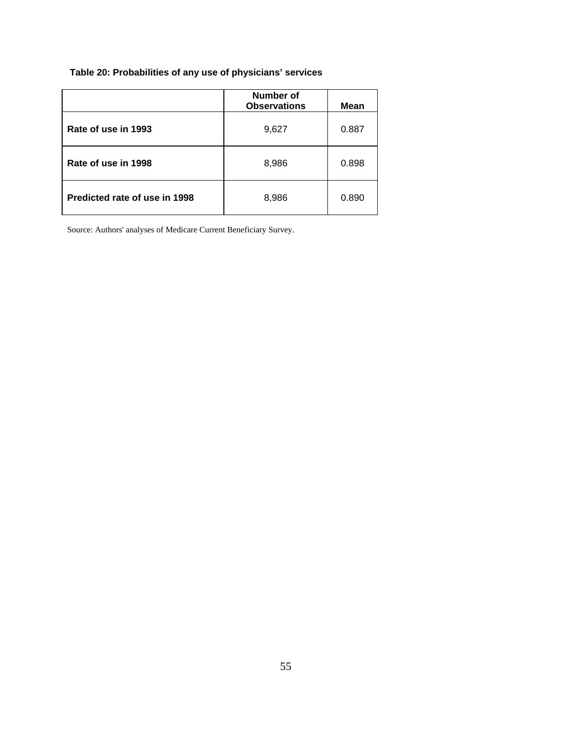**Table 20: Probabilities of any use of physicians' services**

| | Number of Observations | Mean |
|---|---|---|
| **Rate of use in 1993** | 9,627 | 0.887 |
| **Rate of use in 1998** | 8,986 | 0.898 |
| **Predicted rate of use in 1998** | 8,986 | 0.890 |

Source: Authors' analyses of Medicare Current Beneficiary Survey.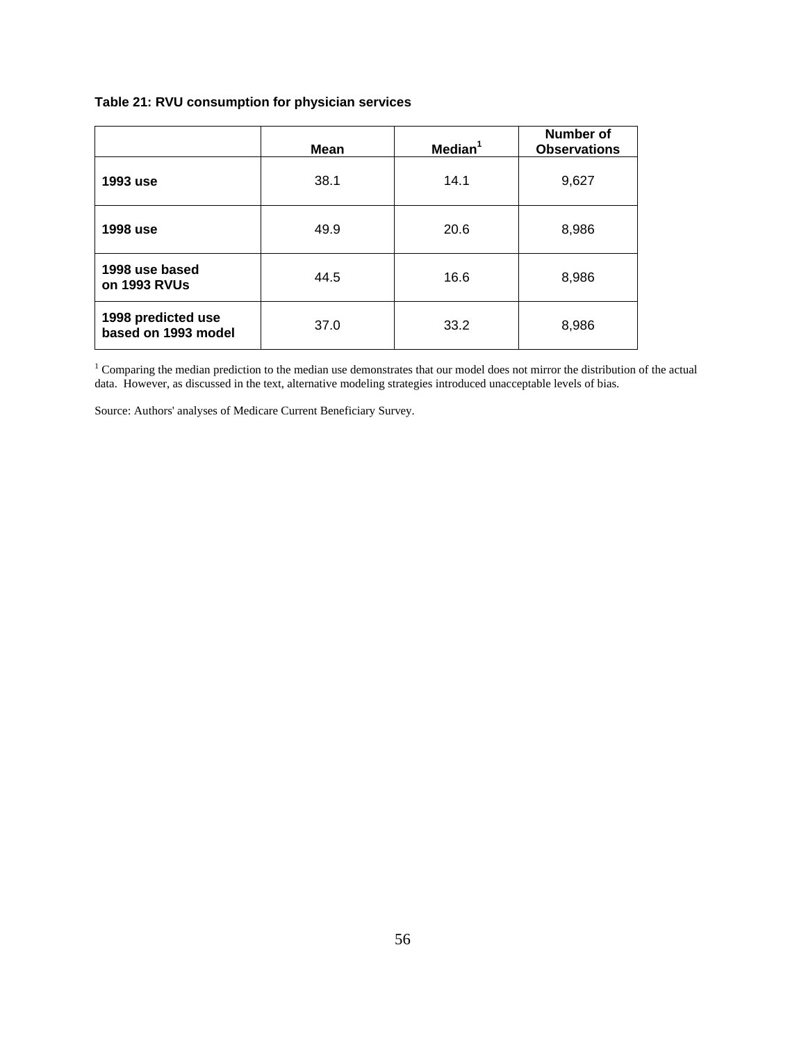**Table 21: RVU consumption for physician services**

| | Mean | Median[1] | Number of Observations |
|---|---|---|---|
| **1993 use** | 38.1 | 14.1 | 9,627 |
| **1998 use** | 49.9 | 20.6 | 8,986 |
| **1998 use based on 1993 RVUs** | 44.5 | 16.6 | 8,986 |
| **1998 predicted use based on 1993 model** | 37.0 | 33.2 | 8,986 |

[1] Comparing the median prediction to the median use demonstrates that our model does not mirror the distribution of the actual data. However, as discussed in the text, alternative modeling strategies introduced unacceptable levels of bias.

Source: Authors' analyses of Medicare Current Beneficiary Survey.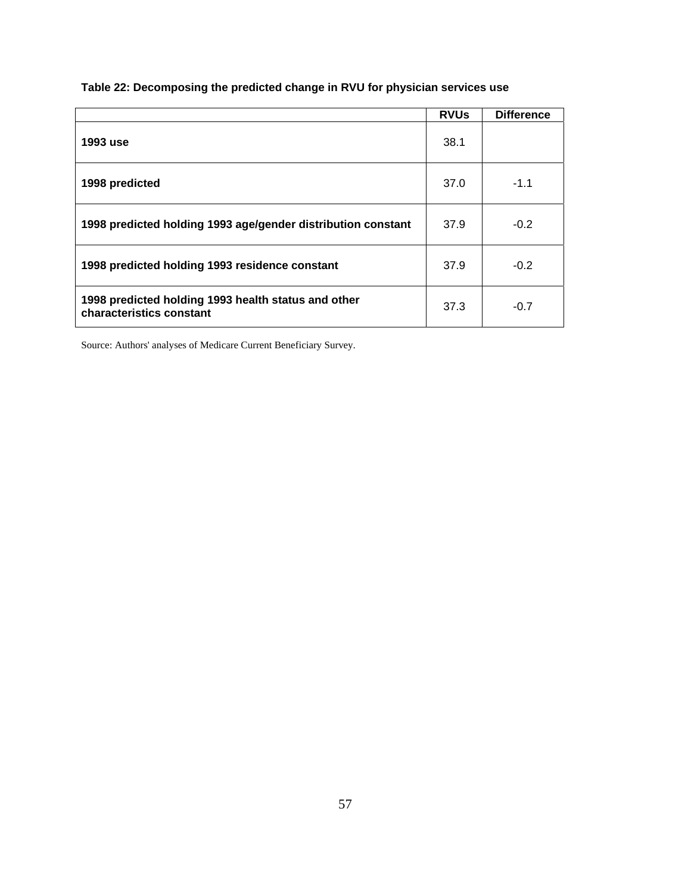**Table 22: Decomposing the predicted change in RVU for physician services use**

| | RVUs | Difference |
|---|---|---|
| **1993 use** | 38.1 | |
| **1998 predicted** | 37.0 | -1.1 |
| **1998 predicted holding 1993 age/gender distribution constant** | 37.9 | -0.2 |
| **1998 predicted holding 1993 residence constant** | 37.9 | -0.2 |
| **1998 predicted holding 1993 health status and other characteristics constant** | 37.3 | -0.7 |

Source: Authors' analyses of Medicare Current Beneficiary Survey.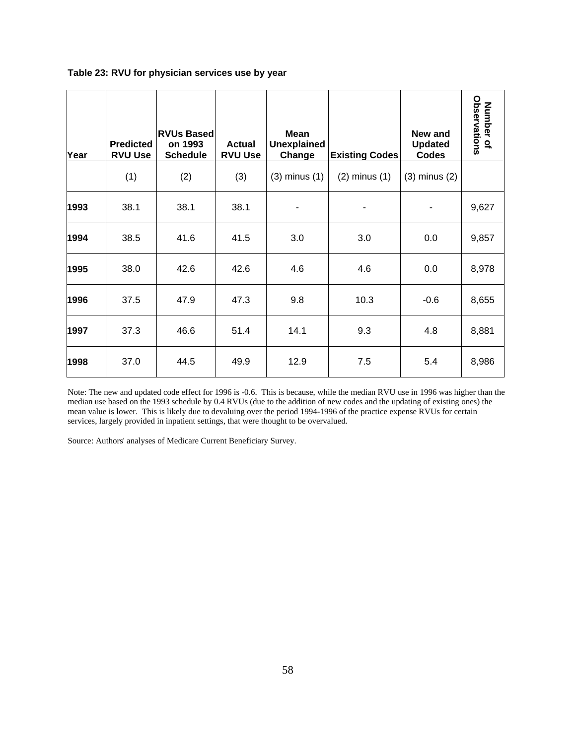**Table 23: RVU for physician services use by year**

| Year | Predicted RVU Use | RVUs Based on 1993 Schedule | Actual RVU Use | Mean Unexplained Change | Existing Codes | New and Updated Codes | Number of Observations |
|---|---|---|---|---|---|---|---|
| | (1) | (2) | (3) | (3) minus (1) | (2) minus (1) | (3) minus (2) | |
| **1993** | 38.1 | 38.1 | 38.1 | - | - | - | 9,627 |
| **1994** | 38.5 | 41.6 | 41.5 | 3.0 | 3.0 | 0.0 | 9,857 |
| **1995** | 38.0 | 42.6 | 42.6 | 4.6 | 4.6 | 0.0 | 8,978 |
| **1996** | 37.5 | 47.9 | 47.3 | 9.8 | 10.3 | -0.6 | 8,655 |
| **1997** | 37.3 | 46.6 | 51.4 | 14.1 | 9.3 | 4.8 | 8,881 |
| **1998** | 37.0 | 44.5 | 49.9 | 12.9 | 7.5 | 5.4 | 8,986 |

Note: The new and updated code effect for 1996 is -0.6. This is because, while the median RVU use in 1996 was higher than the median use based on the 1993 schedule by 0.4 RVUs (due to the addition of new codes and the updating of existing ones) the mean value is lower. This is likely due to devaluing over the period 1994-1996 of the practice expense RVUs for certain services, largely provided in inpatient settings, that were thought to be overvalued.

Source: Authors' analyses of Medicare Current Beneficiary Survey.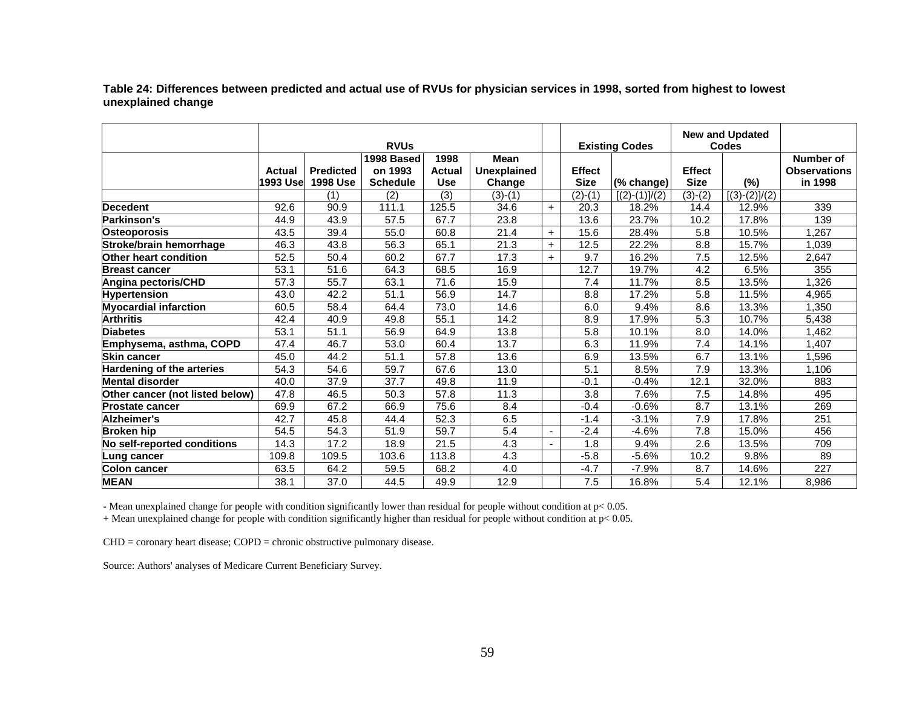**Table 24: Differences between predicted and actual use of RVUs for physician services in 1998, sorted from highest to lowest unexplained change**

| | RVUs | | | | | | Existing Codes | | New and Updated Codes | | |
|---|---|---|---|---|---|---|---|---|---|---|---|
| | Actual 1993 Use | Predicted 1998 Use | 1998 Based on 1993 Schedule | 1998 Actual Use | Mean Unexplained Change | | Effect Size | (% change) | Effect Size | (%) | Number of Observations in 1998 |
| | | (1) | (2) | (3) | (3)-(1) | | (2)-(1) | [(2)-(1)]/(2) | (3)-(2) | [(3)-(2)]/(2) | |
| **Decedent** | 92.6 | 90.9 | 111.1 | 125.5 | 34.6 | + | 20.3 | 18.2% | 14.4 | 12.9% | 339 |
| **Parkinson's** | 44.9 | 43.9 | 57.5 | 67.7 | 23.8 | | 13.6 | 23.7% | 10.2 | 17.8% | 139 |
| **Osteoporosis** | 43.5 | 39.4 | 55.0 | 60.8 | 21.4 | + | 15.6 | 28.4% | 5.8 | 10.5% | 1,267 |
| **Stroke/brain hemorrhage** | 46.3 | 43.8 | 56.3 | 65.1 | 21.3 | + | 12.5 | 22.2% | 8.8 | 15.7% | 1,039 |
| **Other heart condition** | 52.5 | 50.4 | 60.2 | 67.7 | 17.3 | + | 9.7 | 16.2% | 7.5 | 12.5% | 2,647 |
| **Breast cancer** | 53.1 | 51.6 | 64.3 | 68.5 | 16.9 | | 12.7 | 19.7% | 4.2 | 6.5% | 355 |
| **Angina pectoris/CHD** | 57.3 | 55.7 | 63.1 | 71.6 | 15.9 | | 7.4 | 11.7% | 8.5 | 13.5% | 1,326 |
| **Hypertension** | 43.0 | 42.2 | 51.1 | 56.9 | 14.7 | | 8.8 | 17.2% | 5.8 | 11.5% | 4,965 |
| **Myocardial infarction** | 60.5 | 58.4 | 64.4 | 73.0 | 14.6 | | 6.0 | 9.4% | 8.6 | 13.3% | 1,350 |
| **Arthritis** | 42.4 | 40.9 | 49.8 | 55.1 | 14.2 | | 8.9 | 17.9% | 5.3 | 10.7% | 5,438 |
| **Diabetes** | 53.1 | 51.1 | 56.9 | 64.9 | 13.8 | | 5.8 | 10.1% | 8.0 | 14.0% | 1,462 |
| **Emphysema, asthma, COPD** | 47.4 | 46.7 | 53.0 | 60.4 | 13.7 | | 6.3 | 11.9% | 7.4 | 14.1% | 1,407 |
| **Skin cancer** | 45.0 | 44.2 | 51.1 | 57.8 | 13.6 | | 6.9 | 13.5% | 6.7 | 13.1% | 1,596 |
| **Hardening of the arteries** | 54.3 | 54.6 | 59.7 | 67.6 | 13.0 | | 5.1 | 8.5% | 7.9 | 13.3% | 1,106 |
| **Mental disorder** | 40.0 | 37.9 | 37.7 | 49.8 | 11.9 | | -0.1 | -0.4% | 12.1 | 32.0% | 883 |
| **Other cancer (not listed below)** | 47.8 | 46.5 | 50.3 | 57.8 | 11.3 | | 3.8 | 7.6% | 7.5 | 14.8% | 495 |
| **Prostate cancer** | 69.9 | 67.2 | 66.9 | 75.6 | 8.4 | | -0.4 | -0.6% | 8.7 | 13.1% | 269 |
| **Alzheimer's** | 42.7 | 45.8 | 44.4 | 52.3 | 6.5 | | -1.4 | -3.1% | 7.9 | 17.8% | 251 |
| **Broken hip** | 54.5 | 54.3 | 51.9 | 59.7 | 5.4 | - | -2.4 | -4.6% | 7.8 | 15.0% | 456 |
| **No self-reported conditions** | 14.3 | 17.2 | 18.9 | 21.5 | 4.3 | - | 1.8 | 9.4% | 2.6 | 13.5% | 709 |
| **Lung cancer** | 109.8 | 109.5 | 103.6 | 113.8 | 4.3 | | -5.8 | -5.6% | 10.2 | 9.8% | 89 |
| **Colon cancer** | 63.5 | 64.2 | 59.5 | 68.2 | 4.0 | | -4.7 | -7.9% | 8.7 | 14.6% | 227 |
| **MEAN** | 38.1 | 37.0 | 44.5 | 49.9 | 12.9 | | 7.5 | 16.8% | 5.4 | 12.1% | 8,986 |

- Mean unexplained change for people with condition significantly lower than residual for people without condition at $p < 0.05$.
+ Mean unexplained change for people with condition significantly higher than residual for people without condition at $p < 0.05$.

CHD = coronary heart disease; COPD = chronic obstructive pulmonary disease.

Source: Authors' analyses of Medicare Current Beneficiary Survey.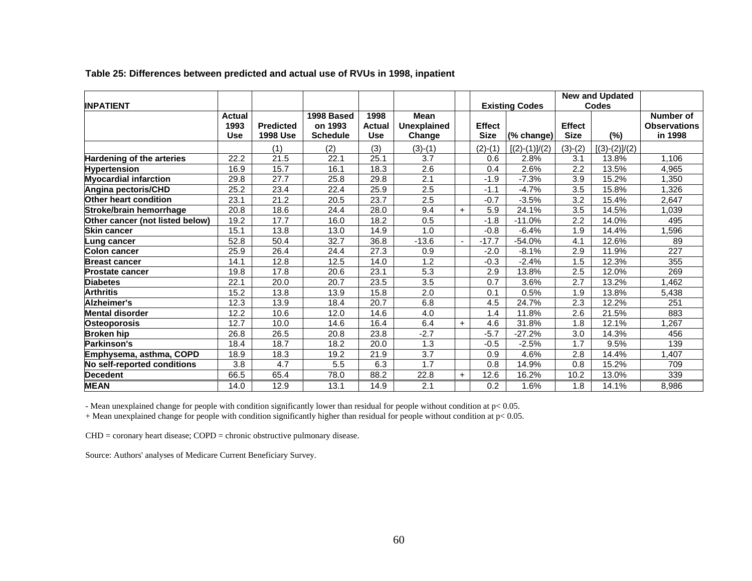**Table 25: Differences between predicted and actual use of RVUs in 1998, inpatient**

| INPATIENT | | | | | | | Existing Codes | | New and Updated Codes | | |
|---|---|---|---|---|---|---|---|---|---|---|---|
| | Actual 1993 Use | Predicted 1998 Use | 1998 Based on 1993 Schedule | 1998 Actual Use | Mean Unexplained Change | | Effect Size | (% change) | Effect Size | (%) | Number of Observations in 1998 |
| | | (1) | (2) | (3) | (3)-(1) | | (2)-(1) | [(2)-(1)]/(2) | (3)-(2) | [(3)-(2)]/(2) | |
| Hardening of the arteries | 22.2 | 21.5 | 22.1 | 25.1 | 3.7 | | 0.6 | 2.8% | 3.1 | 13.8% | 1,106 |
| Hypertension | 16.9 | 15.7 | 16.1 | 18.3 | 2.6 | | 0.4 | 2.6% | 2.2 | 13.5% | 4,965 |
| Myocardial infarction | 29.8 | 27.7 | 25.8 | 29.8 | 2.1 | | -1.9 | -7.3% | 3.9 | 15.2% | 1,350 |
| Angina pectoris/CHD | 25.2 | 23.4 | 22.4 | 25.9 | 2.5 | | -1.1 | -4.7% | 3.5 | 15.8% | 1,326 |
| Other heart condition | 23.1 | 21.2 | 20.5 | 23.7 | 2.5 | | -0.7 | -3.5% | 3.2 | 15.4% | 2,647 |
| Stroke/brain hemorrhage | 20.8 | 18.6 | 24.4 | 28.0 | 9.4 | + | 5.9 | 24.1% | 3.5 | 14.5% | 1,039 |
| Other cancer (not listed below) | 19.2 | 17.7 | 16.0 | 18.2 | 0.5 | | -1.8 | -11.0% | 2.2 | 14.0% | 495 |
| Skin cancer | 15.1 | 13.8 | 13.0 | 14.9 | 1.0 | | -0.8 | -6.4% | 1.9 | 14.4% | 1,596 |
| Lung cancer | 52.8 | 50.4 | 32.7 | 36.8 | -13.6 | - | -17.7 | -54.0% | 4.1 | 12.6% | 89 |
| Colon cancer | 25.9 | 26.4 | 24.4 | 27.3 | 0.9 | | -2.0 | -8.1% | 2.9 | 11.9% | 227 |
| Breast cancer | 14.1 | 12.8 | 12.5 | 14.0 | 1.2 | | -0.3 | -2.4% | 1.5 | 12.3% | 355 |
| Prostate cancer | 19.8 | 17.8 | 20.6 | 23.1 | 5.3 | | 2.9 | 13.8% | 2.5 | 12.0% | 269 |
| Diabetes | 22.1 | 20.0 | 20.7 | 23.5 | 3.5 | | 0.7 | 3.6% | 2.7 | 13.2% | 1,462 |
| Arthritis | 15.2 | 13.8 | 13.9 | 15.8 | 2.0 | | 0.1 | 0.5% | 1.9 | 13.8% | 5,438 |
| Alzheimer's | 12.3 | 13.9 | 18.4 | 20.7 | 6.8 | | 4.5 | 24.7% | 2.3 | 12.2% | 251 |
| Mental disorder | 12.2 | 10.6 | 12.0 | 14.6 | 4.0 | | 1.4 | 11.8% | 2.6 | 21.5% | 883 |
| Osteoporosis | 12.7 | 10.0 | 14.6 | 16.4 | 6.4 | + | 4.6 | 31.8% | 1.8 | 12.1% | 1,267 |
| Broken hip | 26.8 | 26.5 | 20.8 | 23.8 | -2.7 | | -5.7 | -27.2% | 3.0 | 14.3% | 456 |
| Parkinson's | 18.4 | 18.7 | 18.2 | 20.0 | 1.3 | | -0.5 | -2.5% | 1.7 | 9.5% | 139 |
| Emphysema, asthma, COPD | 18.9 | 18.3 | 19.2 | 21.9 | 3.7 | | 0.9 | 4.6% | 2.8 | 14.4% | 1,407 |
| No self-reported conditions | 3.8 | 4.7 | 5.5 | 6.3 | 1.7 | | 0.8 | 14.9% | 0.8 | 15.2% | 709 |
| Decedent | 66.5 | 65.4 | 78.0 | 88.2 | 22.8 | + | 12.6 | 16.2% | 10.2 | 13.0% | 339 |
| MEAN | 14.0 | 12.9 | 13.1 | 14.9 | 2.1 | | 0.2 | 1.6% | 1.8 | 14.1% | 8,986 |

- Mean unexplained change for people with condition significantly lower than residual for people without condition at $p < 0.05$.

+ Mean unexplained change for people with condition significantly higher than residual for people without condition at $p < 0.05$.

CHD = coronary heart disease; COPD = chronic obstructive pulmonary disease.

Source: Authors' analyses of Medicare Current Beneficiary Survey.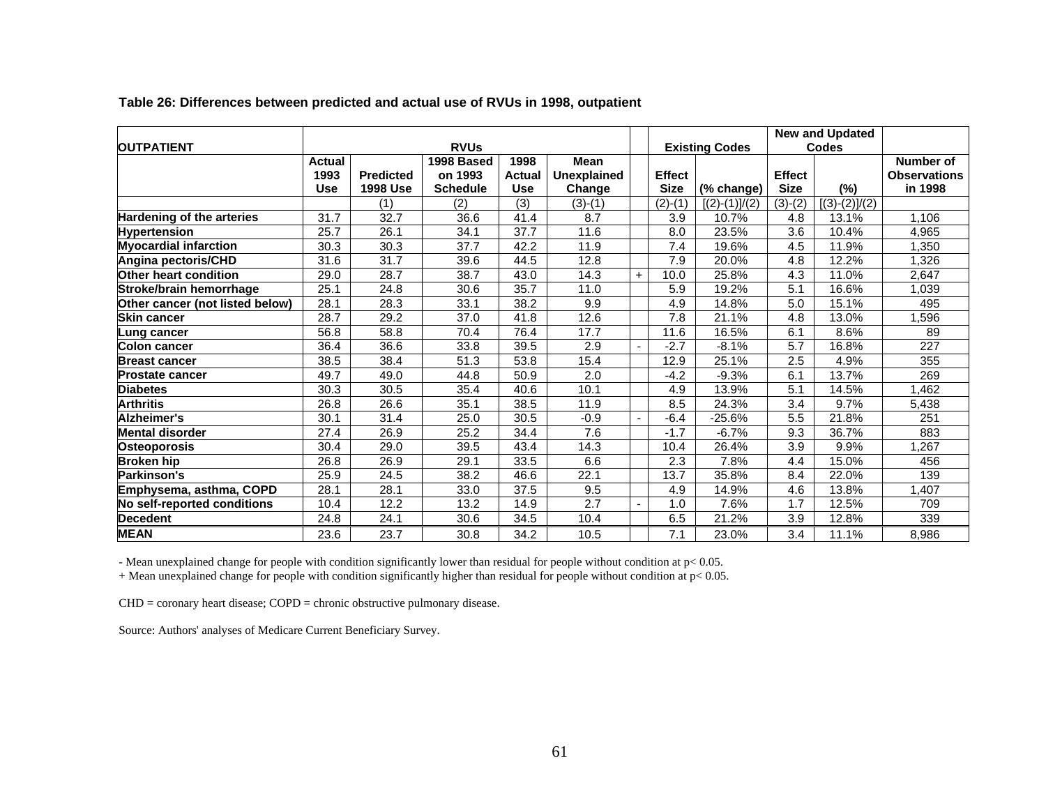**Table 26: Differences between predicted and actual use of RVUs in 1998, outpatient**

| OUTPATIENT | RVUs | | | | | | Existing Codes | | New and Updated Codes | | |
|---|---|---|---|---|---|---|---|---|---|---|---|
| | Actual 1993 Use | Predicted 1998 Use | 1998 Based on 1993 Schedule | 1998 Actual Use | Mean Unexplained Change | | Effect Size | (% change) | Effect Size | (%) | Number of Observations in 1998 |
| | | (1) | (2) | (3) | (3)-(1) | | (2)-(1) | [(2)-(1)]/(2) | (3)-(2) | [(3)-(2)]/(2) | |
| Hardening of the arteries | 31.7 | 32.7 | 36.6 | 41.4 | 8.7 | | 3.9 | 10.7% | 4.8 | 13.1% | 1,106 |
| Hypertension | 25.7 | 26.1 | 34.1 | 37.7 | 11.6 | | 8.0 | 23.5% | 3.6 | 10.4% | 4,965 |
| Myocardial infarction | 30.3 | 30.3 | 37.7 | 42.2 | 11.9 | | 7.4 | 19.6% | 4.5 | 11.9% | 1,350 |
| Angina pectoris/CHD | 31.6 | 31.7 | 39.6 | 44.5 | 12.8 | | 7.9 | 20.0% | 4.8 | 12.2% | 1,326 |
| Other heart condition | 29.0 | 28.7 | 38.7 | 43.0 | 14.3 | + | 10.0 | 25.8% | 4.3 | 11.0% | 2,647 |
| Stroke/brain hemorrhage | 25.1 | 24.8 | 30.6 | 35.7 | 11.0 | | 5.9 | 19.2% | 5.1 | 16.6% | 1,039 |
| Other cancer (not listed below) | 28.1 | 28.3 | 33.1 | 38.2 | 9.9 | | 4.9 | 14.8% | 5.0 | 15.1% | 495 |
| Skin cancer | 28.7 | 29.2 | 37.0 | 41.8 | 12.6 | | 7.8 | 21.1% | 4.8 | 13.0% | 1,596 |
| Lung cancer | 56.8 | 58.8 | 70.4 | 76.4 | 17.7 | | 11.6 | 16.5% | 6.1 | 8.6% | 89 |
| Colon cancer | 36.4 | 36.6 | 33.8 | 39.5 | 2.9 | - | -2.7 | -8.1% | 5.7 | 16.8% | 227 |
| Breast cancer | 38.5 | 38.4 | 51.3 | 53.8 | 15.4 | | 12.9 | 25.1% | 2.5 | 4.9% | 355 |
| Prostate cancer | 49.7 | 49.0 | 44.8 | 50.9 | 2.0 | | -4.2 | -9.3% | 6.1 | 13.7% | 269 |
| Diabetes | 30.3 | 30.5 | 35.4 | 40.6 | 10.1 | | 4.9 | 13.9% | 5.1 | 14.5% | 1,462 |
| Arthritis | 26.8 | 26.6 | 35.1 | 38.5 | 11.9 | | 8.5 | 24.3% | 3.4 | 9.7% | 5,438 |
| Alzheimer's | 30.1 | 31.4 | 25.0 | 30.5 | -0.9 | - | -6.4 | -25.6% | 5.5 | 21.8% | 251 |
| Mental disorder | 27.4 | 26.9 | 25.2 | 34.4 | 7.6 | | -1.7 | -6.7% | 9.3 | 36.7% | 883 |
| Osteoporosis | 30.4 | 29.0 | 39.5 | 43.4 | 14.3 | | 10.4 | 26.4% | 3.9 | 9.9% | 1,267 |
| Broken hip | 26.8 | 26.9 | 29.1 | 33.5 | 6.6 | | 2.3 | 7.8% | 4.4 | 15.0% | 456 |
| Parkinson's | 25.9 | 24.5 | 38.2 | 46.6 | 22.1 | | 13.7 | 35.8% | 8.4 | 22.0% | 139 |
| Emphysema, asthma, COPD | 28.1 | 28.1 | 33.0 | 37.5 | 9.5 | | 4.9 | 14.9% | 4.6 | 13.8% | 1,407 |
| No self-reported conditions | 10.4 | 12.2 | 13.2 | 14.9 | 2.7 | - | 1.0 | 7.6% | 1.7 | 12.5% | 709 |
| Decedent | 24.8 | 24.1 | 30.6 | 34.5 | 10.4 | | 6.5 | 21.2% | 3.9 | 12.8% | 339 |
| MEAN | 23.6 | 23.7 | 30.8 | 34.2 | 10.5 | | 7.1 | 23.0% | 3.4 | 11.1% | 8,986 |

- Mean unexplained change for people with condition significantly lower than residual for people without condition at $p < 0.05$.
+ Mean unexplained change for people with condition significantly higher than residual for people without condition at $p < 0.05$.

CHD = coronary heart disease; COPD = chronic obstructive pulmonary disease.

Source: Authors' analyses of Medicare Current Beneficiary Survey.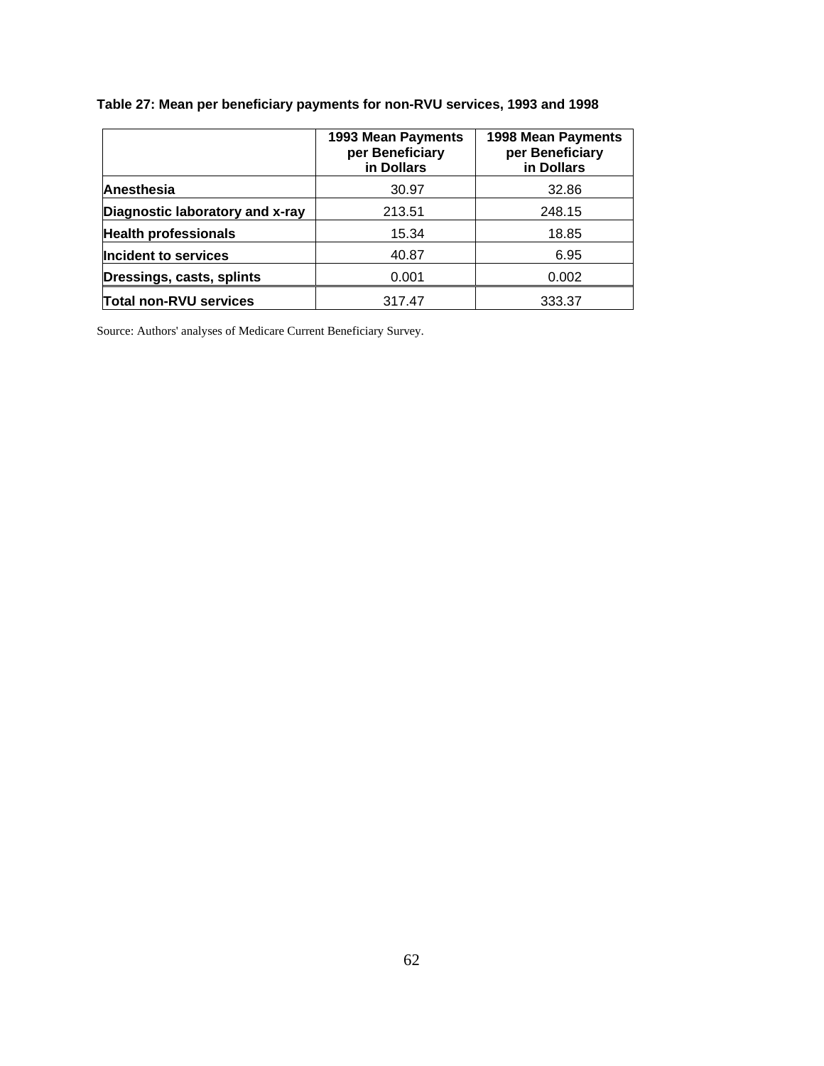**Table 27: Mean per beneficiary payments for non-RVU services, 1993 and 1998**

| | 1993 Mean Payments per Beneficiary in Dollars | 1998 Mean Payments per Beneficiary in Dollars |
|---|---|---|
| **Anesthesia** | 30.97 | 32.86 |
| **Diagnostic laboratory and x-ray** | 213.51 | 248.15 |
| **Health professionals** | 15.34 | 18.85 |
| **Incident to services** | 40.87 | 6.95 |
| **Dressings, casts, splints** | 0.001 | 0.002 |
| **Total non-RVU services** | 317.47 | 333.37 |

Source: Authors' analyses of Medicare Current Beneficiary Survey.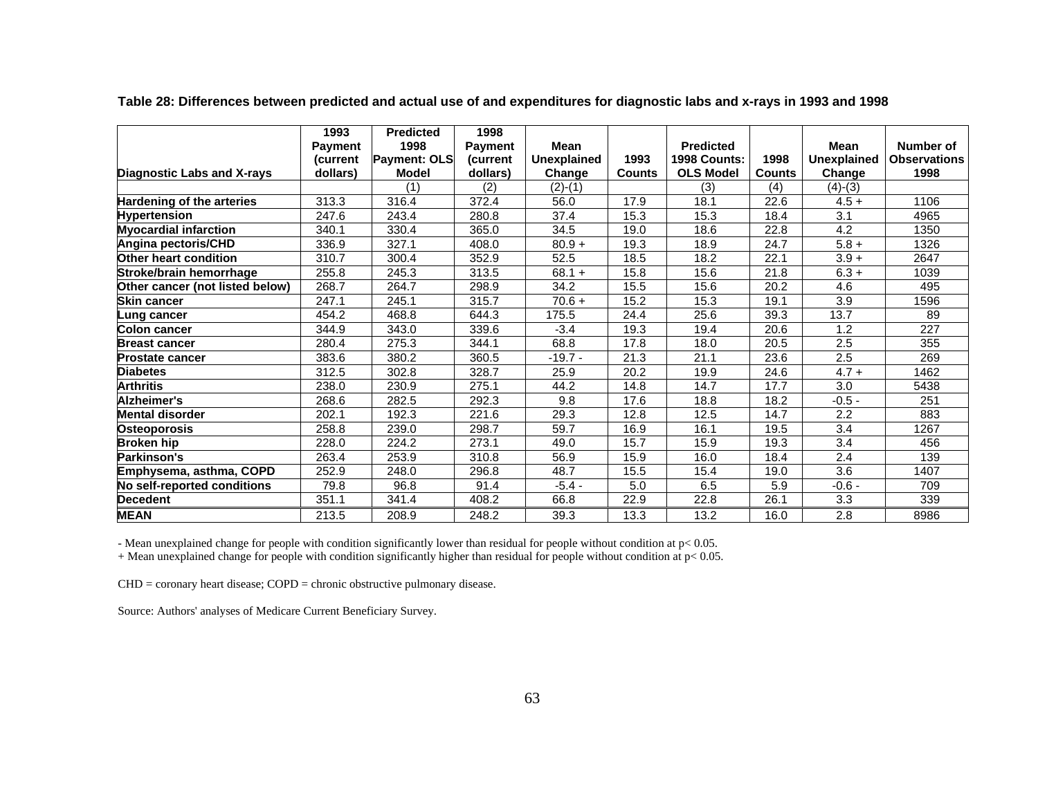**Table 28: Differences between predicted and actual use of and expenditures for diagnostic labs and x-rays in 1993 and 1998**

| Diagnostic Labs and X-rays | 1993 Payment (current dollars) | Predicted 1998 Payment: OLS Model | 1998 Payment (current dollars) | Mean Unexplained Change | 1993 Counts | Predicted 1998 Counts: OLS Model | 1998 Counts | Mean Unexplained Change | Number of Observations 1998 |
|---|---|---|---|---|---|---|---|---|---|
| | | (1) | (2) | (2)-(1) | | (3) | (4) | (4)-(3) | |
| **Hardening of the arteries** | 313.3 | 316.4 | 372.4 | 56.0 | 17.9 | 18.1 | 22.6 | 4.5 + | 1106 |
| **Hypertension** | 247.6 | 243.4 | 280.8 | 37.4 | 15.3 | 15.3 | 18.4 | 3.1 | 4965 |
| **Myocardial infarction** | 340.1 | 330.4 | 365.0 | 34.5 | 19.0 | 18.6 | 22.8 | 4.2 | 1350 |
| **Angina pectoris/CHD** | 336.9 | 327.1 | 408.0 | 80.9 + | 19.3 | 18.9 | 24.7 | 5.8 + | 1326 |
| **Other heart condition** | 310.7 | 300.4 | 352.9 | 52.5 | 18.5 | 18.2 | 22.1 | 3.9 + | 2647 |
| **Stroke/brain hemorrhage** | 255.8 | 245.3 | 313.5 | 68.1 + | 15.8 | 15.6 | 21.8 | 6.3 + | 1039 |
| **Other cancer (not listed below)** | 268.7 | 264.7 | 298.9 | 34.2 | 15.5 | 15.6 | 20.2 | 4.6 | 495 |
| **Skin cancer** | 247.1 | 245.1 | 315.7 | 70.6 + | 15.2 | 15.3 | 19.1 | 3.9 | 1596 |
| **Lung cancer** | 454.2 | 468.8 | 644.3 | 175.5 | 24.4 | 25.6 | 39.3 | 13.7 | 89 |
| **Colon cancer** | 344.9 | 343.0 | 339.6 | -3.4 | 19.3 | 19.4 | 20.6 | 1.2 | 227 |
| **Breast cancer** | 280.4 | 275.3 | 344.1 | 68.8 | 17.8 | 18.0 | 20.5 | 2.5 | 355 |
| **Prostate cancer** | 383.6 | 380.2 | 360.5 | -19.7 - | 21.3 | 21.1 | 23.6 | 2.5 | 269 |
| **Diabetes** | 312.5 | 302.8 | 328.7 | 25.9 | 20.2 | 19.9 | 24.6 | 4.7 + | 1462 |
| **Arthritis** | 238.0 | 230.9 | 275.1 | 44.2 | 14.8 | 14.7 | 17.7 | 3.0 | 5438 |
| **Alzheimer's** | 268.6 | 282.5 | 292.3 | 9.8 | 17.6 | 18.8 | 18.2 | -0.5 - | 251 |
| **Mental disorder** | 202.1 | 192.3 | 221.6 | 29.3 | 12.8 | 12.5 | 14.7 | 2.2 | 883 |
| **Osteoporosis** | 258.8 | 239.0 | 298.7 | 59.7 | 16.9 | 16.1 | 19.5 | 3.4 | 1267 |
| **Broken hip** | 228.0 | 224.2 | 273.1 | 49.0 | 15.7 | 15.9 | 19.3 | 3.4 | 456 |
| **Parkinson's** | 263.4 | 253.9 | 310.8 | 56.9 | 15.9 | 16.0 | 18.4 | 2.4 | 139 |
| **Emphysema, asthma, COPD** | 252.9 | 248.0 | 296.8 | 48.7 | 15.5 | 15.4 | 19.0 | 3.6 | 1407 |
| **No self-reported conditions** | 79.8 | 96.8 | 91.4 | -5.4 - | 5.0 | 6.5 | 5.9 | -0.6 - | 709 |
| **Decedent** | 351.1 | 341.4 | 408.2 | 66.8 | 22.9 | 22.8 | 26.1 | 3.3 | 339 |
| **MEAN** | 213.5 | 208.9 | 248.2 | 39.3 | 13.3 | 13.2 | 16.0 | 2.8 | 8986 |

- Mean unexplained change for people with condition significantly lower than residual for people without condition at $p < 0.05$.
+ Mean unexplained change for people with condition significantly higher than residual for people without condition at $p < 0.05$.

CHD = coronary heart disease; COPD = chronic obstructive pulmonary disease.

Source: Authors' analyses of Medicare Current Beneficiary Survey.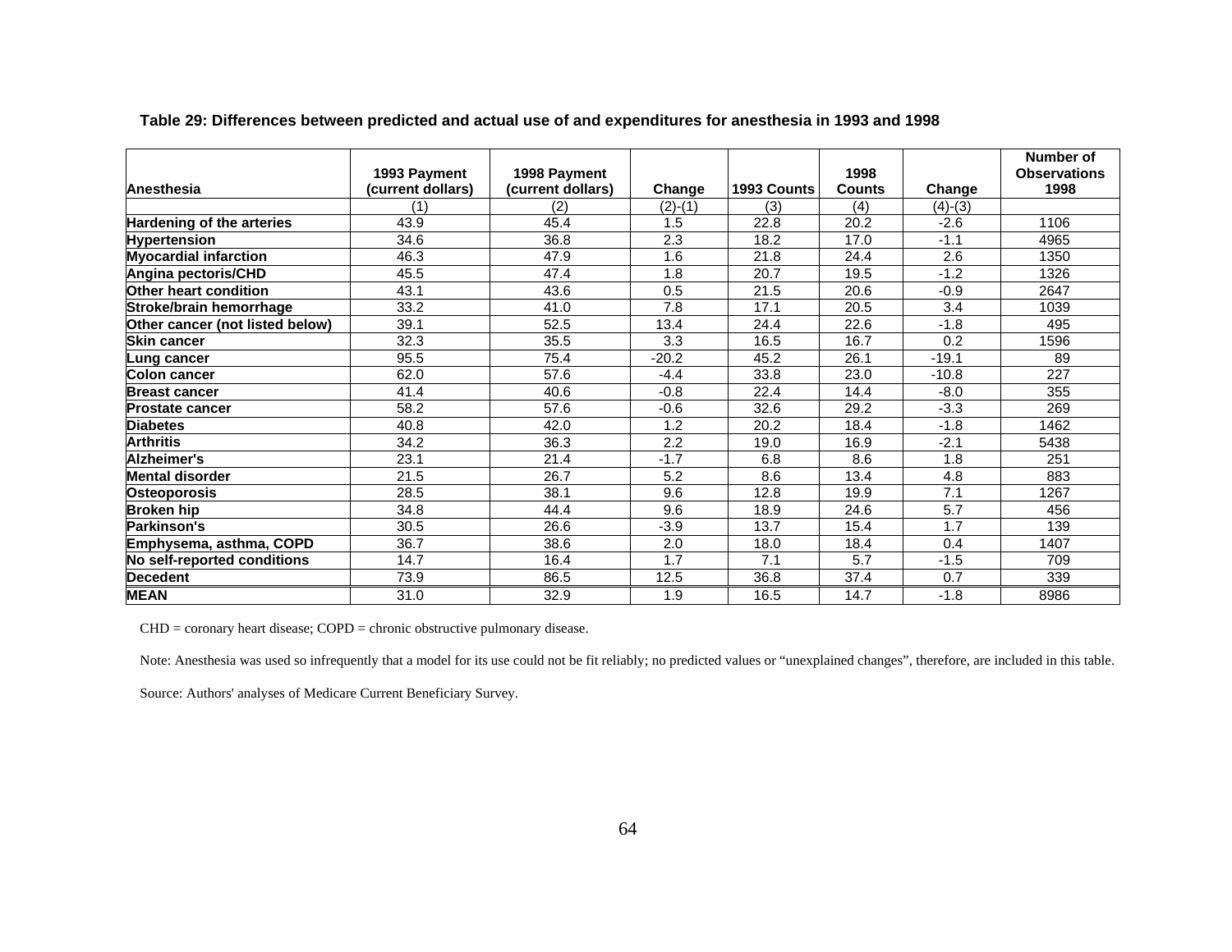**Table 29: Differences between predicted and actual use of and expenditures for anesthesia in 1993 and 1998**

| Anesthesia | 1993 Payment (current dollars) | 1998 Payment (current dollars) | Change | 1993 Counts | 1998 Counts | Change | Number of Observations 1998 |
|---|---|---|---|---|---|---|---|
| | (1) | (2) | (2)-(1) | (3) | (4) | (4)-(3) | |
| **Hardening of the arteries** | 43.9 | 45.4 | 1.5 | 22.8 | 20.2 | -2.6 | 1106 |
| **Hypertension** | 34.6 | 36.8 | 2.3 | 18.2 | 17.0 | -1.1 | 4965 |
| **Myocardial infarction** | 46.3 | 47.9 | 1.6 | 21.8 | 24.4 | 2.6 | 1350 |
| **Angina pectoris/CHD** | 45.5 | 47.4 | 1.8 | 20.7 | 19.5 | -1.2 | 1326 |
| **Other heart condition** | 43.1 | 43.6 | 0.5 | 21.5 | 20.6 | -0.9 | 2647 |
| **Stroke/brain hemorrhage** | 33.2 | 41.0 | 7.8 | 17.1 | 20.5 | 3.4 | 1039 |
| **Other cancer (not listed below)** | 39.1 | 52.5 | 13.4 | 24.4 | 22.6 | -1.8 | 495 |
| **Skin cancer** | 32.3 | 35.5 | 3.3 | 16.5 | 16.7 | 0.2 | 1596 |
| **Lung cancer** | 95.5 | 75.4 | -20.2 | 45.2 | 26.1 | -19.1 | 89 |
| **Colon cancer** | 62.0 | 57.6 | -4.4 | 33.8 | 23.0 | -10.8 | 227 |
| **Breast cancer** | 41.4 | 40.6 | -0.8 | 22.4 | 14.4 | -8.0 | 355 |
| **Prostate cancer** | 58.2 | 57.6 | -0.6 | 32.6 | 29.2 | -3.3 | 269 |
| **Diabetes** | 40.8 | 42.0 | 1.2 | 20.2 | 18.4 | -1.8 | 1462 |
| **Arthritis** | 34.2 | 36.3 | 2.2 | 19.0 | 16.9 | -2.1 | 5438 |
| **Alzheimer's** | 23.1 | 21.4 | -1.7 | 6.8 | 8.6 | 1.8 | 251 |
| **Mental disorder** | 21.5 | 26.7 | 5.2 | 8.6 | 13.4 | 4.8 | 883 |
| **Osteoporosis** | 28.5 | 38.1 | 9.6 | 12.8 | 19.9 | 7.1 | 1267 |
| **Broken hip** | 34.8 | 44.4 | 9.6 | 18.9 | 24.6 | 5.7 | 456 |
| **Parkinson's** | 30.5 | 26.6 | -3.9 | 13.7 | 15.4 | 1.7 | 139 |
| **Emphysema, asthma, COPD** | 36.7 | 38.6 | 2.0 | 18.0 | 18.4 | 0.4 | 1407 |
| **No self-reported conditions** | 14.7 | 16.4 | 1.7 | 7.1 | 5.7 | -1.5 | 709 |
| **Decedent** | 73.9 | 86.5 | 12.5 | 36.8 | 37.4 | 0.7 | 339 |
| **MEAN** | 31.0 | 32.9 | 1.9 | 16.5 | 14.7 | -1.8 | 8986 |

CHD = coronary heart disease; COPD = chronic obstructive pulmonary disease.

Note: Anesthesia was used so infrequently that a model for its use could not be fit reliably; no predicted values or "unexplained changes", therefore, are included in this table.

Source: Authors' analyses of Medicare Current Beneficiary Survey.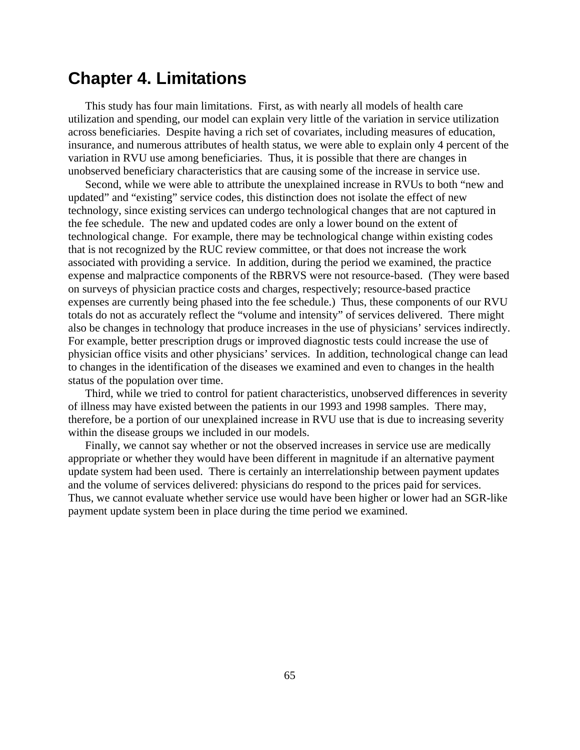# Chapter 4. Limitations

This study has four main limitations. First, as with nearly all models of health care utilization and spending, our model can explain very little of the variation in service utilization across beneficiaries. Despite having a rich set of covariates, including measures of education, insurance, and numerous attributes of health status, we were able to explain only 4 percent of the variation in RVU use among beneficiaries. Thus, it is possible that there are changes in unobserved beneficiary characteristics that are causing some of the increase in service use.

Second, while we were able to attribute the unexplained increase in RVUs to both "new and updated" and "existing" service codes, this distinction does not isolate the effect of new technology, since existing services can undergo technological changes that are not captured in the fee schedule. The new and updated codes are only a lower bound on the extent of technological change. For example, there may be technological change within existing codes that is not recognized by the RUC review committee, or that does not increase the work associated with providing a service. In addition, during the period we examined, the practice expense and malpractice components of the RBRVS were not resource-based. (They were based on surveys of physician practice costs and charges, respectively; resource-based practice expenses are currently being phased into the fee schedule.) Thus, these components of our RVU totals do not as accurately reflect the "volume and intensity" of services delivered. There might also be changes in technology that produce increases in the use of physicians' services indirectly. For example, better prescription drugs or improved diagnostic tests could increase the use of physician office visits and other physicians' services. In addition, technological change can lead to changes in the identification of the diseases we examined and even to changes in the health status of the population over time.

Third, while we tried to control for patient characteristics, unobserved differences in severity of illness may have existed between the patients in our 1993 and 1998 samples. There may, therefore, be a portion of our unexplained increase in RVU use that is due to increasing severity within the disease groups we included in our models.

Finally, we cannot say whether or not the observed increases in service use are medically appropriate or whether they would have been different in magnitude if an alternative payment update system had been used. There is certainly an interrelationship between payment updates and the volume of services delivered: physicians do respond to the prices paid for services. Thus, we cannot evaluate whether service use would have been higher or lower had an SGR-like payment update system been in place during the time period we examined.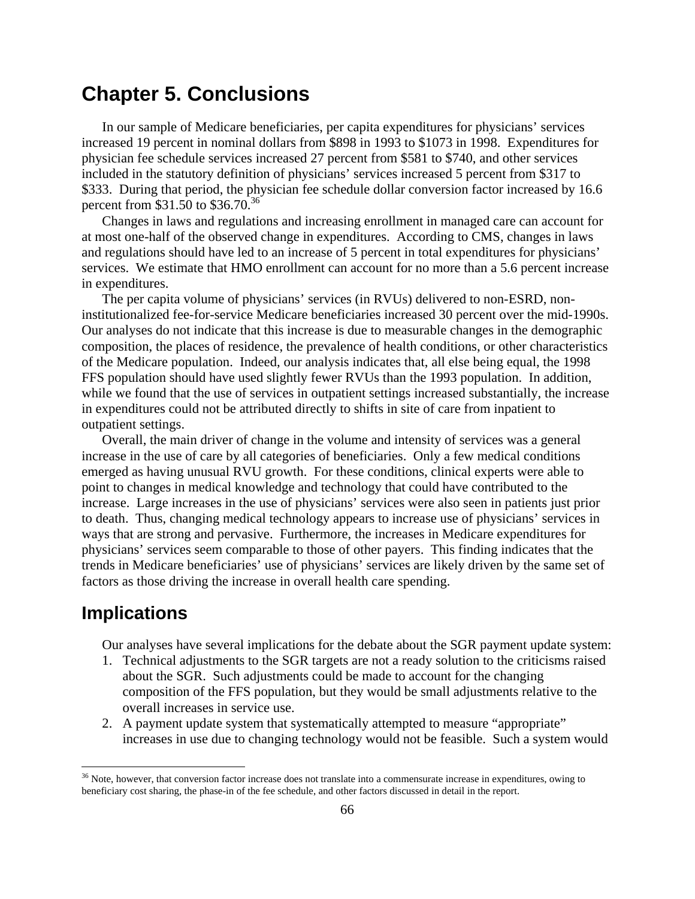# Chapter 5. Conclusions

In our sample of Medicare beneficiaries, per capita expenditures for physicians' services increased 19 percent in nominal dollars from $898 in 1993 to $1073 in 1998. Expenditures for physician fee schedule services increased 27 percent from $581 to $740, and other services included in the statutory definition of physicians' services increased 5 percent from $317 to $333. During that period, the physician fee schedule dollar conversion factor increased by 16.6 percent from $31.50 to $36.70.[36]

Changes in laws and regulations and increasing enrollment in managed care can account for at most one-half of the observed change in expenditures. According to CMS, changes in laws and regulations should have led to an increase of 5 percent in total expenditures for physicians' services. We estimate that HMO enrollment can account for no more than a 5.6 percent increase in expenditures.

The per capita volume of physicians' services (in RVUs) delivered to non-ESRD, non-institutionalized fee-for-service Medicare beneficiaries increased 30 percent over the mid-1990s. Our analyses do not indicate that this increase is due to measurable changes in the demographic composition, the places of residence, the prevalence of health conditions, or other characteristics of the Medicare population. Indeed, our analysis indicates that, all else being equal, the 1998 FFS population should have used slightly fewer RVUs than the 1993 population. In addition, while we found that the use of services in outpatient settings increased substantially, the increase in expenditures could not be attributed directly to shifts in site of care from inpatient to outpatient settings.

Overall, the main driver of change in the volume and intensity of services was a general increase in the use of care by all categories of beneficiaries. Only a few medical conditions emerged as having unusual RVU growth. For these conditions, clinical experts were able to point to changes in medical knowledge and technology that could have contributed to the increase. Large increases in the use of physicians' services were also seen in patients just prior to death. Thus, changing medical technology appears to increase use of physicians' services in ways that are strong and pervasive. Furthermore, the increases in Medicare expenditures for physicians' services seem comparable to those of other payers. This finding indicates that the trends in Medicare beneficiaries' use of physicians' services are likely driven by the same set of factors as those driving the increase in overall health care spending.

## Implications

Our analyses have several implications for the debate about the SGR payment update system:

1. Technical adjustments to the SGR targets are not a ready solution to the criticisms raised about the SGR. Such adjustments could be made to account for the changing composition of the FFS population, but they would be small adjustments relative to the overall increases in service use.
2. A payment update system that systematically attempted to measure "appropriate" increases in use due to changing technology would not be feasible. Such a system would

[36] Note, however, that conversion factor increase does not translate into a commensurate increase in expenditures, owing to beneficiary cost sharing, the phase-in of the fee schedule, and other factors discussed in detail in the report.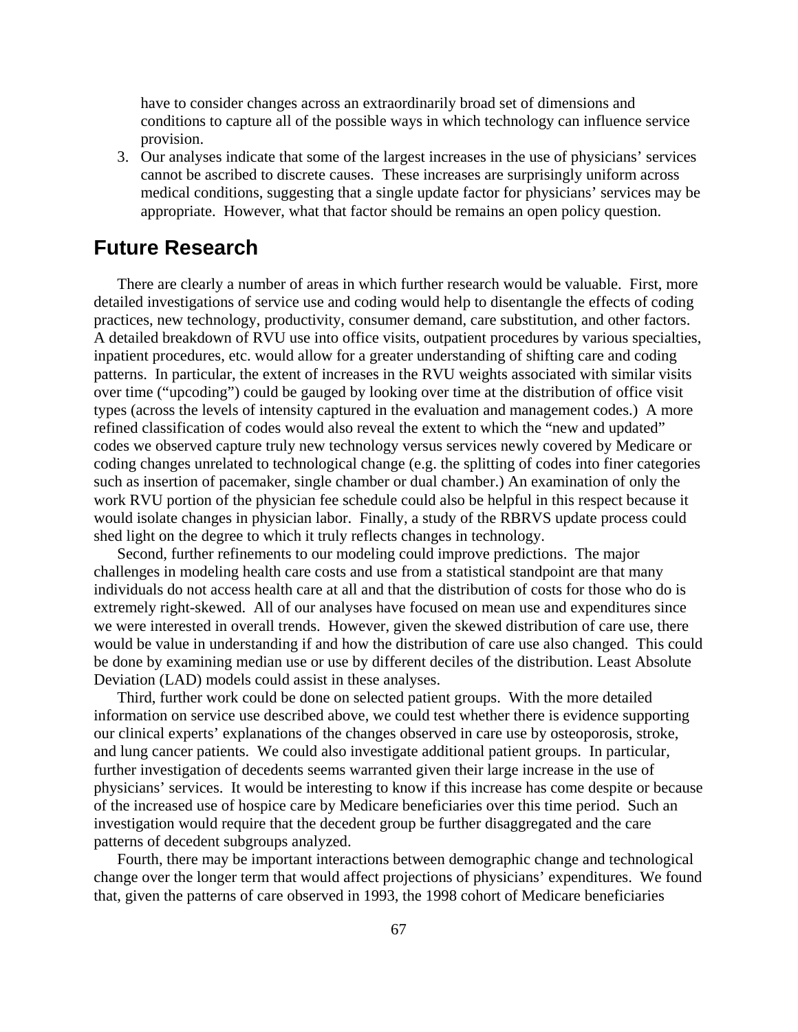have to consider changes across an extraordinarily broad set of dimensions and conditions to capture all of the possible ways in which technology can influence service provision.

3. Our analyses indicate that some of the largest increases in the use of physicians' services cannot be ascribed to discrete causes. These increases are surprisingly uniform across medical conditions, suggesting that a single update factor for physicians' services may be appropriate. However, what that factor should be remains an open policy question.

## Future Research

There are clearly a number of areas in which further research would be valuable. First, more detailed investigations of service use and coding would help to disentangle the effects of coding practices, new technology, productivity, consumer demand, care substitution, and other factors. A detailed breakdown of RVU use into office visits, outpatient procedures by various specialties, inpatient procedures, etc. would allow for a greater understanding of shifting care and coding patterns. In particular, the extent of increases in the RVU weights associated with similar visits over time ("upcoding") could be gauged by looking over time at the distribution of office visit types (across the levels of intensity captured in the evaluation and management codes.) A more refined classification of codes would also reveal the extent to which the "new and updated" codes we observed capture truly new technology versus services newly covered by Medicare or coding changes unrelated to technological change (e.g. the splitting of codes into finer categories such as insertion of pacemaker, single chamber or dual chamber.) An examination of only the work RVU portion of the physician fee schedule could also be helpful in this respect because it would isolate changes in physician labor. Finally, a study of the RBRVS update process could shed light on the degree to which it truly reflects changes in technology.

Second, further refinements to our modeling could improve predictions. The major challenges in modeling health care costs and use from a statistical standpoint are that many individuals do not access health care at all and that the distribution of costs for those who do is extremely right-skewed. All of our analyses have focused on mean use and expenditures since we were interested in overall trends. However, given the skewed distribution of care use, there would be value in understanding if and how the distribution of care use also changed. This could be done by examining median use or use by different deciles of the distribution. Least Absolute Deviation (LAD) models could assist in these analyses.

Third, further work could be done on selected patient groups. With the more detailed information on service use described above, we could test whether there is evidence supporting our clinical experts' explanations of the changes observed in care use by osteoporosis, stroke, and lung cancer patients. We could also investigate additional patient groups. In particular, further investigation of decedents seems warranted given their large increase in the use of physicians' services. It would be interesting to know if this increase has come despite or because of the increased use of hospice care by Medicare beneficiaries over this time period. Such an investigation would require that the decedent group be further disaggregated and the care patterns of decedent subgroups analyzed.

Fourth, there may be important interactions between demographic change and technological change over the longer term that would affect projections of physicians' expenditures. We found that, given the patterns of care observed in 1993, the 1998 cohort of Medicare beneficiaries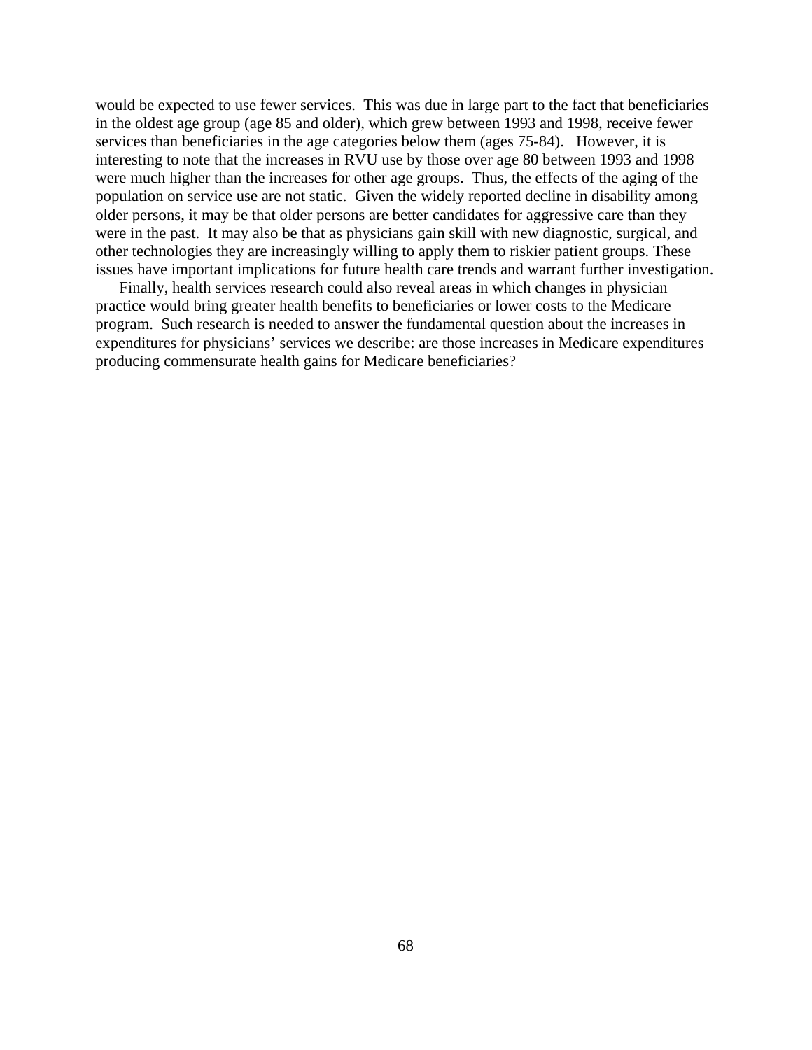would be expected to use fewer services. This was due in large part to the fact that beneficiaries in the oldest age group (age 85 and older), which grew between 1993 and 1998, receive fewer services than beneficiaries in the age categories below them (ages 75-84). However, it is interesting to note that the increases in RVU use by those over age 80 between 1993 and 1998 were much higher than the increases for other age groups. Thus, the effects of the aging of the population on service use are not static. Given the widely reported decline in disability among older persons, it may be that older persons are better candidates for aggressive care than they were in the past. It may also be that as physicians gain skill with new diagnostic, surgical, and other technologies they are increasingly willing to apply them to riskier patient groups. These issues have important implications for future health care trends and warrant further investigation.

Finally, health services research could also reveal areas in which changes in physician practice would bring greater health benefits to beneficiaries or lower costs to the Medicare program. Such research is needed to answer the fundamental question about the increases in expenditures for physicians' services we describe: are those increases in Medicare expenditures producing commensurate health gains for Medicare beneficiaries?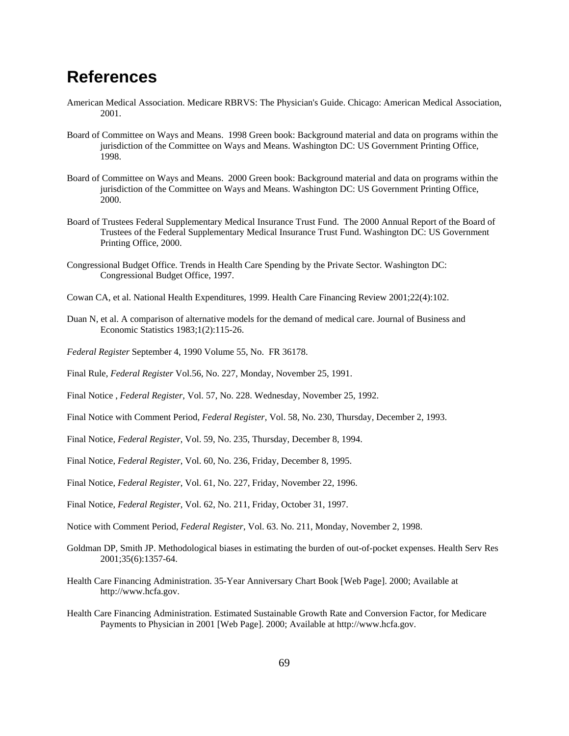# References

American Medical Association. Medicare RBRVS: The Physician's Guide. Chicago: American Medical Association, 2001.

Board of Committee on Ways and Means. 1998 Green book: Background material and data on programs within the jurisdiction of the Committee on Ways and Means. Washington DC: US Government Printing Office, 1998.

Board of Committee on Ways and Means. 2000 Green book: Background material and data on programs within the jurisdiction of the Committee on Ways and Means. Washington DC: US Government Printing Office, 2000.

Board of Trustees Federal Supplementary Medical Insurance Trust Fund. The 2000 Annual Report of the Board of Trustees of the Federal Supplementary Medical Insurance Trust Fund. Washington DC: US Government Printing Office, 2000.

Congressional Budget Office. Trends in Health Care Spending by the Private Sector. Washington DC: Congressional Budget Office, 1997.

Cowan CA, et al. National Health Expenditures, 1999. Health Care Financing Review 2001;22(4):102.

Duan N, et al. A comparison of alternative models for the demand of medical care. Journal of Business and Economic Statistics 1983;1(2):115-26.

*Federal Register* September 4, 1990 Volume 55, No. FR 36178.

Final Rule, *Federal Register* Vol.56, No. 227, Monday, November 25, 1991.

Final Notice , *Federal Register*, Vol. 57, No. 228. Wednesday, November 25, 1992.

Final Notice with Comment Period, *Federal Register*, Vol. 58, No. 230, Thursday, December 2, 1993.

Final Notice, *Federal Register*, Vol. 59, No. 235, Thursday, December 8, 1994.

Final Notice, *Federal Register*, Vol. 60, No. 236, Friday, December 8, 1995.

Final Notice, *Federal Register*, Vol. 61, No. 227, Friday, November 22, 1996.

Final Notice, *Federal Register*, Vol. 62, No. 211, Friday, October 31, 1997.

Notice with Comment Period, *Federal Register*, Vol. 63. No. 211, Monday, November 2, 1998.

Goldman DP, Smith JP. Methodological biases in estimating the burden of out-of-pocket expenses. Health Serv Res 2001;35(6):1357-64.

Health Care Financing Administration. 35-Year Anniversary Chart Book [Web Page]. 2000; Available at http://www.hcfa.gov.

Health Care Financing Administration. Estimated Sustainable Growth Rate and Conversion Factor, for Medicare Payments to Physician in 2001 [Web Page]. 2000; Available at http://www.hcfa.gov.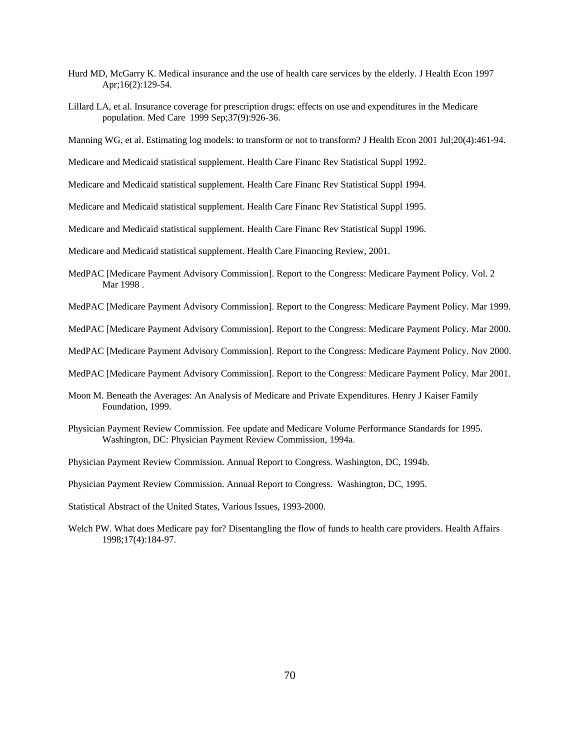Hurd MD, McGarry K. Medical insurance and the use of health care services by the elderly. J Health Econ 1997 Apr;16(2):129-54.

Lillard LA, et al. Insurance coverage for prescription drugs: effects on use and expenditures in the Medicare population. Med Care 1999 Sep;37(9):926-36.

Manning WG, et al. Estimating log models: to transform or not to transform? J Health Econ 2001 Jul;20(4):461-94.

Medicare and Medicaid statistical supplement. Health Care Financ Rev Statistical Suppl 1992.

Medicare and Medicaid statistical supplement. Health Care Financ Rev Statistical Suppl 1994.

Medicare and Medicaid statistical supplement. Health Care Financ Rev Statistical Suppl 1995.

Medicare and Medicaid statistical supplement. Health Care Financ Rev Statistical Suppl 1996.

Medicare and Medicaid statistical supplement. Health Care Financing Review, 2001.

MedPAC [Medicare Payment Advisory Commission]. Report to the Congress: Medicare Payment Policy. Vol. 2 Mar 1998 .

MedPAC [Medicare Payment Advisory Commission]. Report to the Congress: Medicare Payment Policy. Mar 1999.

MedPAC [Medicare Payment Advisory Commission]. Report to the Congress: Medicare Payment Policy. Mar 2000.

MedPAC [Medicare Payment Advisory Commission]. Report to the Congress: Medicare Payment Policy. Nov 2000.

MedPAC [Medicare Payment Advisory Commission]. Report to the Congress: Medicare Payment Policy. Mar 2001.

Moon M. Beneath the Averages: An Analysis of Medicare and Private Expenditures. Henry J Kaiser Family Foundation, 1999.

Physician Payment Review Commission. Fee update and Medicare Volume Performance Standards for 1995. Washington, DC: Physician Payment Review Commission, 1994a.

Physician Payment Review Commission. Annual Report to Congress. Washington, DC, 1994b.

Physician Payment Review Commission. Annual Report to Congress. Washington, DC, 1995.

Statistical Abstract of the United States, Various Issues, 1993-2000.

Welch PW. What does Medicare pay for? Disentangling the flow of funds to health care providers. Health Affairs 1998;17(4):184-97.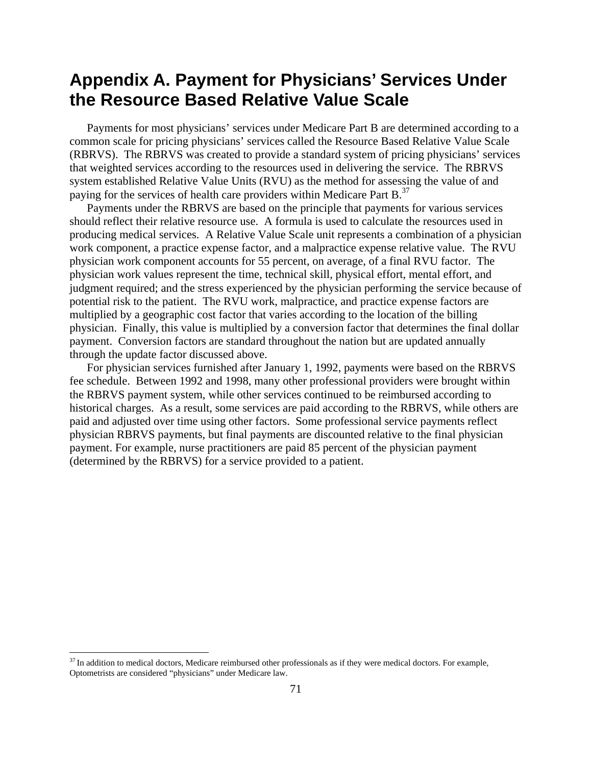# Appendix A. Payment for Physicians' Services Under the Resource Based Relative Value Scale

Payments for most physicians' services under Medicare Part B are determined according to a common scale for pricing physicians' services called the Resource Based Relative Value Scale (RBRVS). The RBRVS was created to provide a standard system of pricing physicians' services that weighted services according to the resources used in delivering the service. The RBRVS system established Relative Value Units (RVU) as the method for assessing the value of and paying for the services of health care providers within Medicare Part B.[37]

Payments under the RBRVS are based on the principle that payments for various services should reflect their relative resource use. A formula is used to calculate the resources used in producing medical services. A Relative Value Scale unit represents a combination of a physician work component, a practice expense factor, and a malpractice expense relative value. The RVU physician work component accounts for 55 percent, on average, of a final RVU factor. The physician work values represent the time, technical skill, physical effort, mental effort, and judgment required; and the stress experienced by the physician performing the service because of potential risk to the patient. The RVU work, malpractice, and practice expense factors are multiplied by a geographic cost factor that varies according to the location of the billing physician. Finally, this value is multiplied by a conversion factor that determines the final dollar payment. Conversion factors are standard throughout the nation but are updated annually through the update factor discussed above.

For physician services furnished after January 1, 1992, payments were based on the RBRVS fee schedule. Between 1992 and 1998, many other professional providers were brought within the RBRVS payment system, while other services continued to be reimbursed according to historical charges. As a result, some services are paid according to the RBRVS, while others are paid and adjusted over time using other factors. Some professional service payments reflect physician RBRVS payments, but final payments are discounted relative to the final physician payment. For example, nurse practitioners are paid 85 percent of the physician payment (determined by the RBRVS) for a service provided to a patient.

---

[37] In addition to medical doctors, Medicare reimbursed other professionals as if they were medical doctors. For example, Optometrists are considered "physicians" under Medicare law.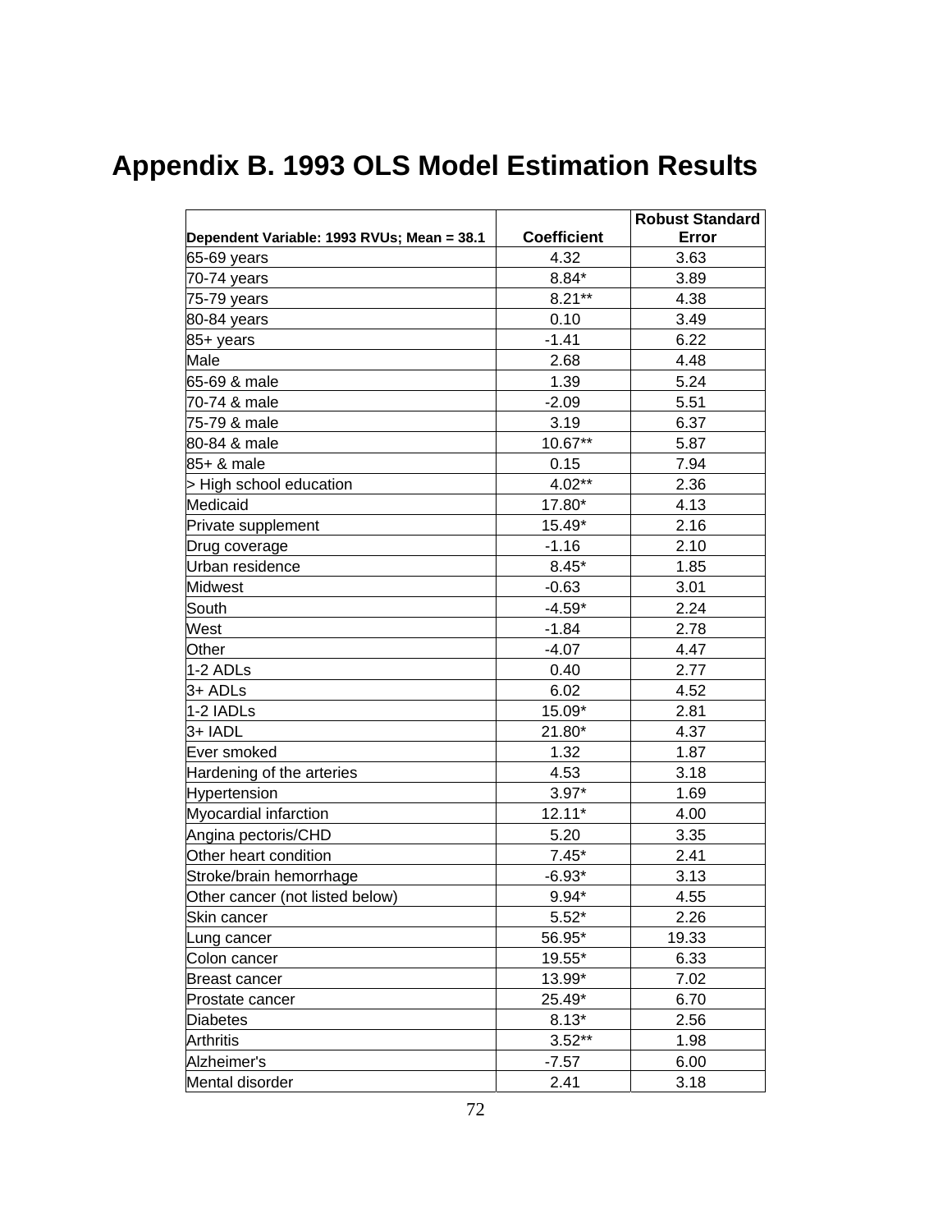# Appendix B. 1993 OLS Model Estimation Results

| Dependent Variable: 1993 RVUs; Mean = 38.1 | Coefficient | Robust Standard Error |
|---|---|---|
| 65-69 years | 4.32 | 3.63 |
| 70-74 years | 8.84* | 3.89 |
| 75-79 years | 8.21** | 4.38 |
| 80-84 years | 0.10 | 3.49 |
| 85+ years | -1.41 | 6.22 |
| Male | 2.68 | 4.48 |
| 65-69 & male | 1.39 | 5.24 |
| 70-74 & male | -2.09 | 5.51 |
| 75-79 & male | 3.19 | 6.37 |
| 80-84 & male | 10.67** | 5.87 |
| 85+ & male | 0.15 | 7.94 |
| > High school education | 4.02** | 2.36 |
| Medicaid | 17.80* | 4.13 |
| Private supplement | 15.49* | 2.16 |
| Drug coverage | -1.16 | 2.10 |
| Urban residence | 8.45* | 1.85 |
| Midwest | -0.63 | 3.01 |
| South | -4.59* | 2.24 |
| West | -1.84 | 2.78 |
| Other | -4.07 | 4.47 |
| 1-2 ADLs | 0.40 | 2.77 |
| 3+ ADLs | 6.02 | 4.52 |
| 1-2 IADLs | 15.09* | 2.81 |
| 3+ IADL | 21.80* | 4.37 |
| Ever smoked | 1.32 | 1.87 |
| Hardening of the arteries | 4.53 | 3.18 |
| Hypertension | 3.97* | 1.69 |
| Myocardial infarction | 12.11* | 4.00 |
| Angina pectoris/CHD | 5.20 | 3.35 |
| Other heart condition | 7.45* | 2.41 |
| Stroke/brain hemorrhage | -6.93* | 3.13 |
| Other cancer (not listed below) | 9.94* | 4.55 |
| Skin cancer | 5.52* | 2.26 |
| Lung cancer | 56.95* | 19.33 |
| Colon cancer | 19.55* | 6.33 |
| Breast cancer | 13.99* | 7.02 |
| Prostate cancer | 25.49* | 6.70 |
| Diabetes | 8.13* | 2.56 |
| Arthritis | 3.52** | 1.98 |
| Alzheimer's | -7.57 | 6.00 |
| Mental disorder | 2.41 | 3.18 |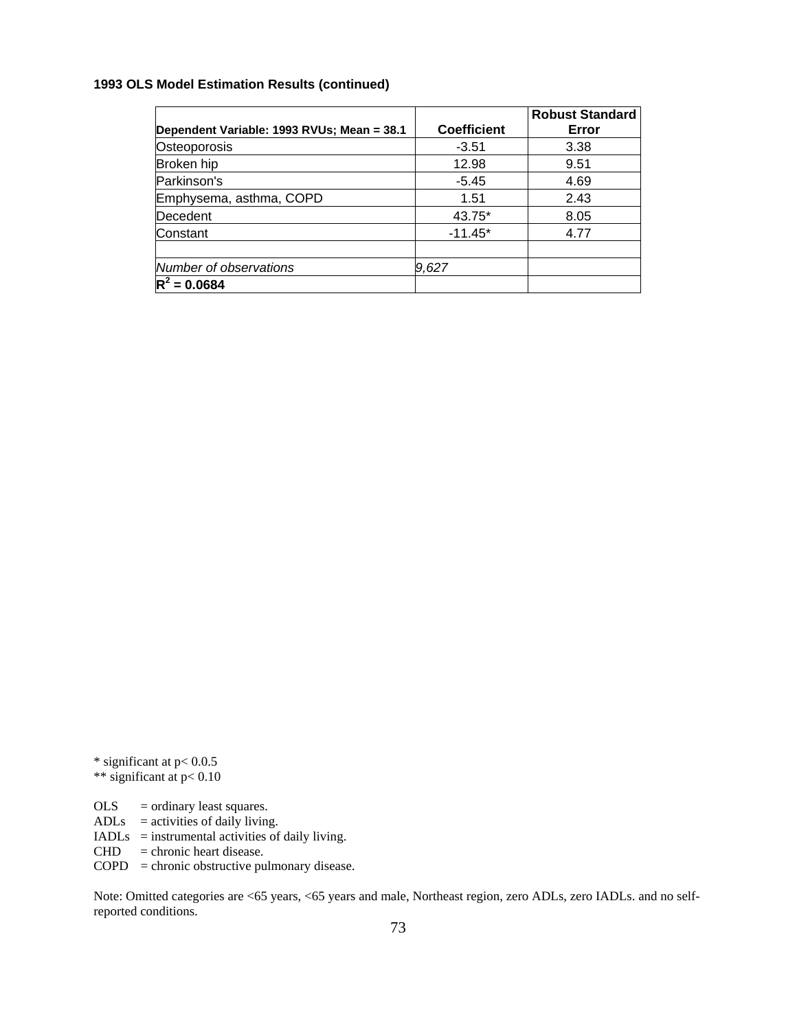**1993 OLS Model Estimation Results (continued)**

| Dependent Variable: 1993 RVUs; Mean = 38.1 | Coefficient | Robust Standard Error |
|---|---|---|
| Osteoporosis | -3.51 | 3.38 |
| Broken hip | 12.98 | 9.51 |
| Parkinson's | -5.45 | 4.69 |
| Emphysema, asthma, COPD | 1.51 | 2.43 |
| Decedent | 43.75* | 8.05 |
| Constant | -11.45* | 4.77 |
| | | |
| *Number of observations* | *9,627* | |
| **$R^2$ = 0.0684** | | |

\* significant at p< 0.0.5
\*\* significant at p< 0.10

OLS = ordinary least squares.
ADLs = activities of daily living.
IADLs = instrumental activities of daily living.
CHD = chronic heart disease.
COPD = chronic obstructive pulmonary disease.

Note: Omitted categories are <65 years, <65 years and male, Northeast region, zero ADLs, zero IADLs. and no self-reported conditions.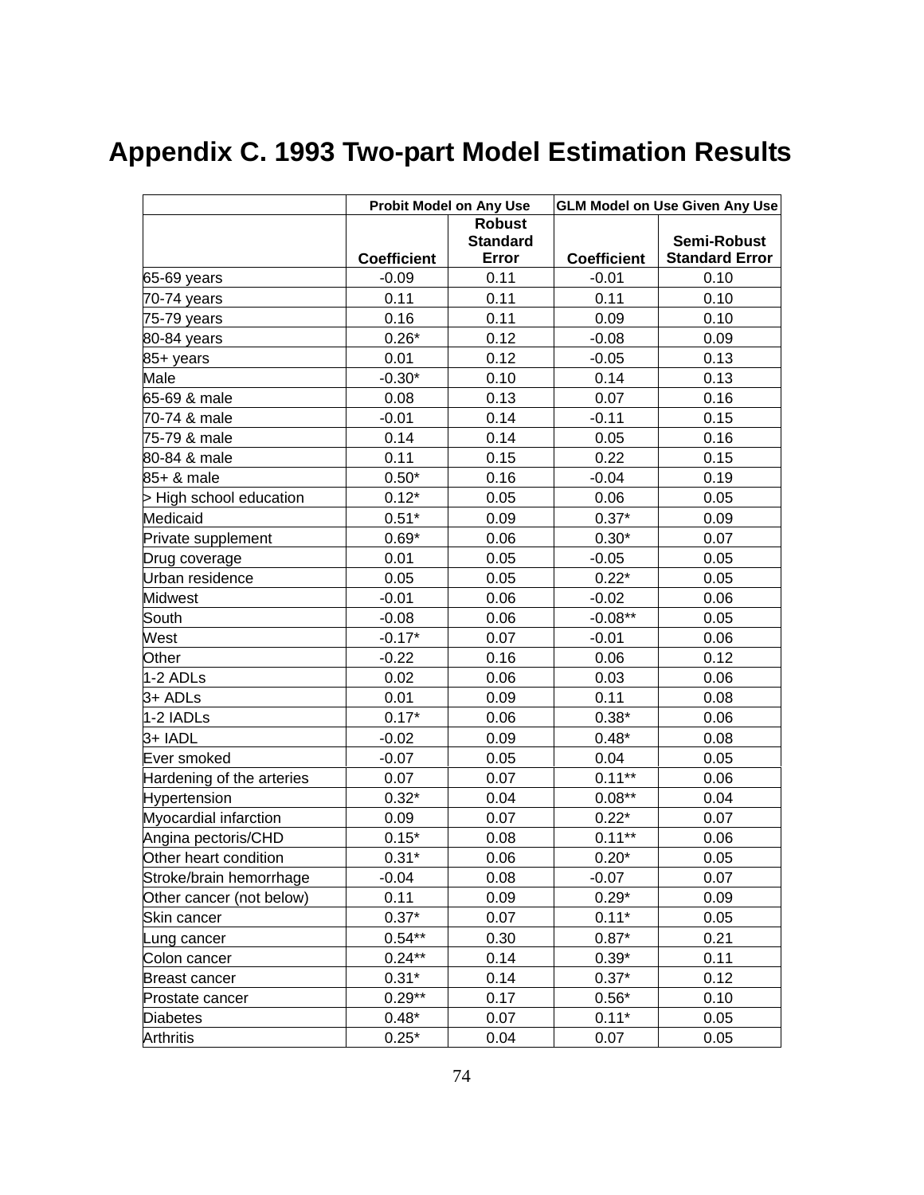# Appendix C. 1993 Two-part Model Estimation Results

| | Probit Model on Any Use | | GLM Model on Use Given Any Use | |
|---|---|---|---|---|
| | Coefficient | Robust Standard Error | Coefficient | Semi-Robust Standard Error |
| 65-69 years | -0.09 | 0.11 | -0.01 | 0.10 |
| 70-74 years | 0.11 | 0.11 | 0.11 | 0.10 |
| 75-79 years | 0.16 | 0.11 | 0.09 | 0.10 |
| 80-84 years | 0.26* | 0.12 | -0.08 | 0.09 |
| 85+ years | 0.01 | 0.12 | -0.05 | 0.13 |
| Male | -0.30* | 0.10 | 0.14 | 0.13 |
| 65-69 & male | 0.08 | 0.13 | 0.07 | 0.16 |
| 70-74 & male | -0.01 | 0.14 | -0.11 | 0.15 |
| 75-79 & male | 0.14 | 0.14 | 0.05 | 0.16 |
| 80-84 & male | 0.11 | 0.15 | 0.22 | 0.15 |
| 85+ & male | 0.50* | 0.16 | -0.04 | 0.19 |
| > High school education | 0.12* | 0.05 | 0.06 | 0.05 |
| Medicaid | 0.51* | 0.09 | 0.37* | 0.09 |
| Private supplement | 0.69* | 0.06 | 0.30* | 0.07 |
| Drug coverage | 0.01 | 0.05 | -0.05 | 0.05 |
| Urban residence | 0.05 | 0.05 | 0.22* | 0.05 |
| Midwest | -0.01 | 0.06 | -0.02 | 0.06 |
| South | -0.08 | 0.06 | -0.08** | 0.05 |
| West | -0.17* | 0.07 | -0.01 | 0.06 |
| Other | -0.22 | 0.16 | 0.06 | 0.12 |
| 1-2 ADLs | 0.02 | 0.06 | 0.03 | 0.06 |
| 3+ ADLs | 0.01 | 0.09 | 0.11 | 0.08 |
| 1-2 IADLs | 0.17* | 0.06 | 0.38* | 0.06 |
| 3+ IADL | -0.02 | 0.09 | 0.48* | 0.08 |
| Ever smoked | -0.07 | 0.05 | 0.04 | 0.05 |
| Hardening of the arteries | 0.07 | 0.07 | 0.11** | 0.06 |
| Hypertension | 0.32* | 0.04 | 0.08** | 0.04 |
| Myocardial infarction | 0.09 | 0.07 | 0.22* | 0.07 |
| Angina pectoris/CHD | 0.15* | 0.08 | 0.11** | 0.06 |
| Other heart condition | 0.31* | 0.06 | 0.20* | 0.05 |
| Stroke/brain hemorrhage | -0.04 | 0.08 | -0.07 | 0.07 |
| Other cancer (not below) | 0.11 | 0.09 | 0.29* | 0.09 |
| Skin cancer | 0.37* | 0.07 | 0.11* | 0.05 |
| Lung cancer | 0.54** | 0.30 | 0.87* | 0.21 |
| Colon cancer | 0.24** | 0.14 | 0.39* | 0.11 |
| Breast cancer | 0.31* | 0.14 | 0.37* | 0.12 |
| Prostate cancer | 0.29** | 0.17 | 0.56* | 0.10 |
| Diabetes | 0.48* | 0.07 | 0.11* | 0.05 |
| Arthritis | 0.25* | 0.04 | 0.07 | 0.05 |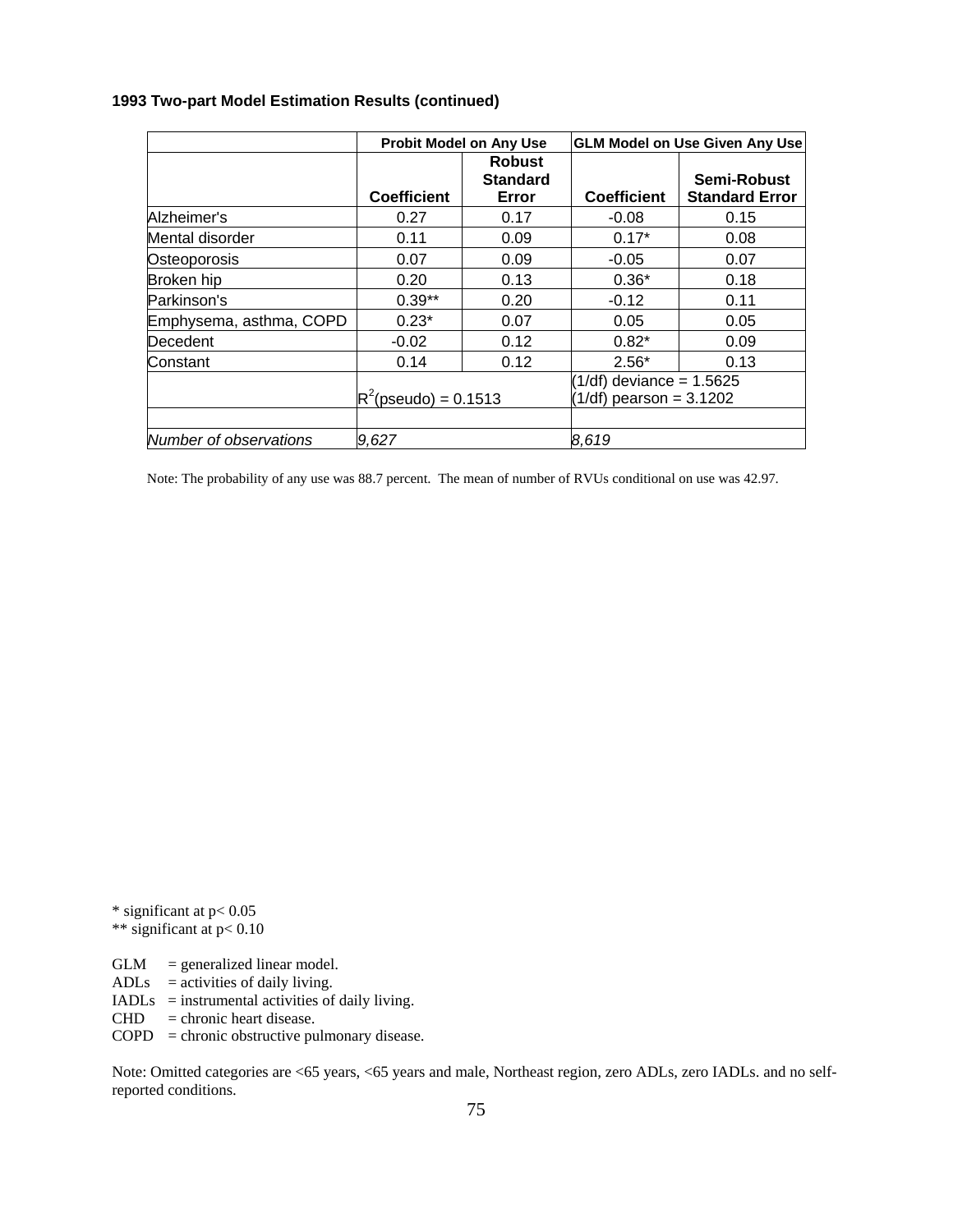**1993 Two-part Model Estimation Results (continued)**

| | Probit Model on Any Use | | GLM Model on Use Given Any Use | |
|---|---|---|---|---|
| | Coefficient | Robust Standard Error | Coefficient | Semi-Robust Standard Error |
| Alzheimer's | 0.27 | 0.17 | -0.08 | 0.15 |
| Mental disorder | 0.11 | 0.09 | 0.17* | 0.08 |
| Osteoporosis | 0.07 | 0.09 | -0.05 | 0.07 |
| Broken hip | 0.20 | 0.13 | 0.36* | 0.18 |
| Parkinson's | 0.39** | 0.20 | -0.12 | 0.11 |
| Emphysema, asthma, COPD | 0.23* | 0.07 | 0.05 | 0.05 |
| Decedent | -0.02 | 0.12 | 0.82* | 0.09 |
| Constant | 0.14 | 0.12 | 2.56* | 0.13 |
| | $R^2$(pseudo) = 0.1513 | | (1/df) deviance = 1.5625<br>(1/df) pearson = 3.1202 | |
| | | | | |
| *Number of observations* | *9,627* | | *8,619* | |

Note: The probability of any use was 88.7 percent. The mean of number of RVUs conditional on use was 42.97.

\* significant at $p< 0.05$
\*\* significant at $p< 0.10$

GLM = generalized linear model.
ADLs = activities of daily living.
IADLs = instrumental activities of daily living.
CHD = chronic heart disease.
COPD = chronic obstructive pulmonary disease.

Note: Omitted categories are <65 years, <65 years and male, Northeast region, zero ADLs, zero IADLs. and no self-reported conditions.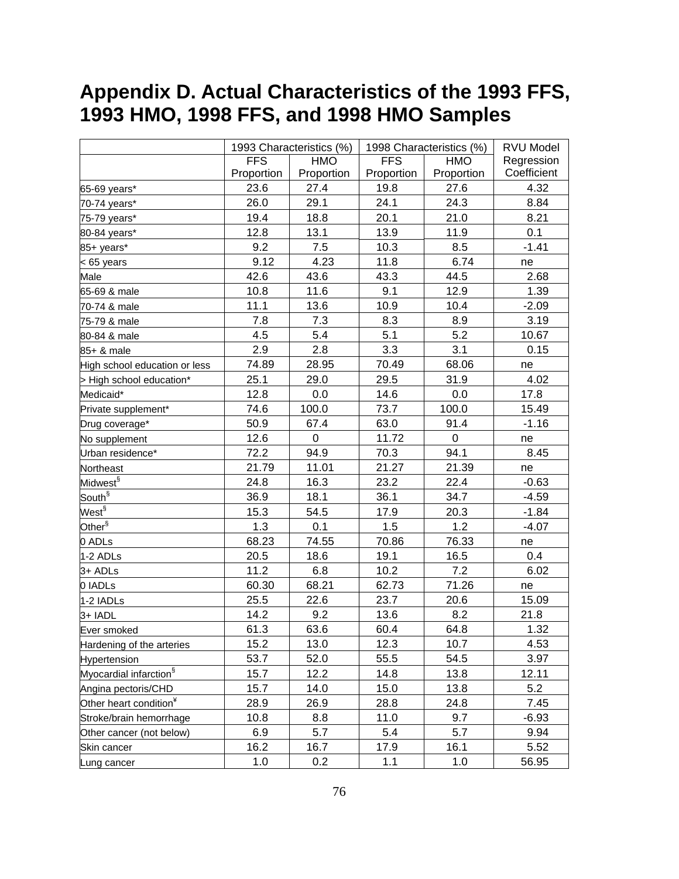# Appendix D. Actual Characteristics of the 1993 FFS, 1993 HMO, 1998 FFS, and 1998 HMO Samples

| | 1993 Characteristics (%) | | 1998 Characteristics (%) | | RVU Model |
|---|---|---|---|---|---|
| | FFS Proportion | HMO Proportion | FFS Proportion | HMO Proportion | Regression Coefficient |
| 65-69 years* | 23.6 | 27.4 | 19.8 | 27.6 | 4.32 |
| 70-74 years* | 26.0 | 29.1 | 24.1 | 24.3 | 8.84 |
| 75-79 years* | 19.4 | 18.8 | 20.1 | 21.0 | 8.21 |
| 80-84 years* | 12.8 | 13.1 | 13.9 | 11.9 | 0.1 |
| 85+ years* | 9.2 | 7.5 | 10.3 | 8.5 | -1.41 |
| < 65 years | 9.12 | 4.23 | 11.8 | 6.74 | ne |
| Male | 42.6 | 43.6 | 43.3 | 44.5 | 2.68 |
| 65-69 & male | 10.8 | 11.6 | 9.1 | 12.9 | 1.39 |
| 70-74 & male | 11.1 | 13.6 | 10.9 | 10.4 | -2.09 |
| 75-79 & male | 7.8 | 7.3 | 8.3 | 8.9 | 3.19 |
| 80-84 & male | 4.5 | 5.4 | 5.1 | 5.2 | 10.67 |
| 85+ & male | 2.9 | 2.8 | 3.3 | 3.1 | 0.15 |
| High school education or less | 74.89 | 28.95 | 70.49 | 68.06 | ne |
| > High school education* | 25.1 | 29.0 | 29.5 | 31.9 | 4.02 |
| Medicaid* | 12.8 | 0.0 | 14.6 | 0.0 | 17.8 |
| Private supplement* | 74.6 | 100.0 | 73.7 | 100.0 | 15.49 |
| Drug coverage* | 50.9 | 67.4 | 63.0 | 91.4 | -1.16 |
| No supplement | 12.6 | 0 | 11.72 | 0 | ne |
| Urban residence* | 72.2 | 94.9 | 70.3 | 94.1 | 8.45 |
| Northeast | 21.79 | 11.01 | 21.27 | 21.39 | ne |
| Midwest§ | 24.8 | 16.3 | 23.2 | 22.4 | -0.63 |
| South§ | 36.9 | 18.1 | 36.1 | 34.7 | -4.59 |
| West§ | 15.3 | 54.5 | 17.9 | 20.3 | -1.84 |
| Other§ | 1.3 | 0.1 | 1.5 | 1.2 | -4.07 |
| 0 ADLs | 68.23 | 74.55 | 70.86 | 76.33 | ne |
| 1-2 ADLs | 20.5 | 18.6 | 19.1 | 16.5 | 0.4 |
| 3+ ADLs | 11.2 | 6.8 | 10.2 | 7.2 | 6.02 |
| 0 IADLs | 60.30 | 68.21 | 62.73 | 71.26 | ne |
| 1-2 IADLs | 25.5 | 22.6 | 23.7 | 20.6 | 15.09 |
| 3+ IADL | 14.2 | 9.2 | 13.6 | 8.2 | 21.8 |
| Ever smoked | 61.3 | 63.6 | 60.4 | 64.8 | 1.32 |
| Hardening of the arteries | 15.2 | 13.0 | 12.3 | 10.7 | 4.53 |
| Hypertension | 53.7 | 52.0 | 55.5 | 54.5 | 3.97 |
| Myocardial infarction§ | 15.7 | 12.2 | 14.8 | 13.8 | 12.11 |
| Angina pectoris/CHD | 15.7 | 14.0 | 15.0 | 13.8 | 5.2 |
| Other heart condition¥ | 28.9 | 26.9 | 28.8 | 24.8 | 7.45 |
| Stroke/brain hemorrhage | 10.8 | 8.8 | 11.0 | 9.7 | -6.93 |
| Other cancer (not below) | 6.9 | 5.7 | 5.4 | 5.7 | 9.94 |
| Skin cancer | 16.2 | 16.7 | 17.9 | 16.1 | 5.52 |
| Lung cancer | 1.0 | 0.2 | 1.1 | 1.0 | 56.95 |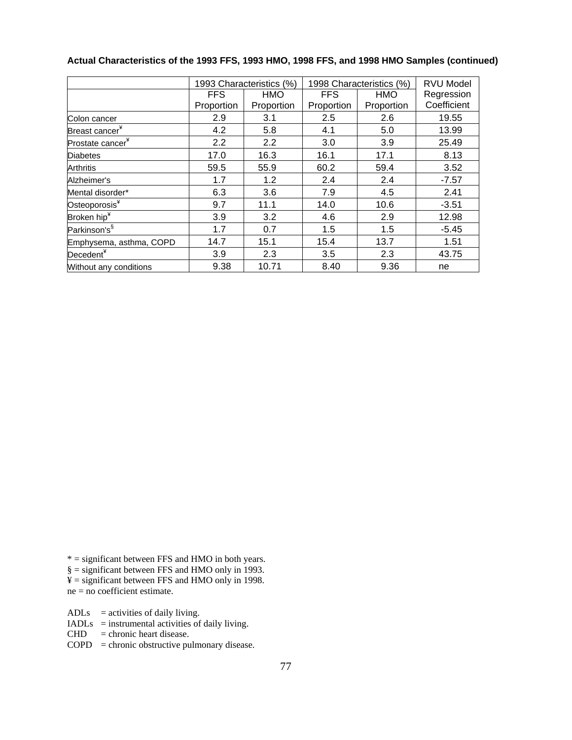**Actual Characteristics of the 1993 FFS, 1993 HMO, 1998 FFS, and 1998 HMO Samples (continued)**

| | 1993 Characteristics (%) | | 1998 Characteristics (%) | | RVU Model Regression Coefficient |
|---|---|---|---|---|---|
| | FFS Proportion | HMO Proportion | FFS Proportion | HMO Proportion | |
| Colon cancer | 2.9 | 3.1 | 2.5 | 2.6 | 19.55 |
| Breast cancer¥ | 4.2 | 5.8 | 4.1 | 5.0 | 13.99 |
| Prostate cancer¥ | 2.2 | 2.2 | 3.0 | 3.9 | 25.49 |
| Diabetes | 17.0 | 16.3 | 16.1 | 17.1 | 8.13 |
| Arthritis | 59.5 | 55.9 | 60.2 | 59.4 | 3.52 |
| Alzheimer's | 1.7 | 1.2 | 2.4 | 2.4 | -7.57 |
| Mental disorder* | 6.3 | 3.6 | 7.9 | 4.5 | 2.41 |
| Osteoporosis¥ | 9.7 | 11.1 | 14.0 | 10.6 | -3.51 |
| Broken hip¥ | 3.9 | 3.2 | 4.6 | 2.9 | 12.98 |
| Parkinson's§ | 1.7 | 0.7 | 1.5 | 1.5 | -5.45 |
| Emphysema, asthma, COPD | 14.7 | 15.1 | 15.4 | 13.7 | 1.51 |
| Decedent¥ | 3.9 | 2.3 | 3.5 | 2.3 | 43.75 |
| Without any conditions | 9.38 | 10.71 | 8.40 | 9.36 | ne |

* = significant between FFS and HMO in both years.
§ = significant between FFS and HMO only in 1993.
¥ = significant between FFS and HMO only in 1998.
ne = no coefficient estimate.

ADLs = activities of daily living.
IADLs = instrumental activities of daily living.
CHD = chronic heart disease.
COPD = chronic obstructive pulmonary disease.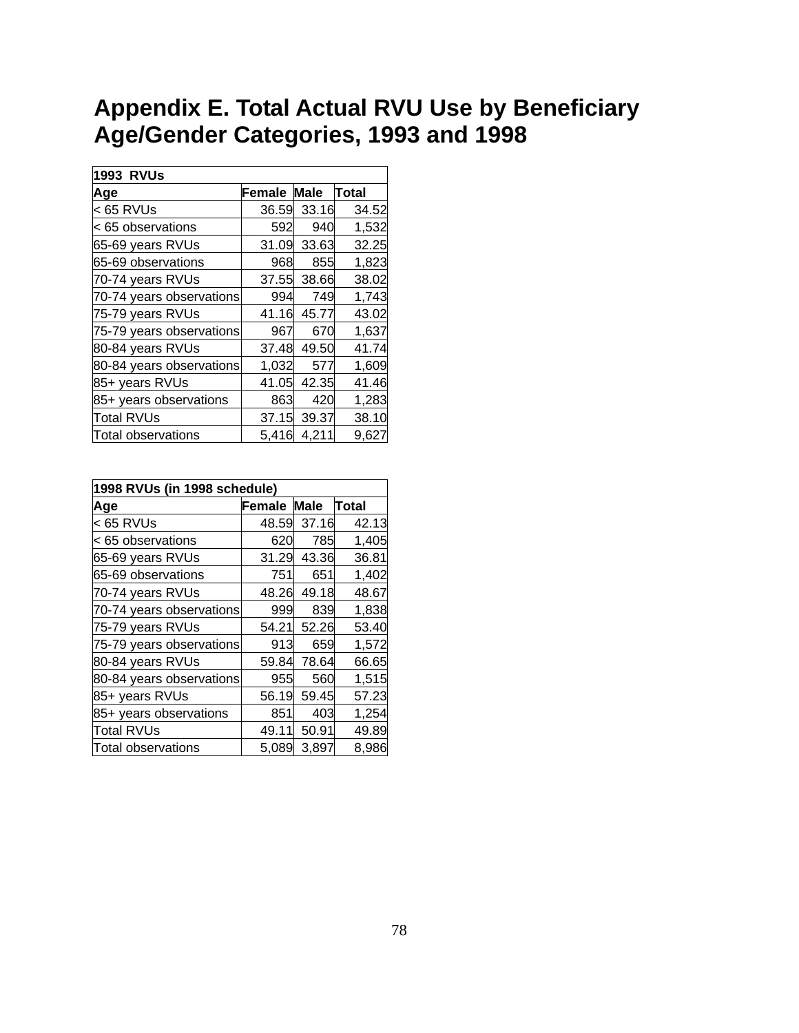# Appendix E. Total Actual RVU Use by Beneficiary Age/Gender Categories, 1993 and 1998

| 1993 RVUs | | | |
|---|---|---|---|
| **Age** | **Female** | **Male** | **Total** |
| < 65 RVUs | 36.59 | 33.16 | 34.52 |
| < 65 observations | 592 | 940 | 1,532 |
| 65-69 years RVUs | 31.09 | 33.63 | 32.25 |
| 65-69 observations | 968 | 855 | 1,823 |
| 70-74 years RVUs | 37.55 | 38.66 | 38.02 |
| 70-74 years observations | 994 | 749 | 1,743 |
| 75-79 years RVUs | 41.16 | 45.77 | 43.02 |
| 75-79 years observations | 967 | 670 | 1,637 |
| 80-84 years RVUs | 37.48 | 49.50 | 41.74 |
| 80-84 years observations | 1,032 | 577 | 1,609 |
| 85+ years RVUs | 41.05 | 42.35 | 41.46 |
| 85+ years observations | 863 | 420 | 1,283 |
| Total RVUs | 37.15 | 39.37 | 38.10 |
| Total observations | 5,416 | 4,211 | 9,627 |

| 1998 RVUs (in 1998 schedule) | | | |
|---|---|---|---|
| **Age** | **Female** | **Male** | **Total** |
| < 65 RVUs | 48.59 | 37.16 | 42.13 |
| < 65 observations | 620 | 785 | 1,405 |
| 65-69 years RVUs | 31.29 | 43.36 | 36.81 |
| 65-69 observations | 751 | 651 | 1,402 |
| 70-74 years RVUs | 48.26 | 49.18 | 48.67 |
| 70-74 years observations | 999 | 839 | 1,838 |
| 75-79 years RVUs | 54.21 | 52.26 | 53.40 |
| 75-79 years observations | 913 | 659 | 1,572 |
| 80-84 years RVUs | 59.84 | 78.64 | 66.65 |
| 80-84 years observations | 955 | 560 | 1,515 |
| 85+ years RVUs | 56.19 | 59.45 | 57.23 |
| 85+ years observations | 851 | 403 | 1,254 |
| Total RVUs | 49.11 | 50.91 | 49.89 |
| Total observations | 5,089 | 3,897 | 8,986 |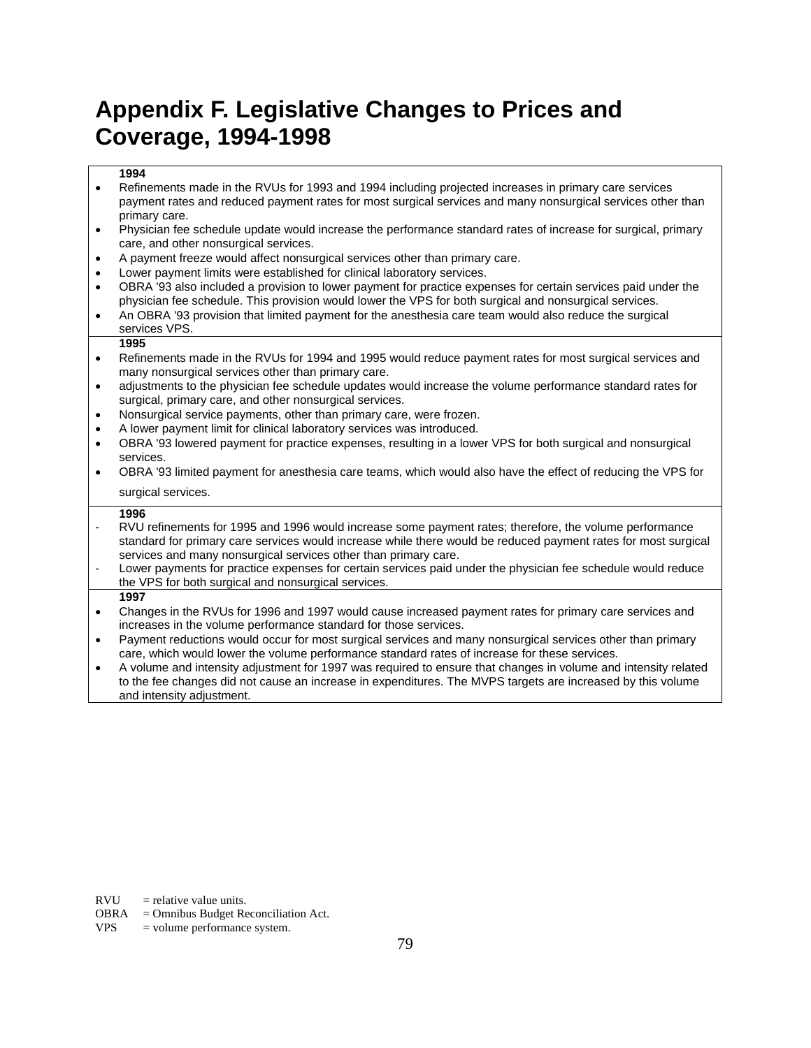# Appendix F. Legislative Changes to Prices and Coverage, 1994-1998

**1994**

- Refinements made in the RVUs for 1993 and 1994 including projected increases in primary care services payment rates and reduced payment rates for most surgical services and many nonsurgical services other than primary care.
- Physician fee schedule update would increase the performance standard rates of increase for surgical, primary care, and other nonsurgical services.
- A payment freeze would affect nonsurgical services other than primary care.
- Lower payment limits were established for clinical laboratory services.
- OBRA '93 also included a provision to lower payment for practice expenses for certain services paid under the physician fee schedule. This provision would lower the VPS for both surgical and nonsurgical services.
- An OBRA '93 provision that limited payment for the anesthesia care team would also reduce the surgical services VPS.

**1995**

- Refinements made in the RVUs for 1994 and 1995 would reduce payment rates for most surgical services and many nonsurgical services other than primary care.
- adjustments to the physician fee schedule updates would increase the volume performance standard rates for surgical, primary care, and other nonsurgical services.
- Nonsurgical service payments, other than primary care, were frozen.
- A lower payment limit for clinical laboratory services was introduced.
- OBRA '93 lowered payment for practice expenses, resulting in a lower VPS for both surgical and nonsurgical services.
- OBRA '93 limited payment for anesthesia care teams, which would also have the effect of reducing the VPS for surgical services.

**1996**

- RVU refinements for 1995 and 1996 would increase some payment rates; therefore, the volume performance standard for primary care services would increase while there would be reduced payment rates for most surgical services and many nonsurgical services other than primary care.
- Lower payments for practice expenses for certain services paid under the physician fee schedule would reduce the VPS for both surgical and nonsurgical services.

**1997**

- Changes in the RVUs for 1996 and 1997 would cause increased payment rates for primary care services and increases in the volume performance standard for those services.
- Payment reductions would occur for most surgical services and many nonsurgical services other than primary care, which would lower the volume performance standard rates of increase for these services.
- A volume and intensity adjustment for 1997 was required to ensure that changes in volume and intensity related to the fee changes did not cause an increase in expenditures. The MVPS targets are increased by this volume and intensity adjustment.

RVU = relative value units.
OBRA = Omnibus Budget Reconciliation Act.
VPS = volume performance system.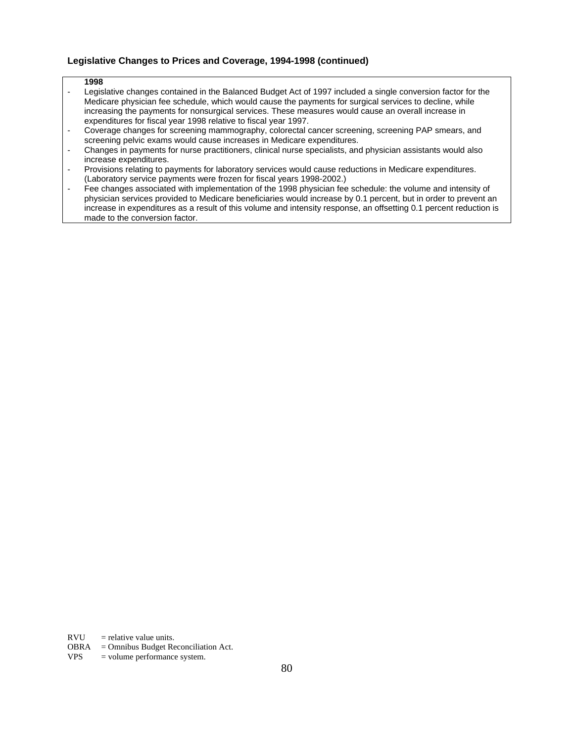**Legislative Changes to Prices and Coverage, 1994-1998 (continued)**

**1998**

- Legislative changes contained in the Balanced Budget Act of 1997 included a single conversion factor for the Medicare physician fee schedule, which would cause the payments for surgical services to decline, while increasing the payments for nonsurgical services. These measures would cause an overall increase in expenditures for fiscal year 1998 relative to fiscal year 1997.
- Coverage changes for screening mammography, colorectal cancer screening, screening PAP smears, and screening pelvic exams would cause increases in Medicare expenditures.
- Changes in payments for nurse practitioners, clinical nurse specialists, and physician assistants would also increase expenditures.
- Provisions relating to payments for laboratory services would cause reductions in Medicare expenditures. (Laboratory service payments were frozen for fiscal years 1998-2002.)
- Fee changes associated with implementation of the 1998 physician fee schedule: the volume and intensity of physician services provided to Medicare beneficiaries would increase by 0.1 percent, but in order to prevent an increase in expenditures as a result of this volume and intensity response, an offsetting 0.1 percent reduction is made to the conversion factor.

RVU = relative value units.
OBRA = Omnibus Budget Reconciliation Act.
VPS = volume performance system.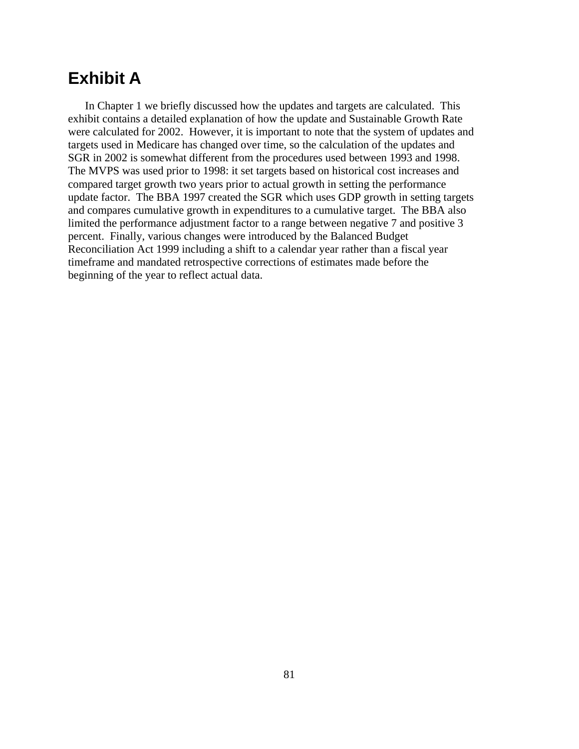# Exhibit A

In Chapter 1 we briefly discussed how the updates and targets are calculated. This exhibit contains a detailed explanation of how the update and Sustainable Growth Rate were calculated for 2002. However, it is important to note that the system of updates and targets used in Medicare has changed over time, so the calculation of the updates and SGR in 2002 is somewhat different from the procedures used between 1993 and 1998. The MVPS was used prior to 1998: it set targets based on historical cost increases and compared target growth two years prior to actual growth in setting the performance update factor. The BBA 1997 created the SGR which uses GDP growth in setting targets and compares cumulative growth in expenditures to a cumulative target. The BBA also limited the performance adjustment factor to a range between negative 7 and positive 3 percent. Finally, various changes were introduced by the Balanced Budget Reconciliation Act 1999 including a shift to a calendar year rather than a fiscal year timeframe and mandated retrospective corrections of estimates made before the beginning of the year to reflect actual data.